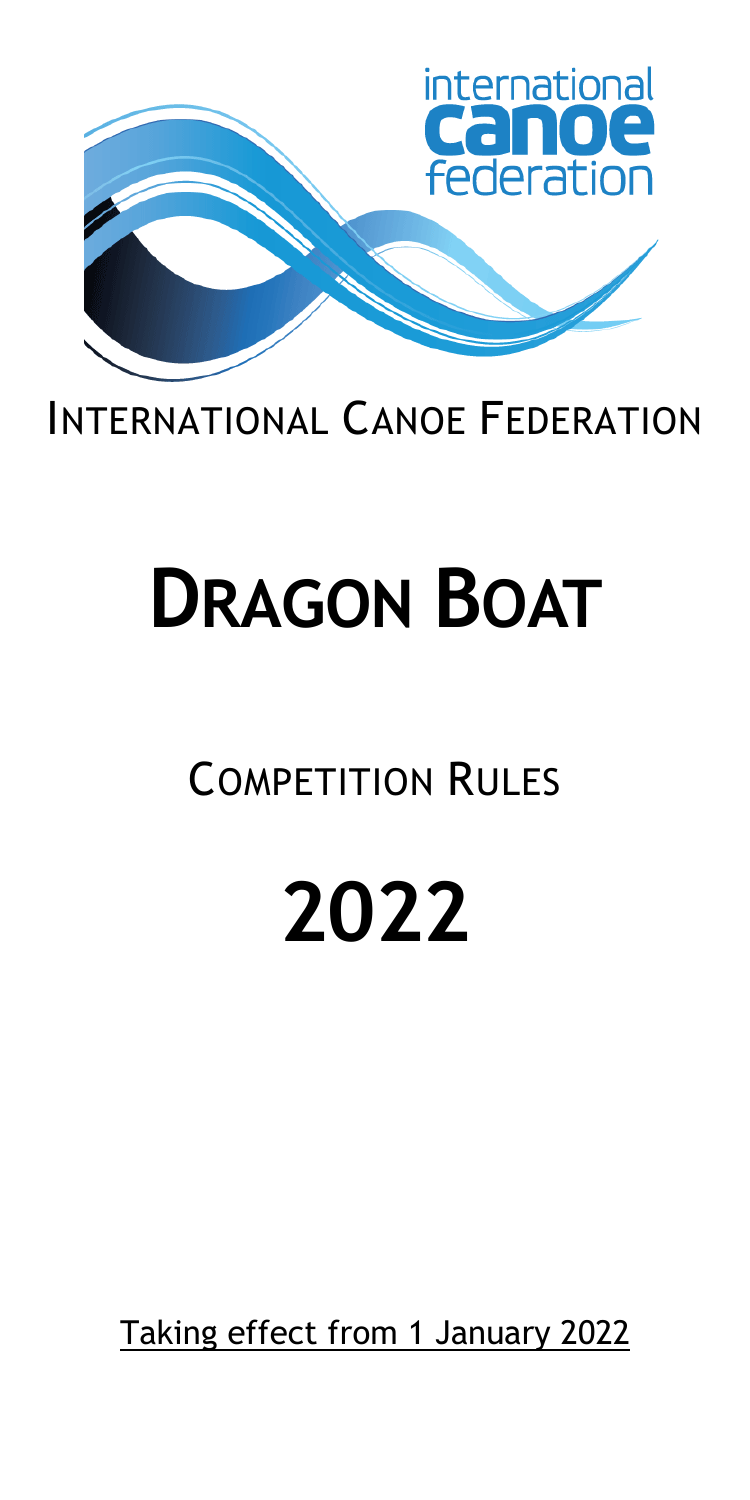international
canoe
federation

# INTERNATIONAL CANOE FEDERATION

# DRAGON BOAT

## COMPETITION RULES

# 2022

Taking effect from 1 January 2022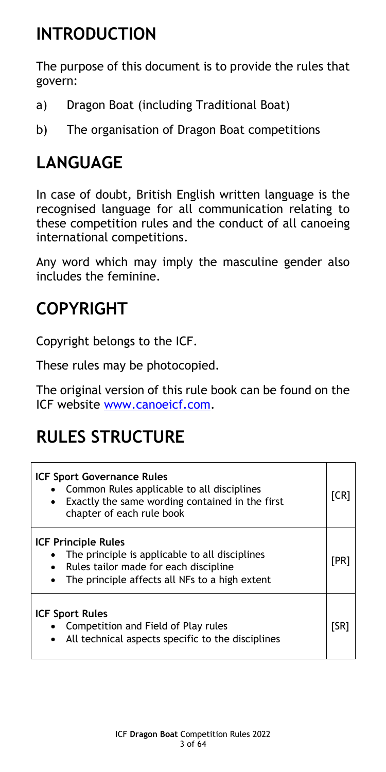# INTRODUCTION

The purpose of this document is to provide the rules that govern:

a) Dragon Boat (including Traditional Boat)

b) The organisation of Dragon Boat competitions

# LANGUAGE

In case of doubt, British English written language is the recognised language for all communication relating to these competition rules and the conduct of all canoeing international competitions.

Any word which may imply the masculine gender also includes the feminine.

# COPYRIGHT

Copyright belongs to the ICF.

These rules may be photocopied.

The original version of this rule book can be found on the ICF website www.canoeicf.com.

# RULES STRUCTURE

| | |
|---|---|
| **ICF Sport Governance Rules**<br>• Common Rules applicable to all disciplines<br>• Exactly the same wording contained in the first chapter of each rule book | [CR] |
| **ICF Principle Rules**<br>• The principle is applicable to all disciplines<br>• Rules tailor made for each discipline<br>• The principle affects all NFs to a high extent | [PR] |
| **ICF Sport Rules**<br>• Competition and Field of Play rules<br>• All technical aspects specific to the disciplines | [SR] |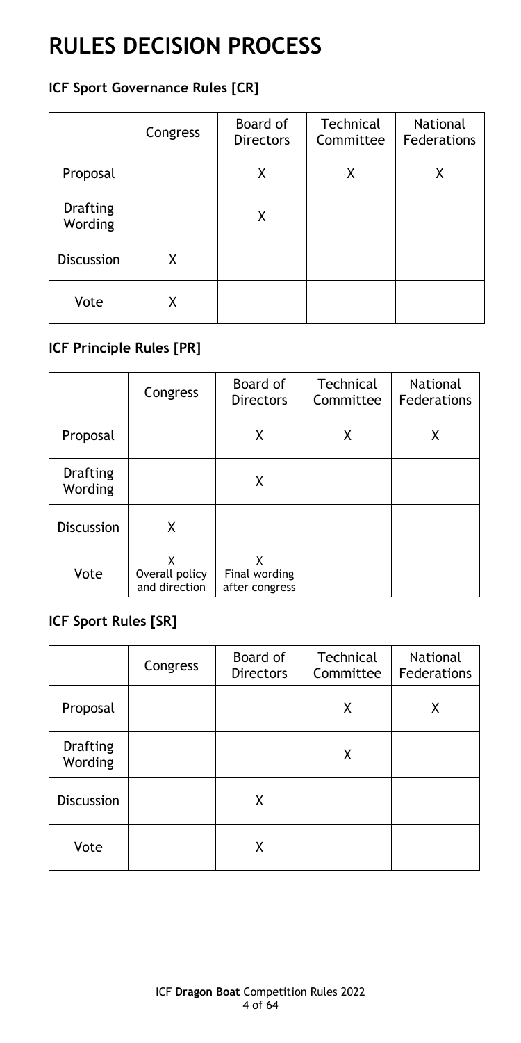# RULES DECISION PROCESS

### ICF Sport Governance Rules [CR]

| | Congress | Board of Directors | Technical Committee | National Federations |
|---|---|---|---|---|
| Proposal | | X | X | X |
| Drafting Wording | | X | | |
| Discussion | X | | | |
| Vote | X | | | |

### ICF Principle Rules [PR]

| | Congress | Board of Directors | Technical Committee | National Federations |
|---|---|---|---|---|
| Proposal | | X | X | X |
| Drafting Wording | | X | | |
| Discussion | X | | | |
| Vote | X Overall policy and direction | X Final wording after congress | | |

### ICF Sport Rules [SR]

| | Congress | Board of Directors | Technical Committee | National Federations |
|---|---|---|---|---|
| Proposal | | | X | X |
| Drafting Wording | | | X | |
| Discussion | | X | | |
| Vote | | X | | |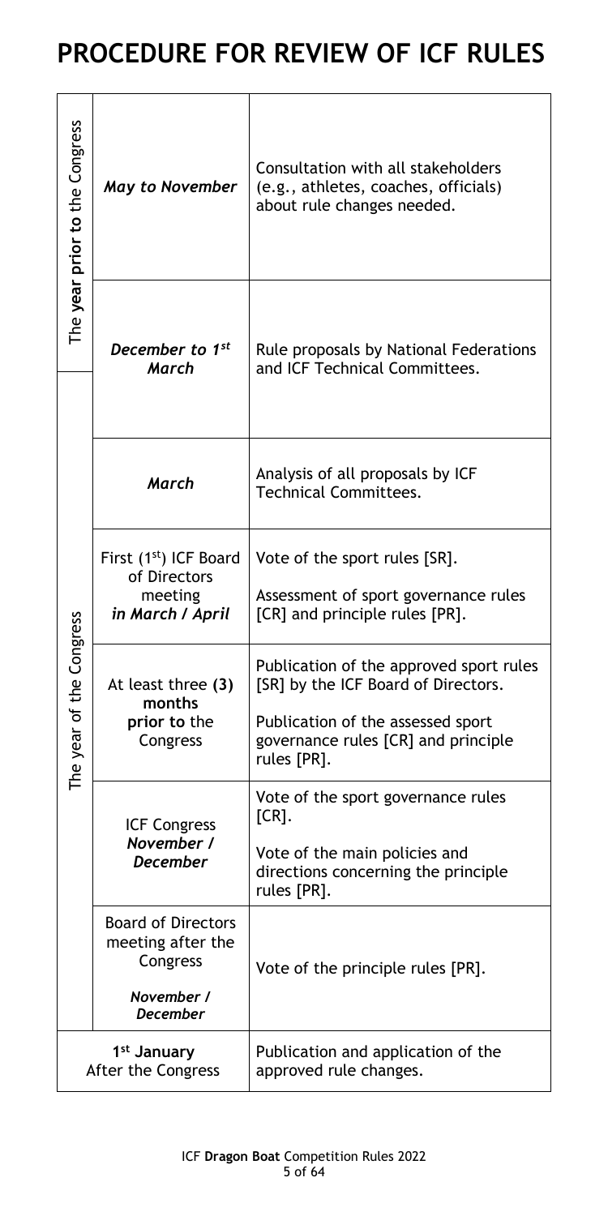# PROCEDURE FOR REVIEW OF ICF RULES

| Period | Timing | Action |
| --- | --- | --- |
| The **year prior to** the Congress | *May to November* | Consultation with all stakeholders (e.g., athletes, coaches, officials) about rule changes needed. |
| The **year prior to** the Congress / The year of the Congress | *December to 1st March* | Rule proposals by National Federations and ICF Technical Committees. |
| The year of the Congress | *March* | Analysis of all proposals by ICF Technical Committees. |
| | First (1st) ICF Board of Directors meeting *in March / April* | Vote of the sport rules [SR].<br><br>Assessment of sport governance rules [CR] and principle rules [PR]. |
| | At least three **(3) months prior to** the Congress | Publication of the approved sport rules [SR] by the ICF Board of Directors.<br><br>Publication of the assessed sport governance rules [CR] and principle rules [PR]. |
| | ICF Congress *November / December* | Vote of the sport governance rules [CR].<br><br>Vote of the main policies and directions concerning the principle rules [PR]. |
| | Board of Directors meeting after the Congress<br><br>*November / December* | Vote of the principle rules [PR]. |
| **1st January** After the Congress | | Publication and application of the approved rule changes. |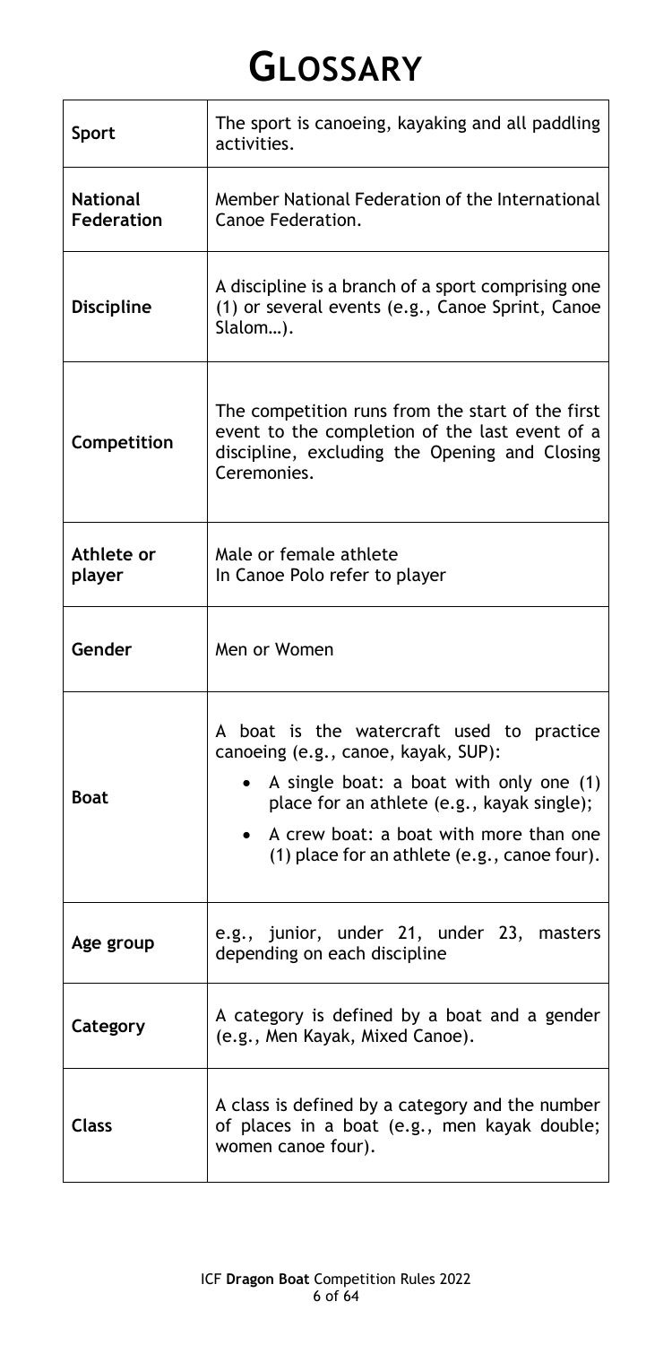# GLOSSARY

| | |
|---|---|
| **Sport** | The sport is canoeing, kayaking and all paddling activities. |
| **National Federation** | Member National Federation of the International Canoe Federation. |
| **Discipline** | A discipline is a branch of a sport comprising one (1) or several events (e.g., Canoe Sprint, Canoe Slalom…). |
| **Competition** | The competition runs from the start of the first event to the completion of the last event of a discipline, excluding the Opening and Closing Ceremonies. |
| **Athlete or player** | Male or female athlete<br>In Canoe Polo refer to player |
| **Gender** | Men or Women |
| **Boat** | A boat is the watercraft used to practice canoeing (e.g., canoe, kayak, SUP):<br>• A single boat: a boat with only one (1) place for an athlete (e.g., kayak single);<br>• A crew boat: a boat with more than one (1) place for an athlete (e.g., canoe four). |
| **Age group** | e.g., junior, under 21, under 23, masters depending on each discipline |
| **Category** | A category is defined by a boat and a gender (e.g., Men Kayak, Mixed Canoe). |
| **Class** | A class is defined by a category and the number of places in a boat (e.g., men kayak double; women canoe four). |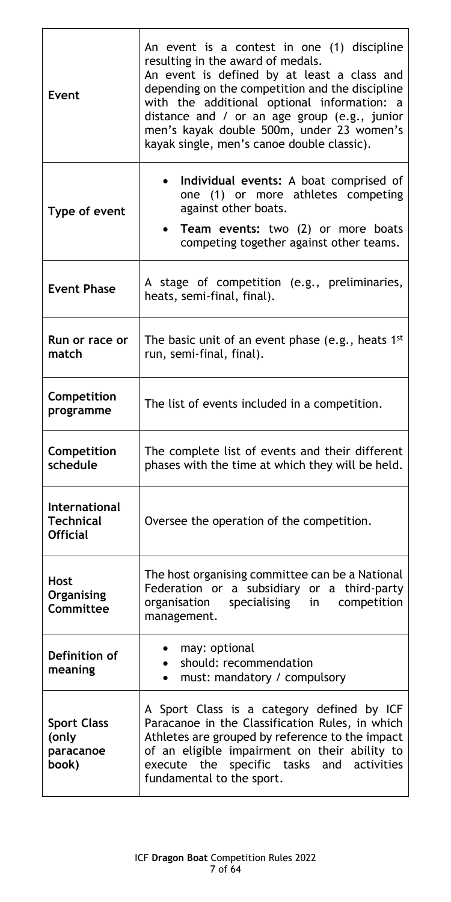| | |
|---|---|
| **Event** | An event is a contest in one (1) discipline resulting in the award of medals.<br>An event is defined by at least a class and depending on the competition and the discipline with the additional optional information: a distance and / or an age group (e.g., junior men's kayak double 500m, under 23 women's kayak single, men's canoe double classic). |
| **Type of event** | • **Individual events:** A boat comprised of one (1) or more athletes competing against other boats.<br>• **Team events:** two (2) or more boats competing together against other teams. |
| **Event Phase** | A stage of competition (e.g., preliminaries, heats, semi-final, final). |
| **Run or race or match** | The basic unit of an event phase (e.g., heats 1st run, semi-final, final). |
| **Competition programme** | The list of events included in a competition. |
| **Competition schedule** | The complete list of events and their different phases with the time at which they will be held. |
| **International Technical Official** | Oversee the operation of the competition. |
| **Host Organising Committee** | The host organising committee can be a National Federation or a subsidiary or a third-party organisation specialising in competition management. |
| **Definition of meaning** | • may: optional<br>• should: recommendation<br>• must: mandatory / compulsory |
| **Sport Class (only paracanoe book)** | A Sport Class is a category defined by ICF Paracanoe in the Classification Rules, in which Athletes are grouped by reference to the impact of an eligible impairment on their ability to execute the specific tasks and activities fundamental to the sport. |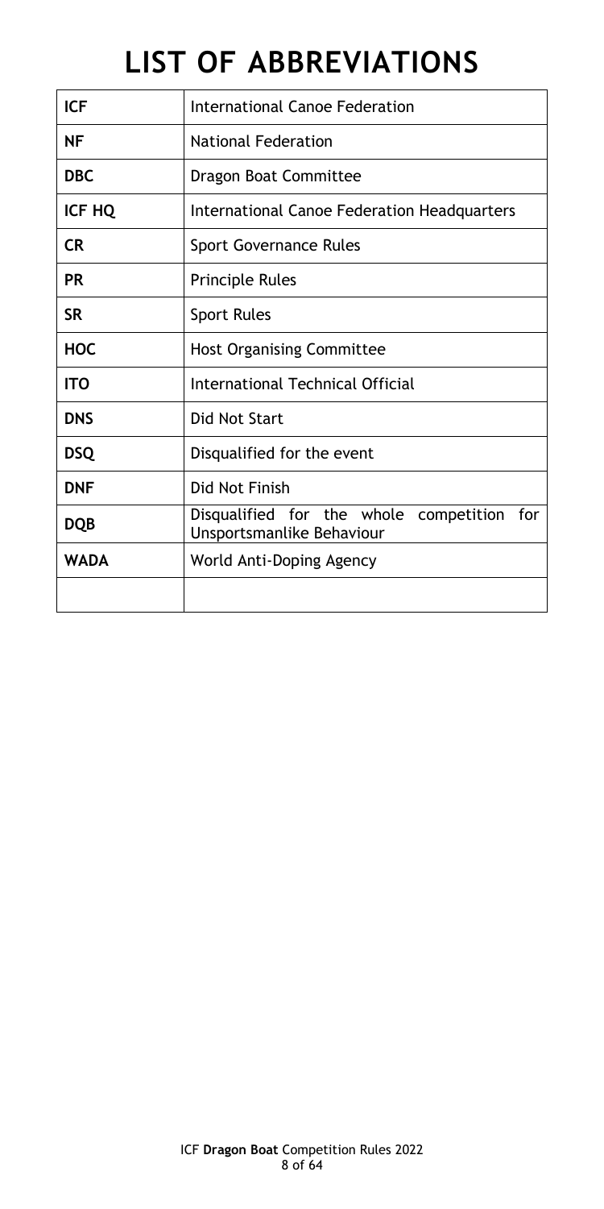# LIST OF ABBREVIATIONS

| | |
|---|---|
| **ICF** | International Canoe Federation |
| **NF** | National Federation |
| **DBC** | Dragon Boat Committee |
| **ICF HQ** | International Canoe Federation Headquarters |
| **CR** | Sport Governance Rules |
| **PR** | Principle Rules |
| **SR** | Sport Rules |
| **HOC** | Host Organising Committee |
| **ITO** | International Technical Official |
| **DNS** | Did Not Start |
| **DSQ** | Disqualified for the event |
| **DNF** | Did Not Finish |
| **DQB** | Disqualified for the whole competition for Unsportsmanlike Behaviour |
| **WADA** | World Anti-Doping Agency |
| | |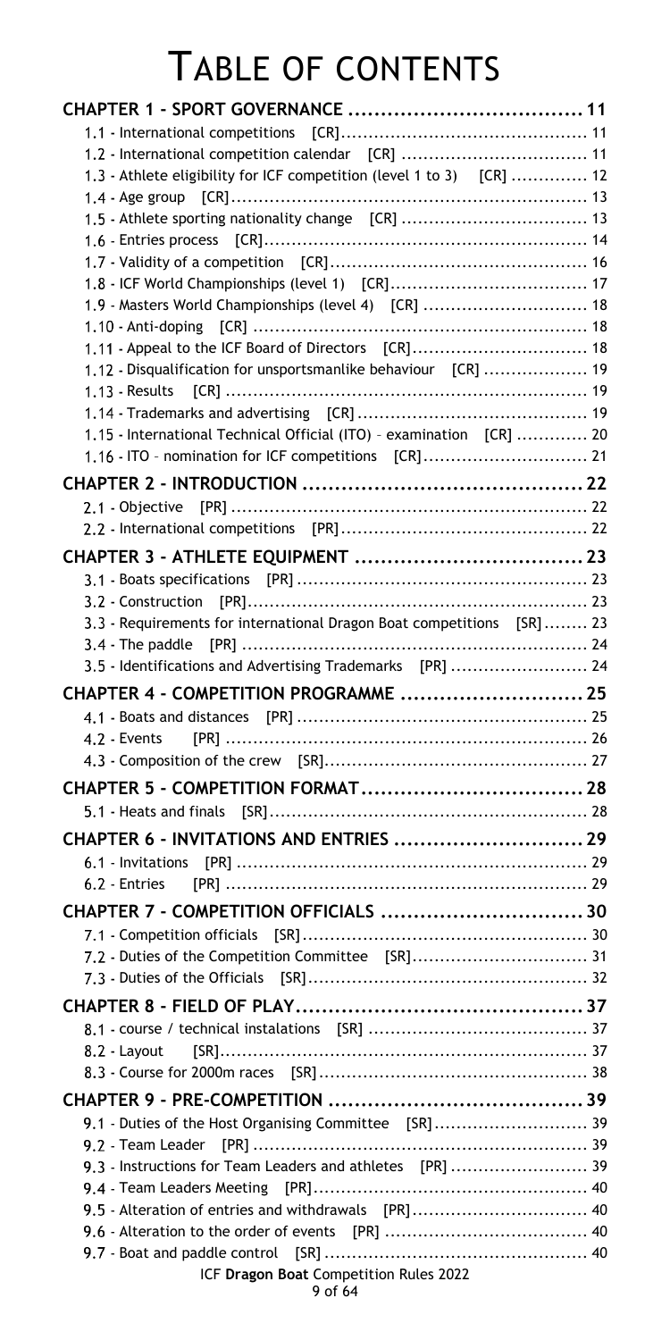# TABLE OF CONTENTS

| | |
|---|---|
| **CHAPTER 1 - SPORT GOVERNANCE** | **11** |
| 1.1 - International competitions [CR] | 11 |
| 1.2 - International competition calendar [CR] | 11 |
| 1.3 - Athlete eligibility for ICF competition (level 1 to 3) [CR] | 12 |
| 1.4 - Age group [CR] | 13 |
| 1.5 - Athlete sporting nationality change [CR] | 13 |
| 1.6 - Entries process [CR] | 14 |
| 1.7 - Validity of a competition [CR] | 16 |
| 1.8 - ICF World Championships (level 1) [CR] | 17 |
| 1.9 - Masters World Championships (level 4) [CR] | 18 |
| 1.10 - Anti-doping [CR] | 18 |
| 1.11 - Appeal to the ICF Board of Directors [CR] | 18 |
| 1.12 - Disqualification for unsportsmanlike behaviour [CR] | 19 |
| 1.13 - Results [CR] | 19 |
| 1.14 - Trademarks and advertising [CR] | 19 |
| 1.15 - International Technical Official (ITO) – examination [CR] | 20 |
| 1.16 - ITO – nomination for ICF competitions [CR] | 21 |
| **CHAPTER 2 - INTRODUCTION** | **22** |
| 2.1 - Objective [PR] | 22 |
| 2.2 - International competitions [PR] | 22 |
| **CHAPTER 3 - ATHLETE EQUIPMENT** | **23** |
| 3.1 - Boats specifications [PR] | 23 |
| 3.2 - Construction [PR] | 23 |
| 3.3 - Requirements for international Dragon Boat competitions [SR] | 23 |
| 3.4 - The paddle [PR] | 24 |
| 3.5 - Identifications and Advertising Trademarks [PR] | 24 |
| **CHAPTER 4 - COMPETITION PROGRAMME** | **25** |
| 4.1 - Boats and distances [PR] | 25 |
| 4.2 - Events [PR] | 26 |
| 4.3 - Composition of the crew [SR] | 27 |
| **CHAPTER 5 - COMPETITION FORMAT** | **28** |
| 5.1 - Heats and finals [SR] | 28 |
| **CHAPTER 6 - INVITATIONS AND ENTRIES** | **29** |
| 6.1 - Invitations [PR] | 29 |
| 6.2 - Entries [PR] | 29 |
| **CHAPTER 7 - COMPETITION OFFICIALS** | **30** |
| 7.1 - Competition officials [SR] | 30 |
| 7.2 - Duties of the Competition Committee [SR] | 31 |
| 7.3 - Duties of the Officials [SR] | 32 |
| **CHAPTER 8 - FIELD OF PLAY** | **37** |
| 8.1 - course / technical instalations [SR] | 37 |
| 8.2 - Layout [SR] | 37 |
| 8.3 - Course for 2000m races [SR] | 38 |
| **CHAPTER 9 - PRE-COMPETITION** | **39** |
| 9.1 - Duties of the Host Organising Committee [SR] | 39 |
| 9.2 - Team Leader [PR] | 39 |
| 9.3 - Instructions for Team Leaders and athletes [PR] | 39 |
| 9.4 - Team Leaders Meeting [PR] | 40 |
| 9.5 - Alteration of entries and withdrawals [PR] | 40 |
| 9.6 - Alteration to the order of events [PR] | 40 |
| 9.7 - Boat and paddle control [SR] | 40 |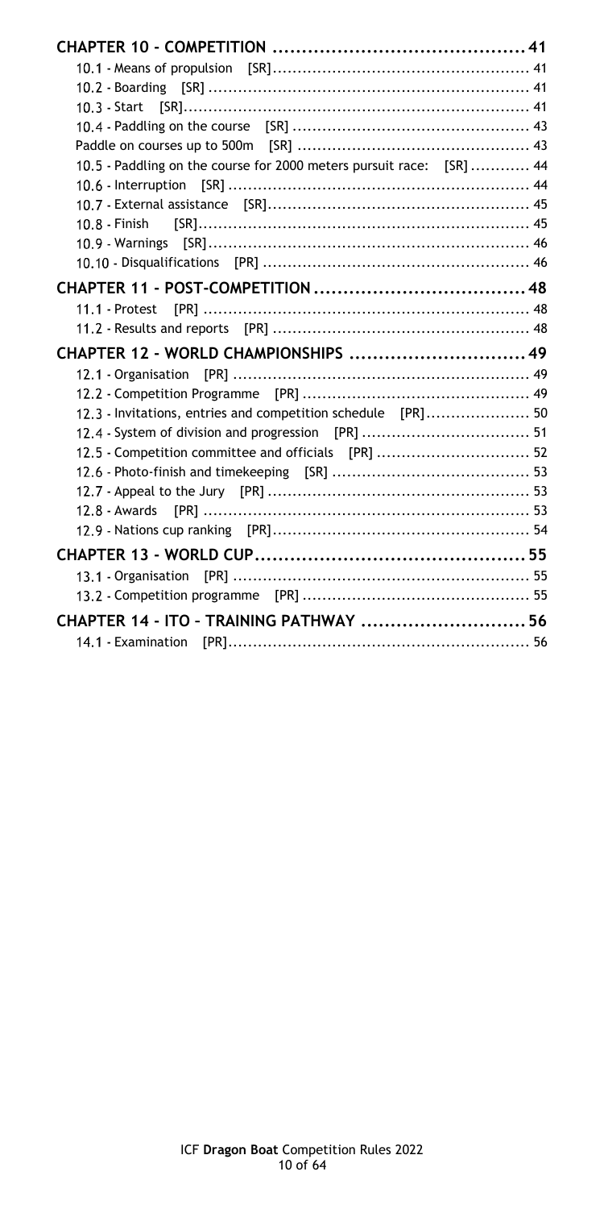**CHAPTER 10 - COMPETITION** .......................................... 41

10.1 - Means of propulsion [SR] .................................................... 41

10.2 - Boarding [SR] ................................................................. 41

10.3 - Start [SR] ...................................................................... 41

10.4 - Paddling on the course [SR] ................................................ 43

Paddle on courses up to 500m [SR] ............................................... 43

10.5 - Paddling on the course for 2000 meters pursuit race: [SR] ............ 44

10.6 - Interruption [SR] ............................................................ 44

10.7 - External assistance [SR] ..................................................... 45

10.8 - Finish [SR] ..................................................................... 45

10.9 - Warnings [SR] .................................................................. 46

10.10 - Disqualifications [PR] ...................................................... 46

**CHAPTER 11 - POST-COMPETITION** .................................... 48

11.1 - Protest [PR] .................................................................... 48

11.2 - Results and reports [PR] ..................................................... 48

**CHAPTER 12 - WORLD CHAMPIONSHIPS** .............................. 49

12.1 - Organisation [PR] ............................................................. 49

12.2 - Competition Programme [PR] .............................................. 49

12.3 - Invitations, entries and competition schedule [PR] ..................... 50

12.4 - System of division and progression [PR] .................................. 51

12.5 - Competition committee and officials [PR] ............................... 52

12.6 - Photo-finish and timekeeping [SR] ........................................ 53

12.7 - Appeal to the Jury [PR] ...................................................... 53

12.8 - Awards [PR] .................................................................... 53

12.9 - Nations cup ranking [PR] .................................................... 54

**CHAPTER 13 - WORLD CUP** .............................................. 55

13.1 - Organisation [PR] ............................................................. 55

13.2 - Competition programme [PR] .............................................. 55

**CHAPTER 14 - ITO – TRAINING PATHWAY** ........................... 56

14.1 - Examination [PR] ............................................................. 56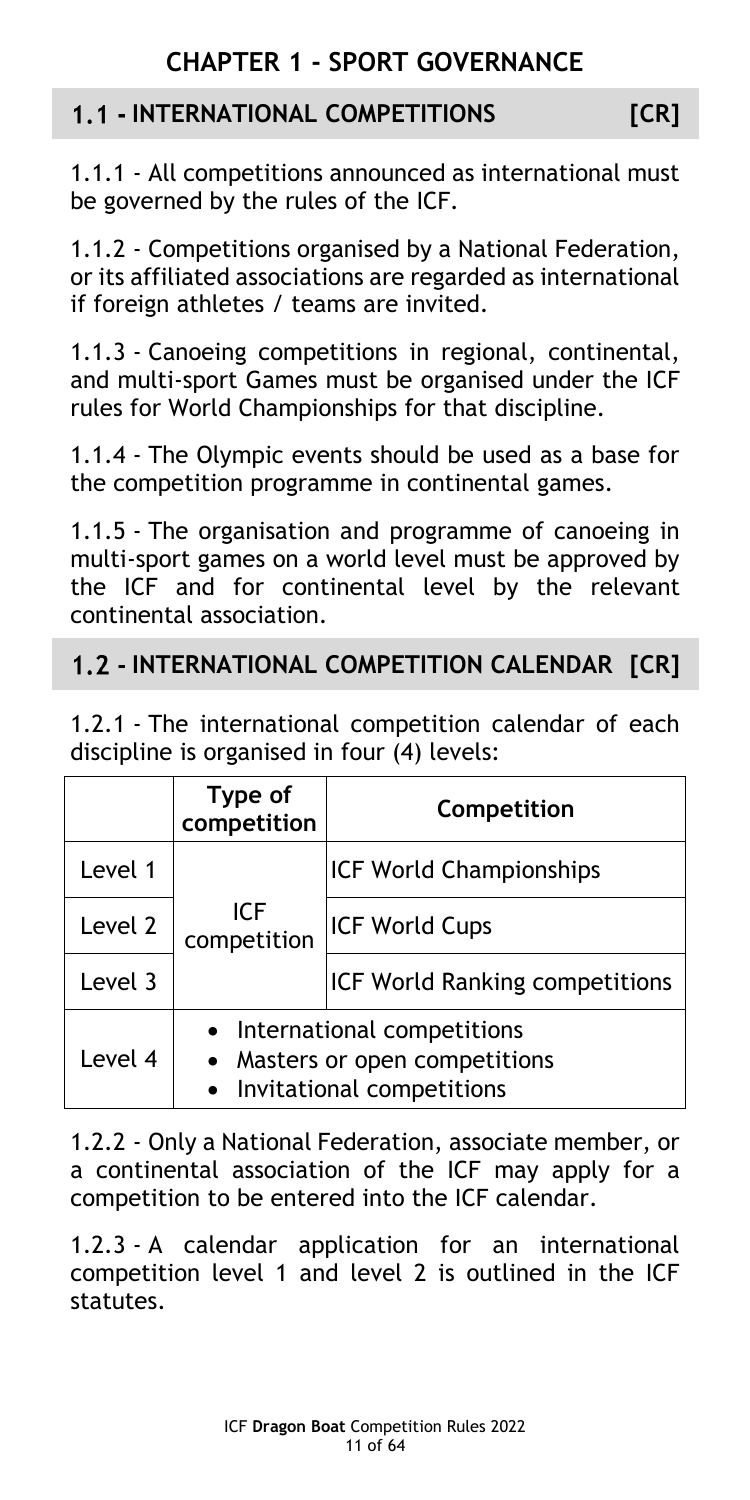# CHAPTER 1 - SPORT GOVERNANCE

## 1.1 - INTERNATIONAL COMPETITIONS [CR]

1.1.1 - All competitions announced as international must be governed by the rules of the ICF.

1.1.2 - Competitions organised by a National Federation, or its affiliated associations are regarded as international if foreign athletes / teams are invited.

1.1.3 - Canoeing competitions in regional, continental, and multi-sport Games must be organised under the ICF rules for World Championships for that discipline.

1.1.4 - The Olympic events should be used as a base for the competition programme in continental games.

1.1.5 - The organisation and programme of canoeing in multi-sport games on a world level must be approved by the ICF and for continental level by the relevant continental association.

## 1.2 - INTERNATIONAL COMPETITION CALENDAR [CR]

1.2.1 - The international competition calendar of each discipline is organised in four (4) levels:

| | Type of competition | Competition |
|---|---|---|
| Level 1 | ICF competition | ICF World Championships |
| Level 2 | | ICF World Cups |
| Level 3 | | ICF World Ranking competitions |
| Level 4 | • International competitions<br>• Masters or open competitions<br>• Invitational competitions | |

1.2.2 - Only a National Federation, associate member, or a continental association of the ICF may apply for a competition to be entered into the ICF calendar.

1.2.3 - A calendar application for an international competition level 1 and level 2 is outlined in the ICF statutes.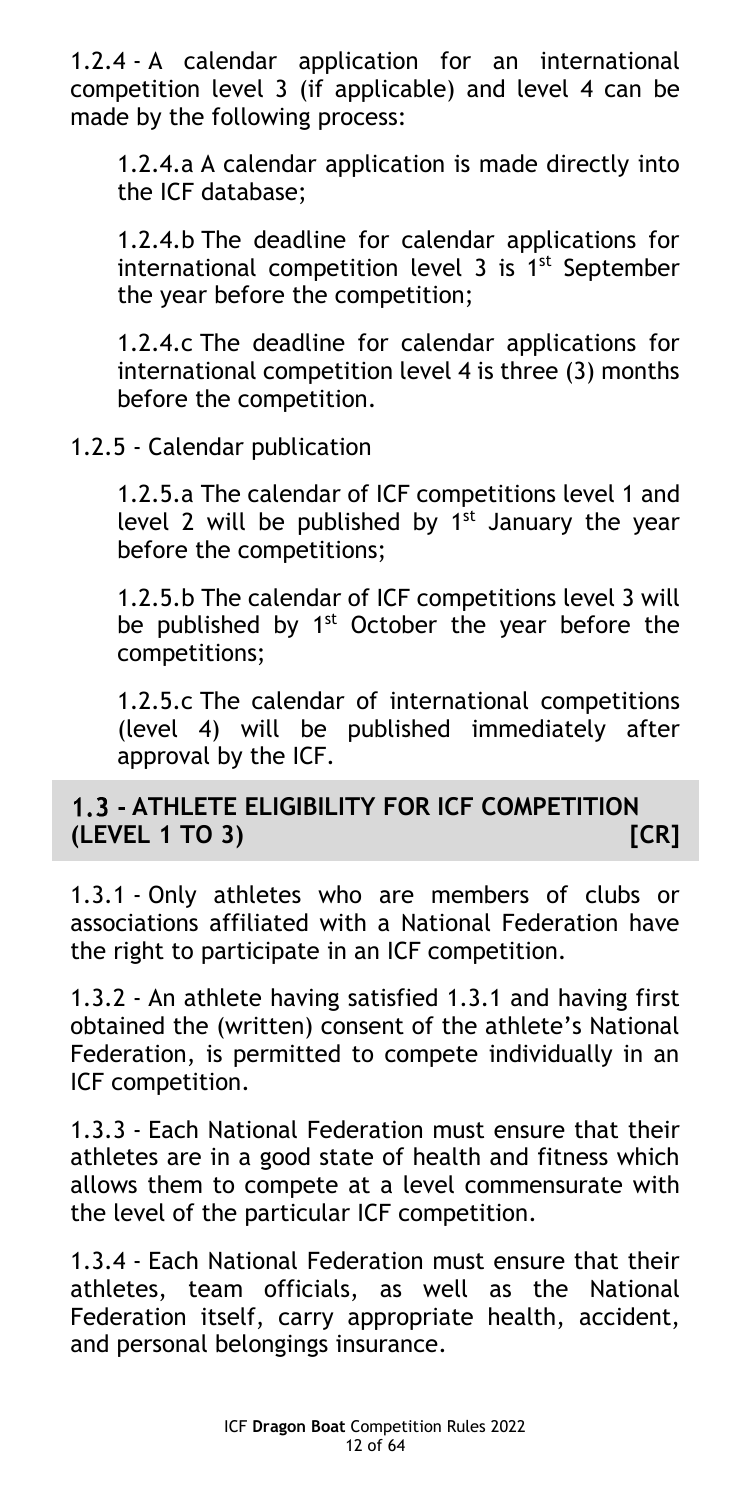1.2.4 - A calendar application for an international competition level 3 (if applicable) and level 4 can be made by the following process:

1.2.4.a A calendar application is made directly into the ICF database;

1.2.4.b The deadline for calendar applications for international competition level 3 is 1st September the year before the competition;

1.2.4.c The deadline for calendar applications for international competition level 4 is three (3) months before the competition.

1.2.5 - Calendar publication

1.2.5.a The calendar of ICF competitions level 1 and level 2 will be published by 1st January the year before the competitions;

1.2.5.b The calendar of ICF competitions level 3 will be published by 1st October the year before the competitions;

1.2.5.c The calendar of international competitions (level 4) will be published immediately after approval by the ICF.

## 1.3 - ATHLETE ELIGIBILITY FOR ICF COMPETITION (LEVEL 1 TO 3) [CR]

1.3.1 - Only athletes who are members of clubs or associations affiliated with a National Federation have the right to participate in an ICF competition.

1.3.2 - An athlete having satisfied 1.3.1 and having first obtained the (written) consent of the athlete's National Federation, is permitted to compete individually in an ICF competition.

1.3.3 - Each National Federation must ensure that their athletes are in a good state of health and fitness which allows them to compete at a level commensurate with the level of the particular ICF competition.

1.3.4 - Each National Federation must ensure that their athletes, team officials, as well as the National Federation itself, carry appropriate health, accident, and personal belongings insurance.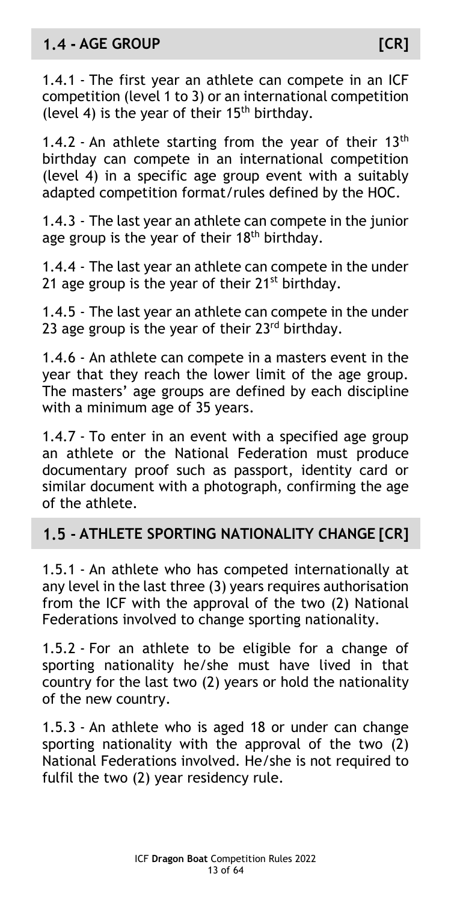## 1.4 - AGE GROUP [CR]

1.4.1 - The first year an athlete can compete in an ICF competition (level 1 to 3) or an international competition (level 4) is the year of their 15th birthday.

1.4.2 - An athlete starting from the year of their 13th birthday can compete in an international competition (level 4) in a specific age group event with a suitably adapted competition format/rules defined by the HOC.

1.4.3 - The last year an athlete can compete in the junior age group is the year of their 18th birthday.

1.4.4 - The last year an athlete can compete in the under 21 age group is the year of their 21st birthday.

1.4.5 - The last year an athlete can compete in the under 23 age group is the year of their 23rd birthday.

1.4.6 - An athlete can compete in a masters event in the year that they reach the lower limit of the age group. The masters' age groups are defined by each discipline with a minimum age of 35 years.

1.4.7 - To enter in an event with a specified age group an athlete or the National Federation must produce documentary proof such as passport, identity card or similar document with a photograph, confirming the age of the athlete.

## 1.5 - ATHLETE SPORTING NATIONALITY CHANGE [CR]

1.5.1 - An athlete who has competed internationally at any level in the last three (3) years requires authorisation from the ICF with the approval of the two (2) National Federations involved to change sporting nationality.

1.5.2 - For an athlete to be eligible for a change of sporting nationality he/she must have lived in that country for the last two (2) years or hold the nationality of the new country.

1.5.3 - An athlete who is aged 18 or under can change sporting nationality with the approval of the two (2) National Federations involved. He/she is not required to fulfil the two (2) year residency rule.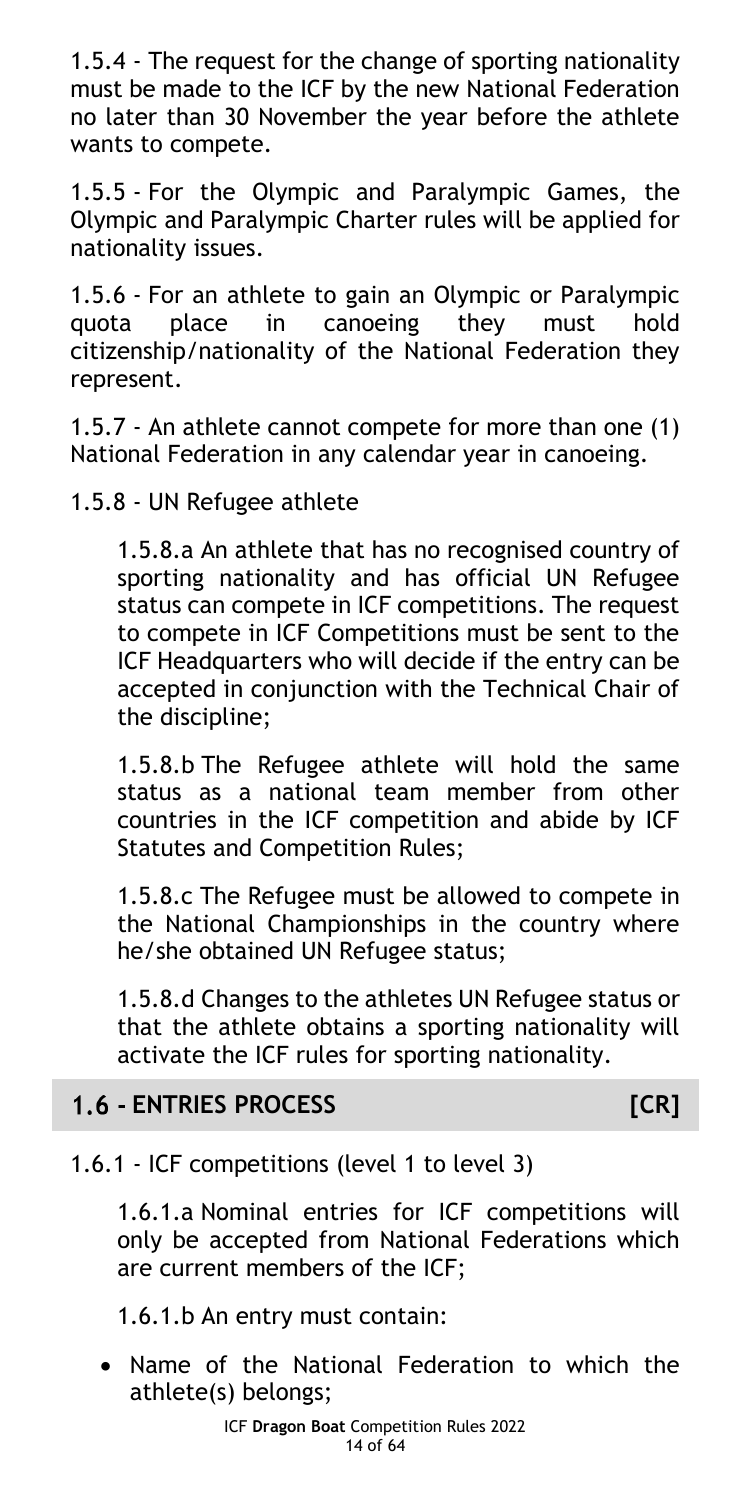1.5.4 - The request for the change of sporting nationality must be made to the ICF by the new National Federation no later than 30 November the year before the athlete wants to compete.

1.5.5 - For the Olympic and Paralympic Games, the Olympic and Paralympic Charter rules will be applied for nationality issues.

1.5.6 - For an athlete to gain an Olympic or Paralympic quota place in canoeing they must hold citizenship/nationality of the National Federation they represent.

1.5.7 - An athlete cannot compete for more than one (1) National Federation in any calendar year in canoeing.

1.5.8 - UN Refugee athlete

1.5.8.a An athlete that has no recognised country of sporting nationality and has official UN Refugee status can compete in ICF competitions. The request to compete in ICF Competitions must be sent to the ICF Headquarters who will decide if the entry can be accepted in conjunction with the Technical Chair of the discipline;

1.5.8.b The Refugee athlete will hold the same status as a national team member from other countries in the ICF competition and abide by ICF Statutes and Competition Rules;

1.5.8.c The Refugee must be allowed to compete in the National Championships in the country where he/she obtained UN Refugee status;

1.5.8.d Changes to the athletes UN Refugee status or that the athlete obtains a sporting nationality will activate the ICF rules for sporting nationality.

## 1.6 - ENTRIES PROCESS [CR]

1.6.1 - ICF competitions (level 1 to level 3)

1.6.1.a Nominal entries for ICF competitions will only be accepted from National Federations which are current members of the ICF;

1.6.1.b An entry must contain:

- Name of the National Federation to which the athlete(s) belongs;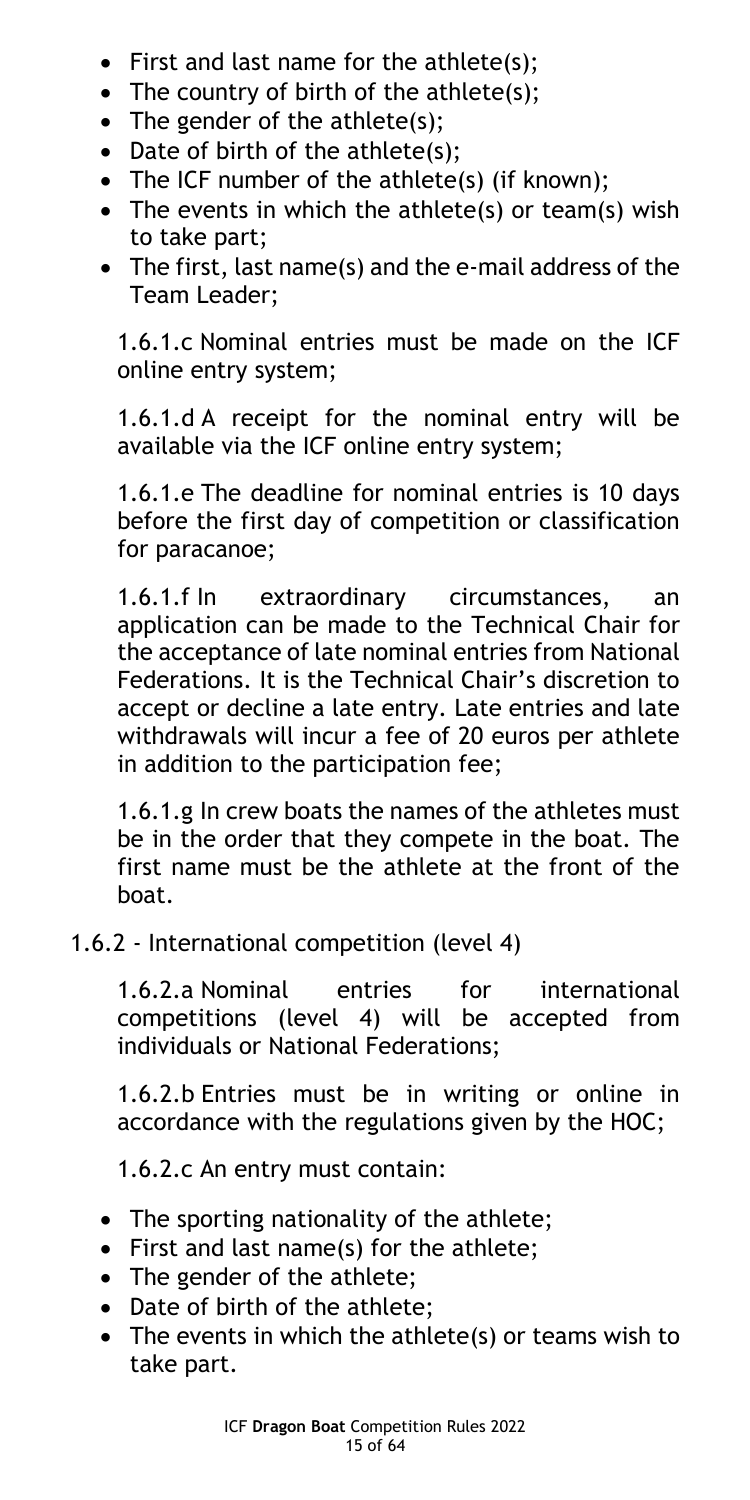- First and last name for the athlete(s);
- The country of birth of the athlete(s);
- The gender of the athlete(s);
- Date of birth of the athlete(s);
- The ICF number of the athlete(s) (if known);
- The events in which the athlete(s) or team(s) wish to take part;
- The first, last name(s) and the e-mail address of the Team Leader;

1.6.1.c Nominal entries must be made on the ICF online entry system;

1.6.1.d A receipt for the nominal entry will be available via the ICF online entry system;

1.6.1.e The deadline for nominal entries is 10 days before the first day of competition or classification for paracanoe;

1.6.1.f In extraordinary circumstances, an application can be made to the Technical Chair for the acceptance of late nominal entries from National Federations. It is the Technical Chair's discretion to accept or decline a late entry. Late entries and late withdrawals will incur a fee of 20 euros per athlete in addition to the participation fee;

1.6.1.g In crew boats the names of the athletes must be in the order that they compete in the boat. The first name must be the athlete at the front of the boat.

1.6.2 - International competition (level 4)

1.6.2.a Nominal entries for international competitions (level 4) will be accepted from individuals or National Federations;

1.6.2.b Entries must be in writing or online in accordance with the regulations given by the HOC;

1.6.2.c An entry must contain:

- The sporting nationality of the athlete;
- First and last name(s) for the athlete;
- The gender of the athlete;
- Date of birth of the athlete;
- The events in which the athlete(s) or teams wish to take part.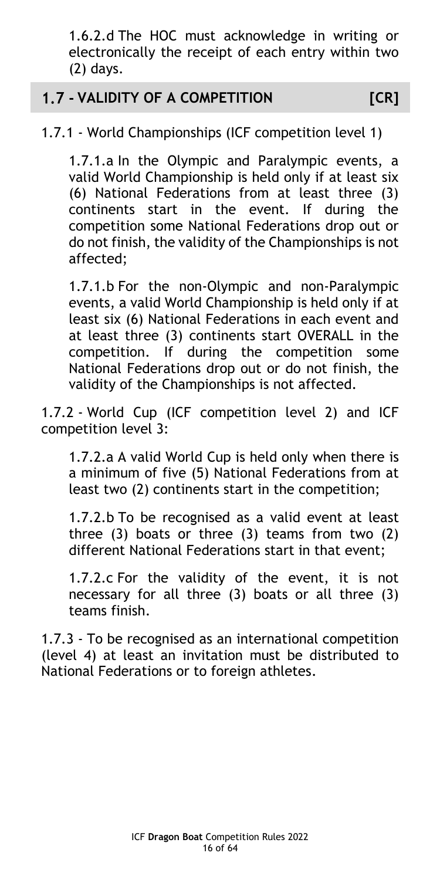1.6.2.d The HOC must acknowledge in writing or electronically the receipt of each entry within two (2) days.

## 1.7 - VALIDITY OF A COMPETITION [CR]

1.7.1 - World Championships (ICF competition level 1)

1.7.1.a In the Olympic and Paralympic events, a valid World Championship is held only if at least six (6) National Federations from at least three (3) continents start in the event. If during the competition some National Federations drop out or do not finish, the validity of the Championships is not affected;

1.7.1.b For the non-Olympic and non-Paralympic events, a valid World Championship is held only if at least six (6) National Federations in each event and at least three (3) continents start OVERALL in the competition. If during the competition some National Federations drop out or do not finish, the validity of the Championships is not affected.

1.7.2 - World Cup (ICF competition level 2) and ICF competition level 3:

1.7.2.a A valid World Cup is held only when there is a minimum of five (5) National Federations from at least two (2) continents start in the competition;

1.7.2.b To be recognised as a valid event at least three (3) boats or three (3) teams from two (2) different National Federations start in that event;

1.7.2.c For the validity of the event, it is not necessary for all three (3) boats or all three (3) teams finish.

1.7.3 - To be recognised as an international competition (level 4) at least an invitation must be distributed to National Federations or to foreign athletes.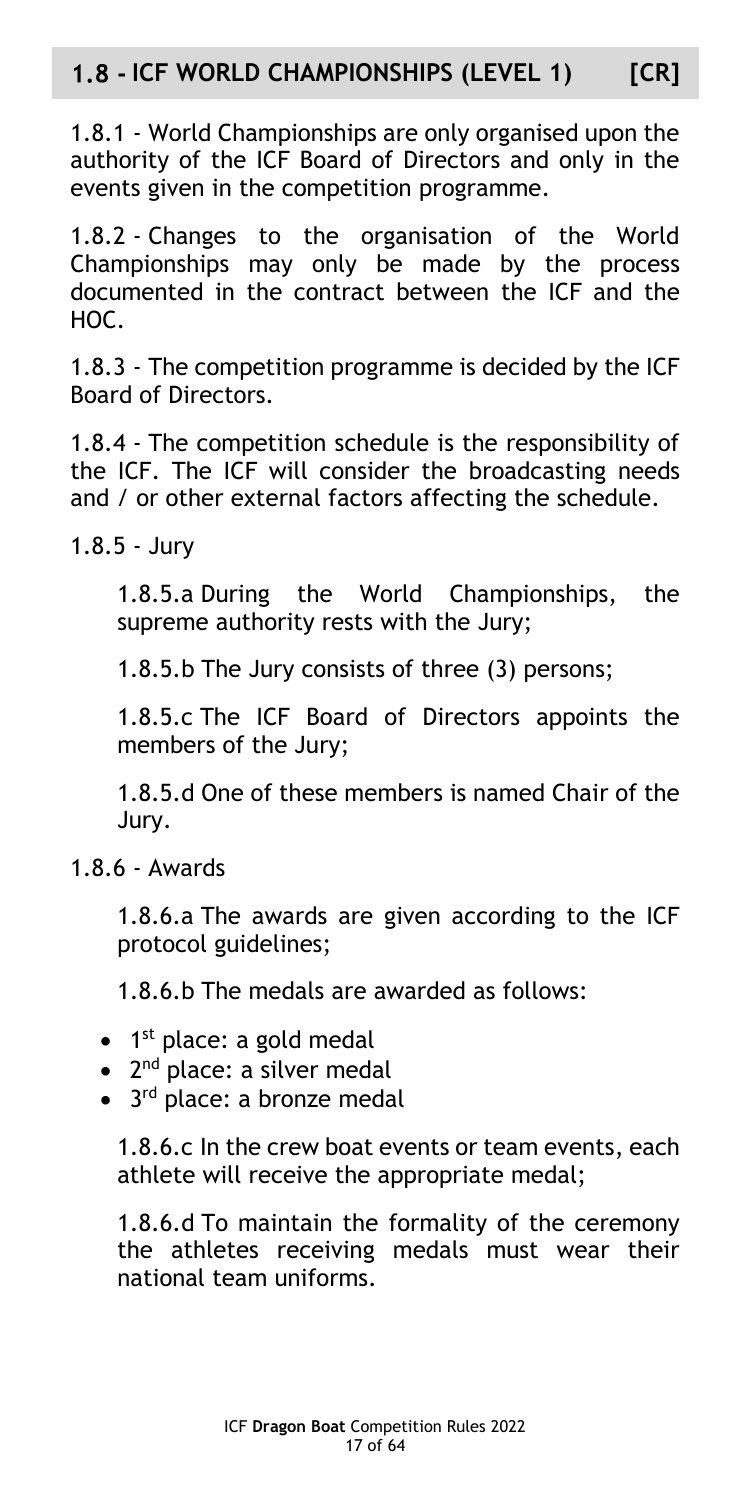## 1.8 - ICF WORLD CHAMPIONSHIPS (LEVEL 1) [CR]

1.8.1 - World Championships are only organised upon the authority of the ICF Board of Directors and only in the events given in the competition programme.

1.8.2 - Changes to the organisation of the World Championships may only be made by the process documented in the contract between the ICF and the HOC.

1.8.3 - The competition programme is decided by the ICF Board of Directors.

1.8.4 - The competition schedule is the responsibility of the ICF. The ICF will consider the broadcasting needs and / or other external factors affecting the schedule.

1.8.5 - Jury

1.8.5.a During the World Championships, the supreme authority rests with the Jury;

1.8.5.b The Jury consists of three (3) persons;

1.8.5.c The ICF Board of Directors appoints the members of the Jury;

1.8.5.d One of these members is named Chair of the Jury.

1.8.6 - Awards

1.8.6.a The awards are given according to the ICF protocol guidelines;

1.8.6.b The medals are awarded as follows:

- 1st place: a gold medal
- 2nd place: a silver medal
- 3rd place: a bronze medal

1.8.6.c In the crew boat events or team events, each athlete will receive the appropriate medal;

1.8.6.d To maintain the formality of the ceremony the athletes receiving medals must wear their national team uniforms.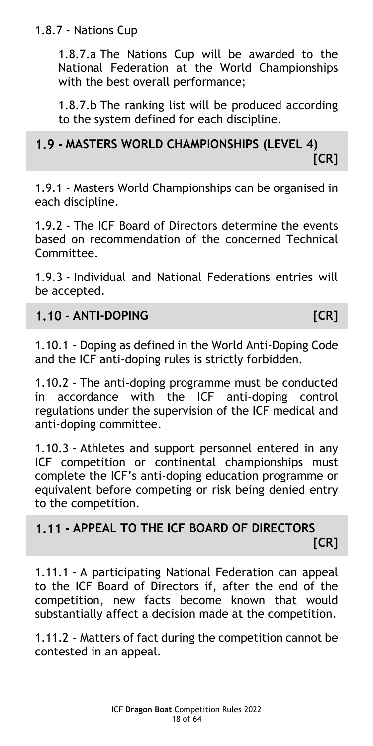1.8.7 - Nations Cup

1.8.7.a The Nations Cup will be awarded to the National Federation at the World Championships with the best overall performance;

1.8.7.b The ranking list will be produced according to the system defined for each discipline.

## 1.9 - MASTERS WORLD CHAMPIONSHIPS (LEVEL 4) [CR]

1.9.1 - Masters World Championships can be organised in each discipline.

1.9.2 - The ICF Board of Directors determine the events based on recommendation of the concerned Technical Committee.

1.9.3 - Individual and National Federations entries will be accepted.

## 1.10 - ANTI-DOPING [CR]

1.10.1 - Doping as defined in the World Anti-Doping Code and the ICF anti-doping rules is strictly forbidden.

1.10.2 - The anti-doping programme must be conducted in accordance with the ICF anti-doping control regulations under the supervision of the ICF medical and anti-doping committee.

1.10.3 - Athletes and support personnel entered in any ICF competition or continental championships must complete the ICF's anti-doping education programme or equivalent before competing or risk being denied entry to the competition.

## 1.11 - APPEAL TO THE ICF BOARD OF DIRECTORS [CR]

1.11.1 - A participating National Federation can appeal to the ICF Board of Directors if, after the end of the competition, new facts become known that would substantially affect a decision made at the competition.

1.11.2 - Matters of fact during the competition cannot be contested in an appeal.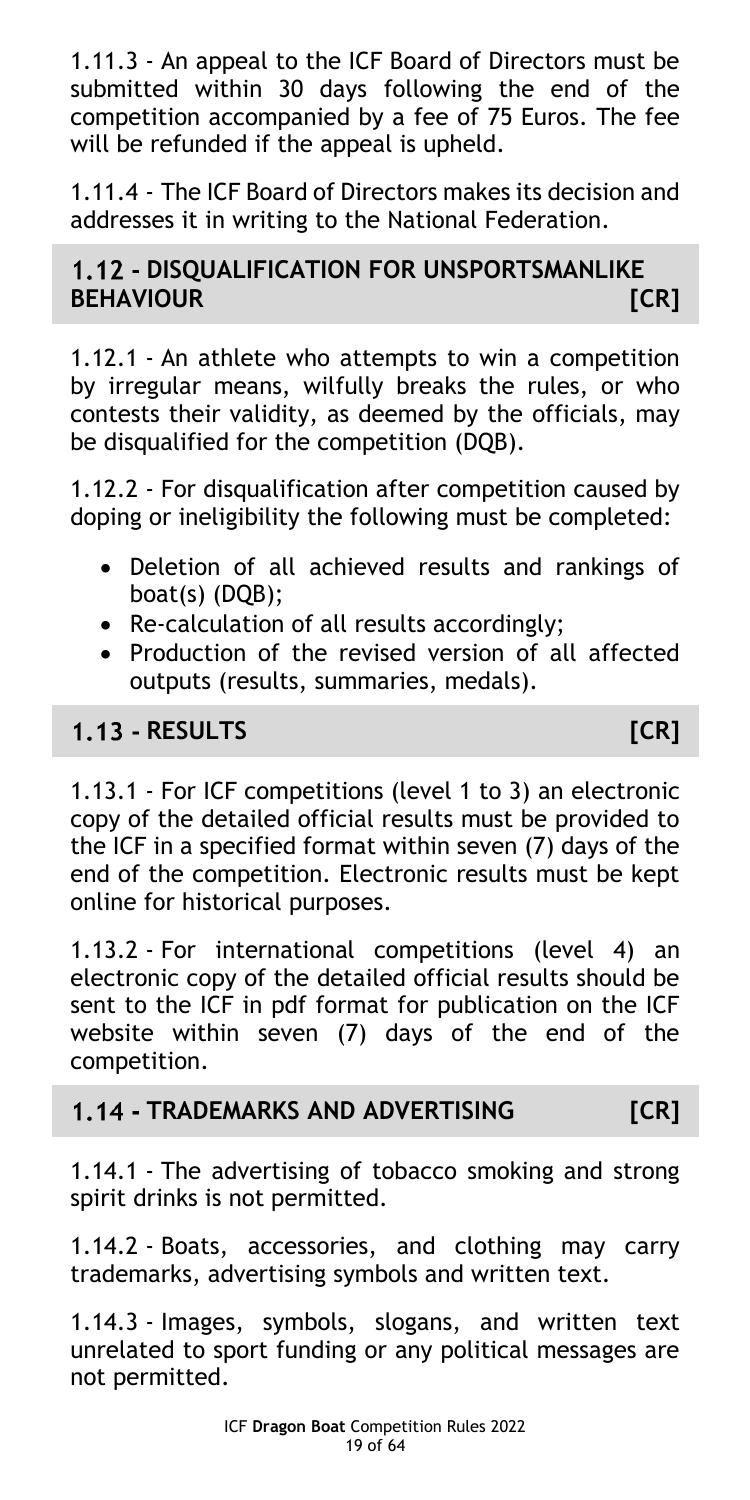1.11.3 - An appeal to the ICF Board of Directors must be submitted within 30 days following the end of the competition accompanied by a fee of 75 Euros. The fee will be refunded if the appeal is upheld.

1.11.4 - The ICF Board of Directors makes its decision and addresses it in writing to the National Federation.

## 1.12 - DISQUALIFICATION FOR UNSPORTSMANLIKE BEHAVIOUR [CR]

1.12.1 - An athlete who attempts to win a competition by irregular means, wilfully breaks the rules, or who contests their validity, as deemed by the officials, may be disqualified for the competition (DQB).

1.12.2 - For disqualification after competition caused by doping or ineligibility the following must be completed:

- Deletion of all achieved results and rankings of boat(s) (DQB);
- Re-calculation of all results accordingly;
- Production of the revised version of all affected outputs (results, summaries, medals).

## 1.13 - RESULTS [CR]

1.13.1 - For ICF competitions (level 1 to 3) an electronic copy of the detailed official results must be provided to the ICF in a specified format within seven (7) days of the end of the competition. Electronic results must be kept online for historical purposes.

1.13.2 - For international competitions (level 4) an electronic copy of the detailed official results should be sent to the ICF in pdf format for publication on the ICF website within seven (7) days of the end of the competition.

## 1.14 - TRADEMARKS AND ADVERTISING [CR]

1.14.1 - The advertising of tobacco smoking and strong spirit drinks is not permitted.

1.14.2 - Boats, accessories, and clothing may carry trademarks, advertising symbols and written text.

1.14.3 - Images, symbols, slogans, and written text unrelated to sport funding or any political messages are not permitted.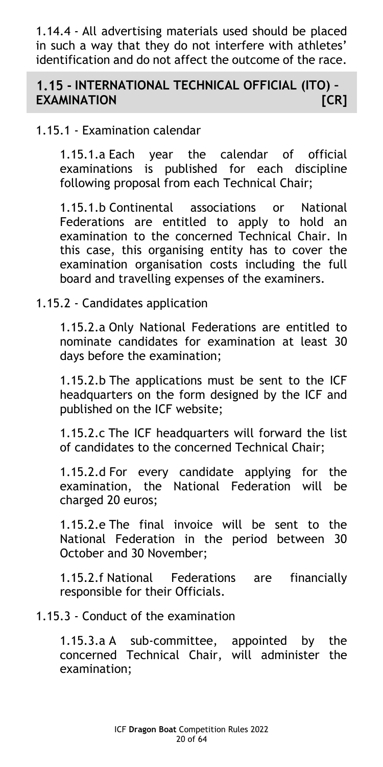1.14.4 - All advertising materials used should be placed in such a way that they do not interfere with athletes' identification and do not affect the outcome of the race.

## 1.15 - INTERNATIONAL TECHNICAL OFFICIAL (ITO) – EXAMINATION [CR]

1.15.1 - Examination calendar

1.15.1.a Each year the calendar of official examinations is published for each discipline following proposal from each Technical Chair;

1.15.1.b Continental associations or National Federations are entitled to apply to hold an examination to the concerned Technical Chair. In this case, this organising entity has to cover the examination organisation costs including the full board and travelling expenses of the examiners.

1.15.2 - Candidates application

1.15.2.a Only National Federations are entitled to nominate candidates for examination at least 30 days before the examination;

1.15.2.b The applications must be sent to the ICF headquarters on the form designed by the ICF and published on the ICF website;

1.15.2.c The ICF headquarters will forward the list of candidates to the concerned Technical Chair;

1.15.2.d For every candidate applying for the examination, the National Federation will be charged 20 euros;

1.15.2.e The final invoice will be sent to the National Federation in the period between 30 October and 30 November;

1.15.2.f National Federations are financially responsible for their Officials.

1.15.3 - Conduct of the examination

1.15.3.a A sub-committee, appointed by the concerned Technical Chair, will administer the examination;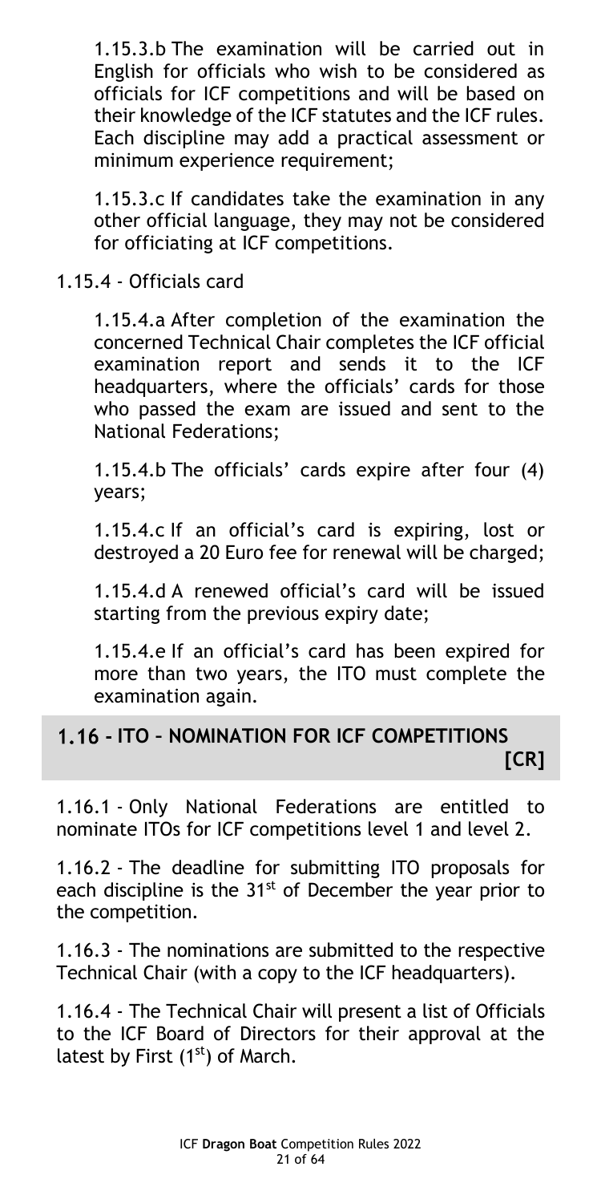1.15.3.b The examination will be carried out in English for officials who wish to be considered as officials for ICF competitions and will be based on their knowledge of the ICF statutes and the ICF rules. Each discipline may add a practical assessment or minimum experience requirement;

1.15.3.c If candidates take the examination in any other official language, they may not be considered for officiating at ICF competitions.

1.15.4 - Officials card

1.15.4.a After completion of the examination the concerned Technical Chair completes the ICF official examination report and sends it to the ICF headquarters, where the officials' cards for those who passed the exam are issued and sent to the National Federations;

1.15.4.b The officials' cards expire after four (4) years;

1.15.4.c If an official's card is expiring, lost or destroyed a 20 Euro fee for renewal will be charged;

1.15.4.d A renewed official's card will be issued starting from the previous expiry date;

1.15.4.e If an official's card has been expired for more than two years, the ITO must complete the examination again.

## 1.16 - ITO – NOMINATION FOR ICF COMPETITIONS [CR]

1.16.1 - Only National Federations are entitled to nominate ITOs for ICF competitions level 1 and level 2.

1.16.2 - The deadline for submitting ITO proposals for each discipline is the 31st of December the year prior to the competition.

1.16.3 - The nominations are submitted to the respective Technical Chair (with a copy to the ICF headquarters).

1.16.4 - The Technical Chair will present a list of Officials to the ICF Board of Directors for their approval at the latest by First (1st) of March.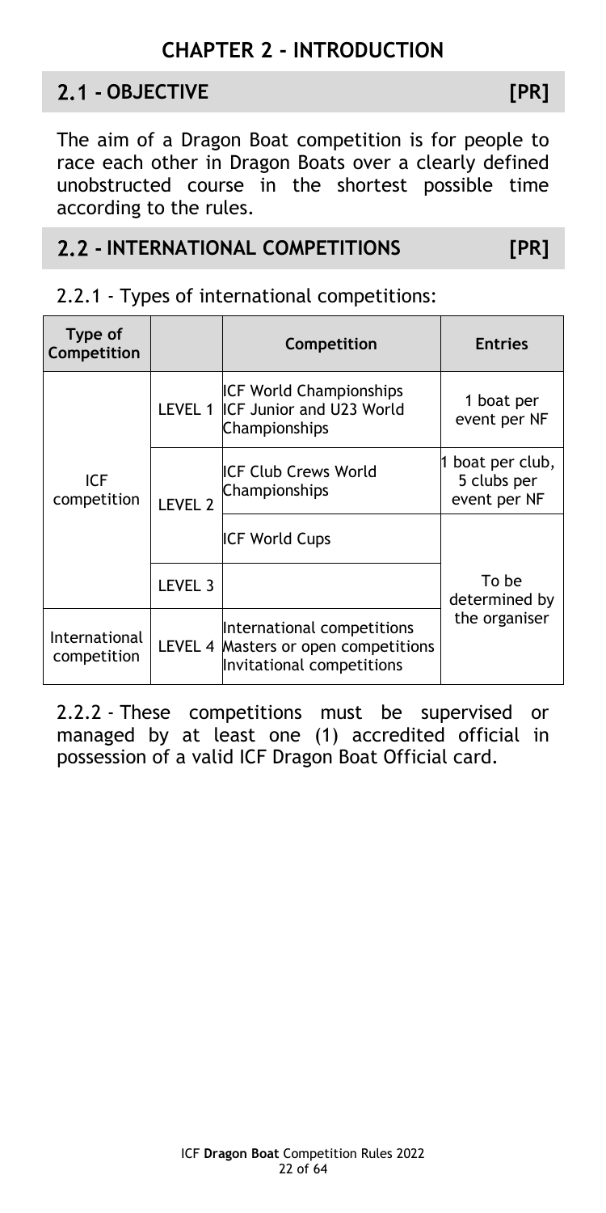# CHAPTER 2 - INTRODUCTION

## 2.1 - OBJECTIVE [PR]

The aim of a Dragon Boat competition is for people to race each other in Dragon Boats over a clearly defined unobstructed course in the shortest possible time according to the rules.

## 2.2 - INTERNATIONAL COMPETITIONS [PR]

2.2.1 - Types of international competitions:

| Type of Competition | | Competition | Entries |
|---|---|---|---|
| ICF competition | LEVEL 1 | ICF World Championships<br>ICF Junior and U23 World Championships | 1 boat per event per NF |
| | LEVEL 2 | ICF Club Crews World Championships | 1 boat per club, 5 clubs per event per NF |
| | | ICF World Cups | To be determined by the organiser |
| | LEVEL 3 | | |
| International competition | LEVEL 4 | International competitions<br>Masters or open competitions<br>Invitational competitions | |

2.2.2 - These competitions must be supervised or managed by at least one (1) accredited official in possession of a valid ICF Dragon Boat Official card.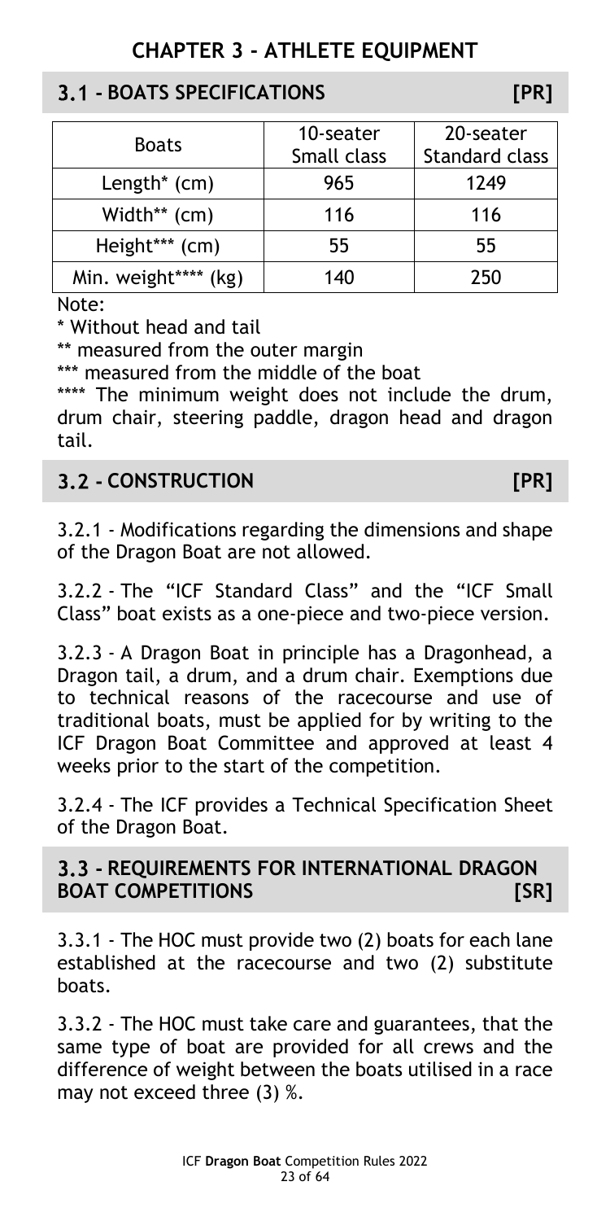# CHAPTER 3 - ATHLETE EQUIPMENT

## 3.1 - BOATS SPECIFICATIONS [PR]

| Boats | 10-seater Small class | 20-seater Standard class |
|---|---|---|
| Length* (cm) | 965 | 1249 |
| Width** (cm) | 116 | 116 |
| Height*** (cm) | 55 | 55 |
| Min. weight**** (kg) | 140 | 250 |

Note:

\* Without head and tail

\** measured from the outer margin

\*** measured from the middle of the boat

\**** The minimum weight does not include the drum, drum chair, steering paddle, dragon head and dragon tail.

## 3.2 - CONSTRUCTION [PR]

3.2.1 - Modifications regarding the dimensions and shape of the Dragon Boat are not allowed.

3.2.2 - The "ICF Standard Class" and the "ICF Small Class" boat exists as a one-piece and two-piece version.

3.2.3 - A Dragon Boat in principle has a Dragonhead, a Dragon tail, a drum, and a drum chair. Exemptions due to technical reasons of the racecourse and use of traditional boats, must be applied for by writing to the ICF Dragon Boat Committee and approved at least 4 weeks prior to the start of the competition.

3.2.4 - The ICF provides a Technical Specification Sheet of the Dragon Boat.

## 3.3 - REQUIREMENTS FOR INTERNATIONAL DRAGON BOAT COMPETITIONS [SR]

3.3.1 - The HOC must provide two (2) boats for each lane established at the racecourse and two (2) substitute boats.

3.3.2 - The HOC must take care and guarantees, that the same type of boat are provided for all crews and the difference of weight between the boats utilised in a race may not exceed three (3) %.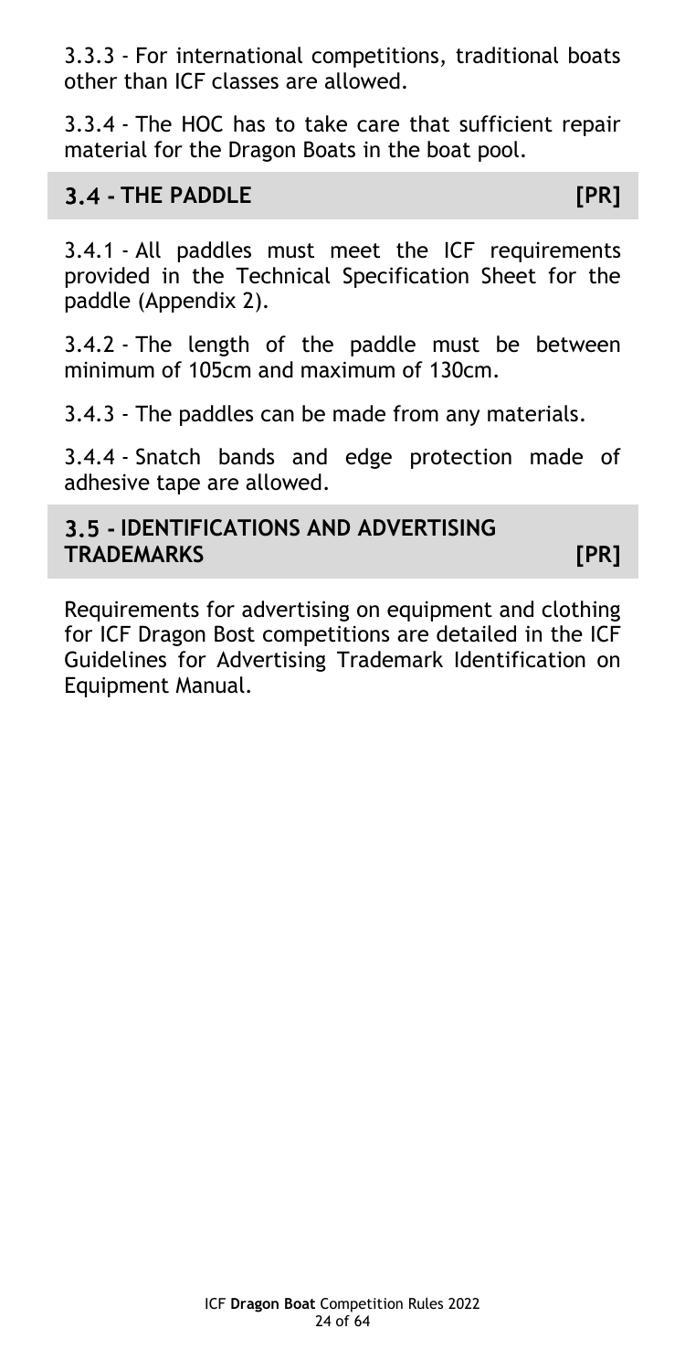3.3.3 - For international competitions, traditional boats other than ICF classes are allowed.

3.3.4 - The HOC has to take care that sufficient repair material for the Dragon Boats in the boat pool.

## 3.4 - THE PADDLE [PR]

3.4.1 - All paddles must meet the ICF requirements provided in the Technical Specification Sheet for the paddle (Appendix 2).

3.4.2 - The length of the paddle must be between minimum of 105cm and maximum of 130cm.

3.4.3 - The paddles can be made from any materials.

3.4.4 - Snatch bands and edge protection made of adhesive tape are allowed.

## 3.5 - IDENTIFICATIONS AND ADVERTISING TRADEMARKS [PR]

Requirements for advertising on equipment and clothing for ICF Dragon Bost competitions are detailed in the ICF Guidelines for Advertising Trademark Identification on Equipment Manual.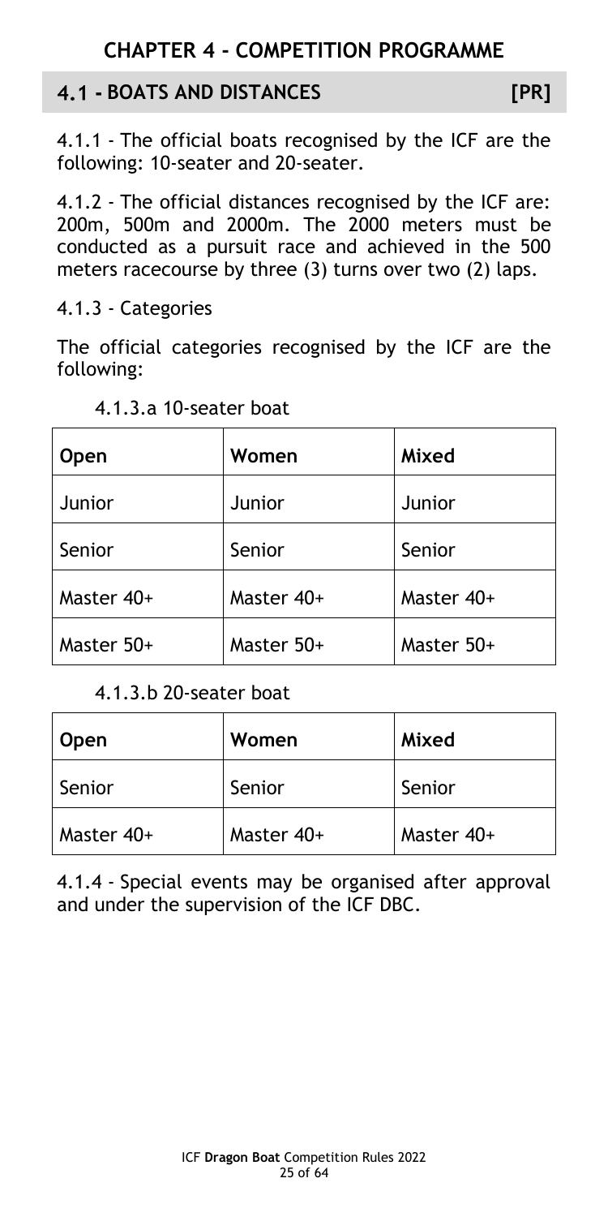# CHAPTER 4 - COMPETITION PROGRAMME

## 4.1 - BOATS AND DISTANCES [PR]

4.1.1 - The official boats recognised by the ICF are the following: 10-seater and 20-seater.

4.1.2 - The official distances recognised by the ICF are: 200m, 500m and 2000m. The 2000 meters must be conducted as a pursuit race and achieved in the 500 meters racecourse by three (3) turns over two (2) laps.

4.1.3 - Categories

The official categories recognised by the ICF are the following:

4.1.3.a 10-seater boat

| Open | Women | Mixed |
|---|---|---|
| Junior | Junior | Junior |
| Senior | Senior | Senior |
| Master 40+ | Master 40+ | Master 40+ |
| Master 50+ | Master 50+ | Master 50+ |

4.1.3.b 20-seater boat

| Open | Women | Mixed |
|---|---|---|
| Senior | Senior | Senior |
| Master 40+ | Master 40+ | Master 40+ |

4.1.4 - Special events may be organised after approval and under the supervision of the ICF DBC.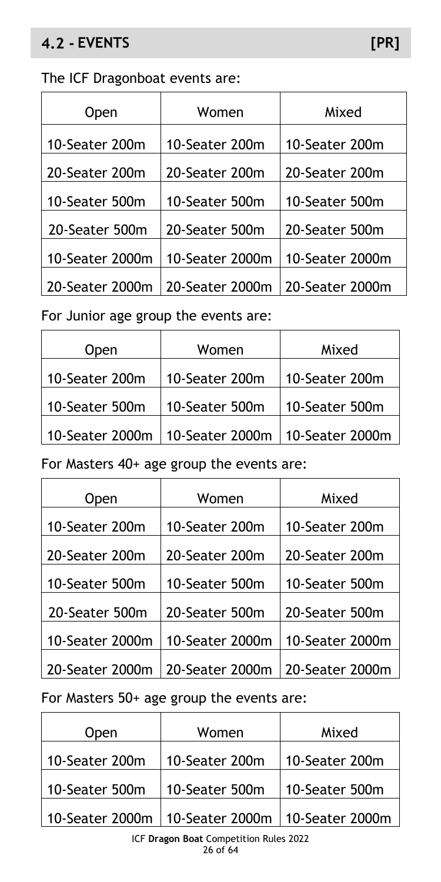## 4.2 - EVENTS [PR]

The ICF Dragonboat events are:

| Open | Women | Mixed |
| --- | --- | --- |
| 10-Seater 200m | 10-Seater 200m | 10-Seater 200m |
| 20-Seater 200m | 20-Seater 200m | 20-Seater 200m |
| 10-Seater 500m | 10-Seater 500m | 10-Seater 500m |
| 20-Seater 500m | 20-Seater 500m | 20-Seater 500m |
| 10-Seater 2000m | 10-Seater 2000m | 10-Seater 2000m |
| 20-Seater 2000m | 20-Seater 2000m | 20-Seater 2000m |

For Junior age group the events are:

| Open | Women | Mixed |
| --- | --- | --- |
| 10-Seater 200m | 10-Seater 200m | 10-Seater 200m |
| 10-Seater 500m | 10-Seater 500m | 10-Seater 500m |
| 10-Seater 2000m | 10-Seater 2000m | 10-Seater 2000m |

For Masters 40+ age group the events are:

| Open | Women | Mixed |
| --- | --- | --- |
| 10-Seater 200m | 10-Seater 200m | 10-Seater 200m |
| 20-Seater 200m | 20-Seater 200m | 20-Seater 200m |
| 10-Seater 500m | 10-Seater 500m | 10-Seater 500m |
| 20-Seater 500m | 20-Seater 500m | 20-Seater 500m |
| 10-Seater 2000m | 10-Seater 2000m | 10-Seater 2000m |
| 20-Seater 2000m | 20-Seater 2000m | 20-Seater 2000m |

For Masters 50+ age group the events are:

| Open | Women | Mixed |
| --- | --- | --- |
| 10-Seater 200m | 10-Seater 200m | 10-Seater 200m |
| 10-Seater 500m | 10-Seater 500m | 10-Seater 500m |
| 10-Seater 2000m | 10-Seater 2000m | 10-Seater 2000m |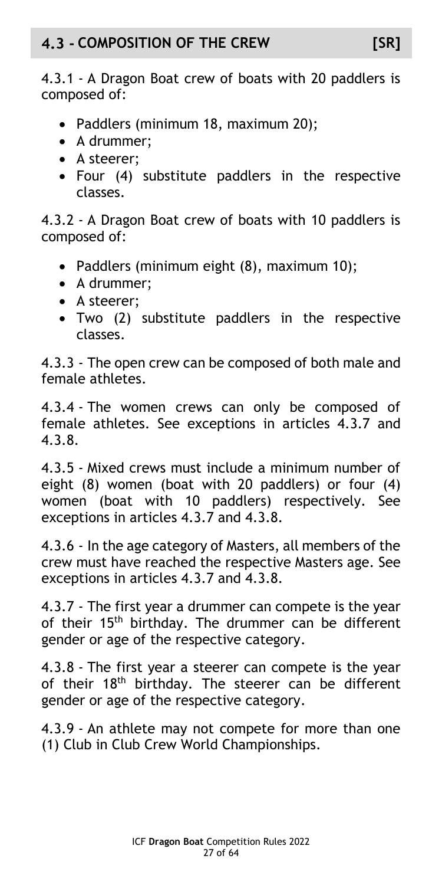## 4.3 - COMPOSITION OF THE CREW [SR]

4.3.1 - A Dragon Boat crew of boats with 20 paddlers is composed of:

- Paddlers (minimum 18, maximum 20);
- A drummer;
- A steerer;
- Four (4) substitute paddlers in the respective classes.

4.3.2 - A Dragon Boat crew of boats with 10 paddlers is composed of:

- Paddlers (minimum eight (8), maximum 10);
- A drummer;
- A steerer;
- Two (2) substitute paddlers in the respective classes.

4.3.3 - The open crew can be composed of both male and female athletes.

4.3.4 - The women crews can only be composed of female athletes. See exceptions in articles 4.3.7 and 4.3.8.

4.3.5 - Mixed crews must include a minimum number of eight (8) women (boat with 20 paddlers) or four (4) women (boat with 10 paddlers) respectively. See exceptions in articles 4.3.7 and 4.3.8.

4.3.6 - In the age category of Masters, all members of the crew must have reached the respective Masters age. See exceptions in articles 4.3.7 and 4.3.8.

4.3.7 - The first year a drummer can compete is the year of their 15th birthday. The drummer can be different gender or age of the respective category.

4.3.8 - The first year a steerer can compete is the year of their 18th birthday. The steerer can be different gender or age of the respective category.

4.3.9 - An athlete may not compete for more than one (1) Club in Club Crew World Championships.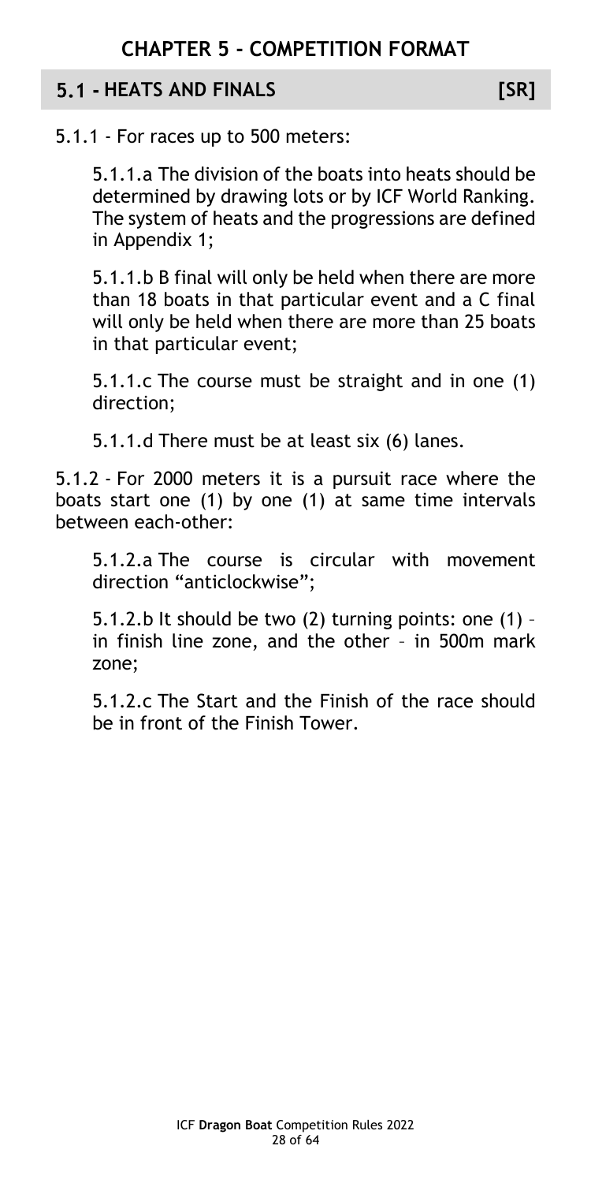# CHAPTER 5 - COMPETITION FORMAT

## 5.1 - HEATS AND FINALS [SR]

5.1.1 - For races up to 500 meters:

5.1.1.a The division of the boats into heats should be determined by drawing lots or by ICF World Ranking. The system of heats and the progressions are defined in Appendix 1;

5.1.1.b B final will only be held when there are more than 18 boats in that particular event and a C final will only be held when there are more than 25 boats in that particular event;

5.1.1.c The course must be straight and in one (1) direction;

5.1.1.d There must be at least six (6) lanes.

5.1.2 - For 2000 meters it is a pursuit race where the boats start one (1) by one (1) at same time intervals between each-other:

5.1.2.a The course is circular with movement direction "anticlockwise";

5.1.2.b It should be two (2) turning points: one (1) – in finish line zone, and the other – in 500m mark zone;

5.1.2.c The Start and the Finish of the race should be in front of the Finish Tower.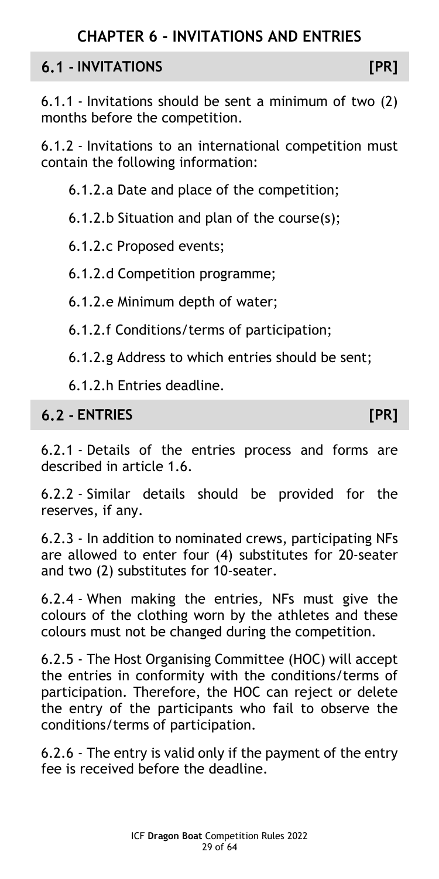# CHAPTER 6 - INVITATIONS AND ENTRIES

## 6.1 - INVITATIONS [PR]

6.1.1 - Invitations should be sent a minimum of two (2) months before the competition.

6.1.2 - Invitations to an international competition must contain the following information:

6.1.2.a Date and place of the competition;

6.1.2.b Situation and plan of the course(s);

6.1.2.c Proposed events;

6.1.2.d Competition programme;

6.1.2.e Minimum depth of water;

6.1.2.f Conditions/terms of participation;

6.1.2.g Address to which entries should be sent;

6.1.2.h Entries deadline.

## 6.2 - ENTRIES [PR]

6.2.1 - Details of the entries process and forms are described in article 1.6.

6.2.2 - Similar details should be provided for the reserves, if any.

6.2.3 - In addition to nominated crews, participating NFs are allowed to enter four (4) substitutes for 20-seater and two (2) substitutes for 10-seater.

6.2.4 - When making the entries, NFs must give the colours of the clothing worn by the athletes and these colours must not be changed during the competition.

6.2.5 - The Host Organising Committee (HOC) will accept the entries in conformity with the conditions/terms of participation. Therefore, the HOC can reject or delete the entry of the participants who fail to observe the conditions/terms of participation.

6.2.6 - The entry is valid only if the payment of the entry fee is received before the deadline.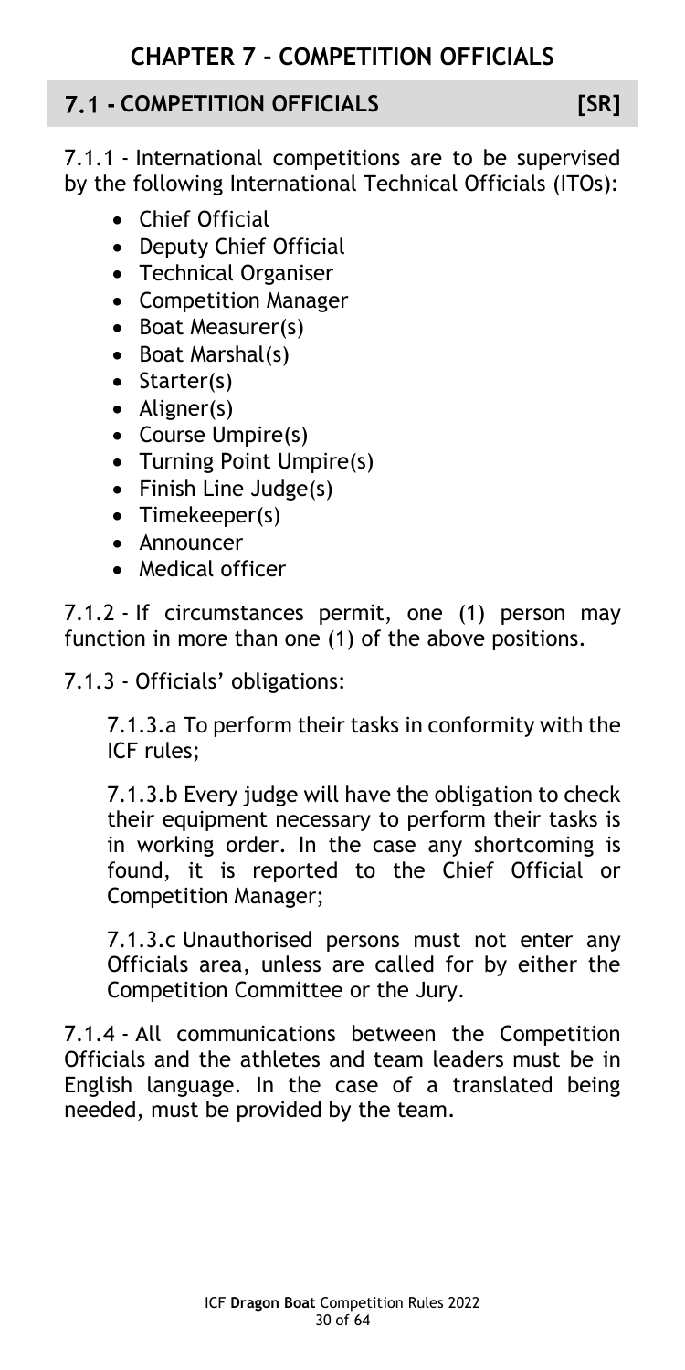# CHAPTER 7 - COMPETITION OFFICIALS

## 7.1 - COMPETITION OFFICIALS [SR]

7.1.1 - International competitions are to be supervised by the following International Technical Officials (ITOs):

- Chief Official
- Deputy Chief Official
- Technical Organiser
- Competition Manager
- Boat Measurer(s)
- Boat Marshal(s)
- Starter(s)
- Aligner(s)
- Course Umpire(s)
- Turning Point Umpire(s)
- Finish Line Judge(s)
- Timekeeper(s)
- Announcer
- Medical officer

7.1.2 - If circumstances permit, one (1) person may function in more than one (1) of the above positions.

7.1.3 - Officials' obligations:

7.1.3.a To perform their tasks in conformity with the ICF rules;

7.1.3.b Every judge will have the obligation to check their equipment necessary to perform their tasks is in working order. In the case any shortcoming is found, it is reported to the Chief Official or Competition Manager;

7.1.3.c Unauthorised persons must not enter any Officials area, unless are called for by either the Competition Committee or the Jury.

7.1.4 - All communications between the Competition Officials and the athletes and team leaders must be in English language. In the case of a translated being needed, must be provided by the team.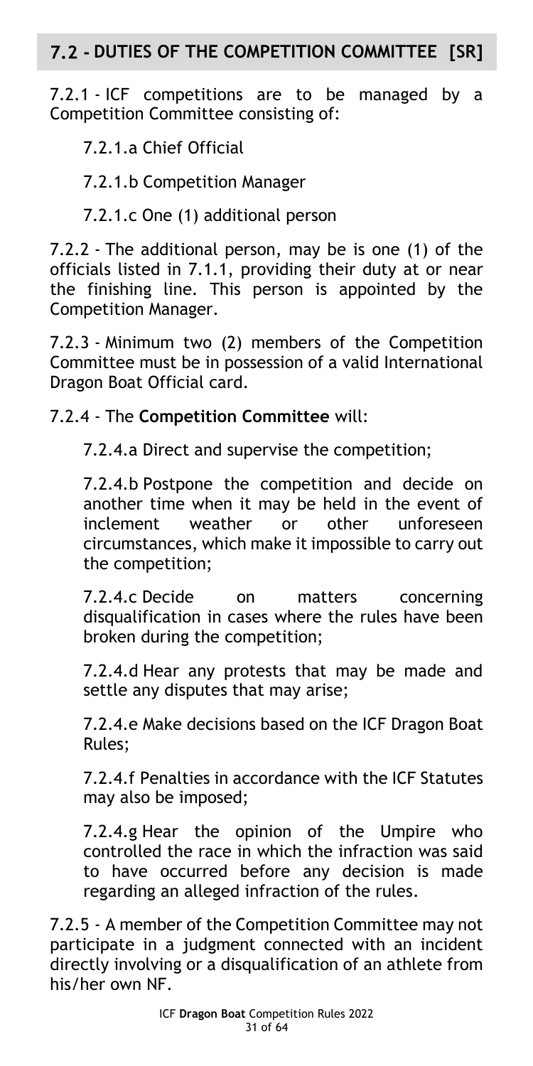## 7.2 - DUTIES OF THE COMPETITION COMMITTEE [SR]

7.2.1 - ICF competitions are to be managed by a Competition Committee consisting of:

7.2.1.a Chief Official

7.2.1.b Competition Manager

7.2.1.c One (1) additional person

7.2.2 - The additional person, may be is one (1) of the officials listed in 7.1.1, providing their duty at or near the finishing line. This person is appointed by the Competition Manager.

7.2.3 - Minimum two (2) members of the Competition Committee must be in possession of a valid International Dragon Boat Official card.

7.2.4 - The **Competition Committee** will:

7.2.4.a Direct and supervise the competition;

7.2.4.b Postpone the competition and decide on another time when it may be held in the event of inclement weather or other unforeseen circumstances, which make it impossible to carry out the competition;

7.2.4.c Decide on matters concerning disqualification in cases where the rules have been broken during the competition;

7.2.4.d Hear any protests that may be made and settle any disputes that may arise;

7.2.4.e Make decisions based on the ICF Dragon Boat Rules;

7.2.4.f Penalties in accordance with the ICF Statutes may also be imposed;

7.2.4.g Hear the opinion of the Umpire who controlled the race in which the infraction was said to have occurred before any decision is made regarding an alleged infraction of the rules.

7.2.5 - A member of the Competition Committee may not participate in a judgment connected with an incident directly involving or a disqualification of an athlete from his/her own NF.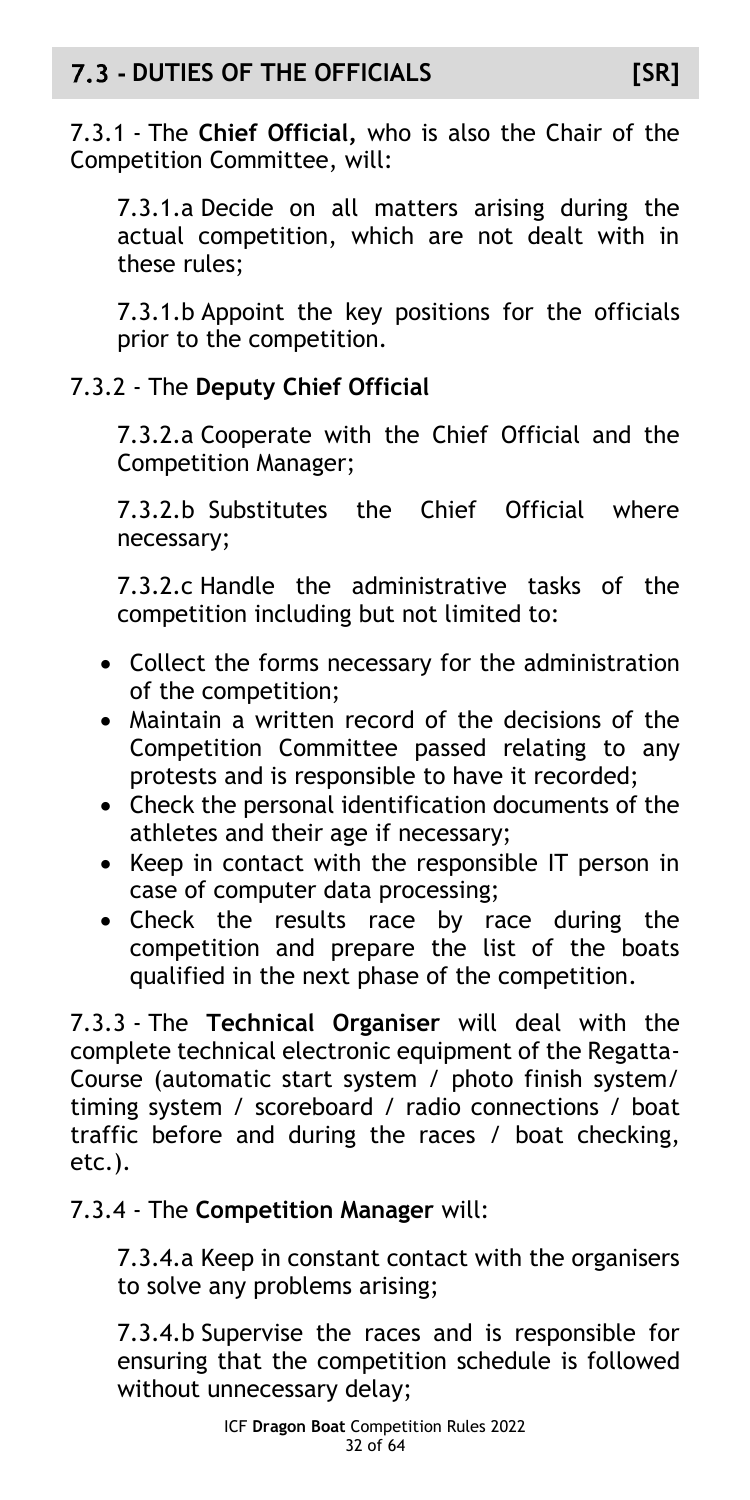## 7.3 - DUTIES OF THE OFFICIALS [SR]

7.3.1 - The **Chief Official,** who is also the Chair of the Competition Committee, will:

7.3.1.a Decide on all matters arising during the actual competition, which are not dealt with in these rules;

7.3.1.b Appoint the key positions for the officials prior to the competition.

7.3.2 - The **Deputy Chief Official**

7.3.2.a Cooperate with the Chief Official and the Competition Manager;

7.3.2.b Substitutes the Chief Official where necessary;

7.3.2.c Handle the administrative tasks of the competition including but not limited to:

- Collect the forms necessary for the administration of the competition;
- Maintain a written record of the decisions of the Competition Committee passed relating to any protests and is responsible to have it recorded;
- Check the personal identification documents of the athletes and their age if necessary;
- Keep in contact with the responsible IT person in case of computer data processing;
- Check the results race by race during the competition and prepare the list of the boats qualified in the next phase of the competition.

7.3.3 - The **Technical Organiser** will deal with the complete technical electronic equipment of the Regatta-Course (automatic start system / photo finish system/ timing system / scoreboard / radio connections / boat traffic before and during the races / boat checking, etc.).

7.3.4 - The **Competition Manager** will:

7.3.4.a Keep in constant contact with the organisers to solve any problems arising;

7.3.4.b Supervise the races and is responsible for ensuring that the competition schedule is followed without unnecessary delay;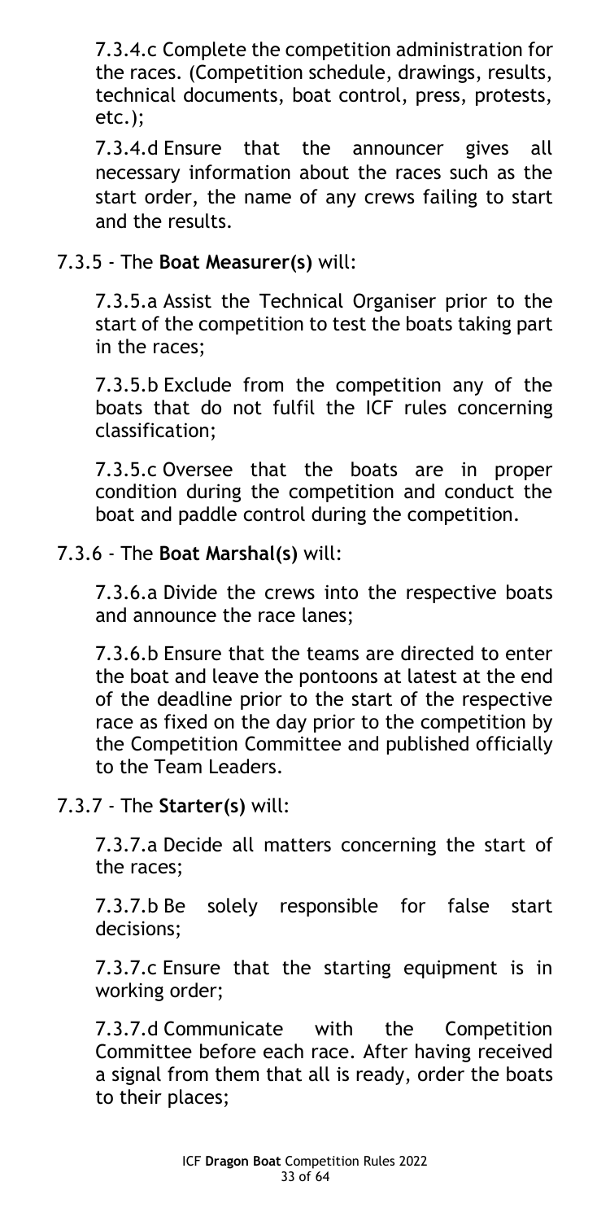7.3.4.c Complete the competition administration for the races. (Competition schedule, drawings, results, technical documents, boat control, press, protests, etc.);

7.3.4.d Ensure that the announcer gives all necessary information about the races such as the start order, the name of any crews failing to start and the results.

7.3.5 - The **Boat Measurer(s)** will:

7.3.5.a Assist the Technical Organiser prior to the start of the competition to test the boats taking part in the races;

7.3.5.b Exclude from the competition any of the boats that do not fulfil the ICF rules concerning classification;

7.3.5.c Oversee that the boats are in proper condition during the competition and conduct the boat and paddle control during the competition.

7.3.6 - The **Boat Marshal(s)** will:

7.3.6.a Divide the crews into the respective boats and announce the race lanes;

7.3.6.b Ensure that the teams are directed to enter the boat and leave the pontoons at latest at the end of the deadline prior to the start of the respective race as fixed on the day prior to the competition by the Competition Committee and published officially to the Team Leaders.

7.3.7 - The **Starter(s)** will:

7.3.7.a Decide all matters concerning the start of the races;

7.3.7.b Be solely responsible for false start decisions;

7.3.7.c Ensure that the starting equipment is in working order;

7.3.7.d Communicate with the Competition Committee before each race. After having received a signal from them that all is ready, order the boats to their places;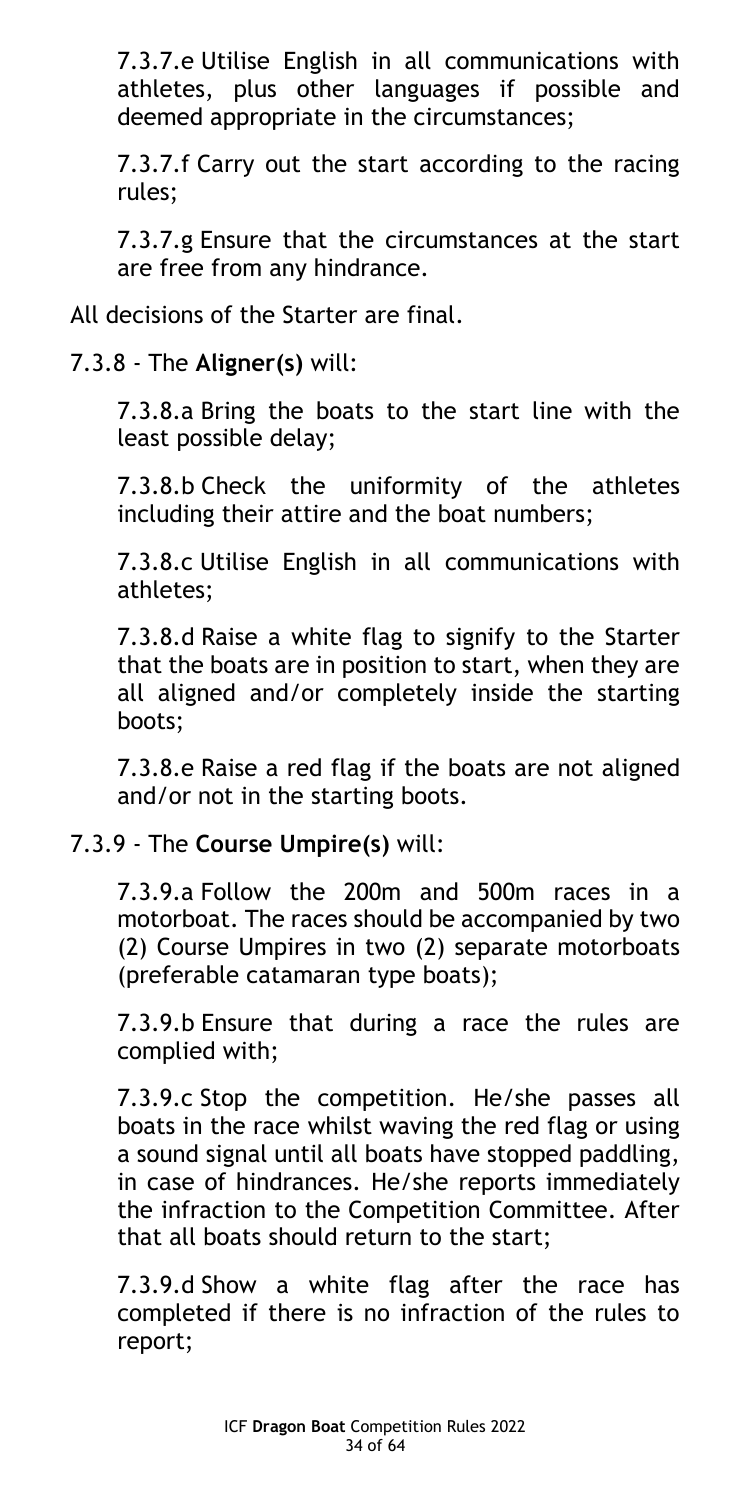7.3.7.e Utilise English in all communications with athletes, plus other languages if possible and deemed appropriate in the circumstances;

7.3.7.f Carry out the start according to the racing rules;

7.3.7.g Ensure that the circumstances at the start are free from any hindrance.

All decisions of the Starter are final.

7.3.8 - The **Aligner(s)** will:

7.3.8.a Bring the boats to the start line with the least possible delay;

7.3.8.b Check the uniformity of the athletes including their attire and the boat numbers;

7.3.8.c Utilise English in all communications with athletes;

7.3.8.d Raise a white flag to signify to the Starter that the boats are in position to start, when they are all aligned and/or completely inside the starting boots;

7.3.8.e Raise a red flag if the boats are not aligned and/or not in the starting boots.

7.3.9 - The **Course Umpire(s)** will:

7.3.9.a Follow the 200m and 500m races in a motorboat. The races should be accompanied by two (2) Course Umpires in two (2) separate motorboats (preferable catamaran type boats);

7.3.9.b Ensure that during a race the rules are complied with;

7.3.9.c Stop the competition. He/she passes all boats in the race whilst waving the red flag or using a sound signal until all boats have stopped paddling, in case of hindrances. He/she reports immediately the infraction to the Competition Committee. After that all boats should return to the start;

7.3.9.d Show a white flag after the race has completed if there is no infraction of the rules to report;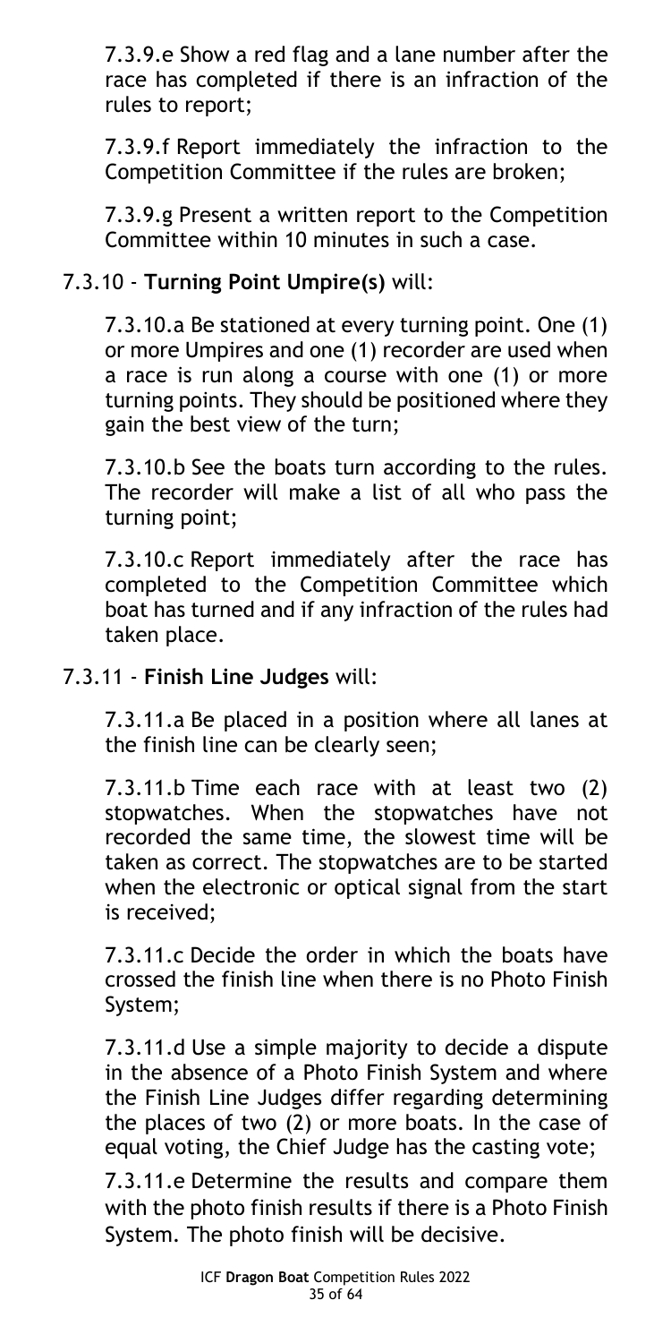7.3.9.e Show a red flag and a lane number after the race has completed if there is an infraction of the rules to report;

7.3.9.f Report immediately the infraction to the Competition Committee if the rules are broken;

7.3.9.g Present a written report to the Competition Committee within 10 minutes in such a case.

7.3.10 - **Turning Point Umpire(s)** will:

7.3.10.a Be stationed at every turning point. One (1) or more Umpires and one (1) recorder are used when a race is run along a course with one (1) or more turning points. They should be positioned where they gain the best view of the turn;

7.3.10.b See the boats turn according to the rules. The recorder will make a list of all who pass the turning point;

7.3.10.c Report immediately after the race has completed to the Competition Committee which boat has turned and if any infraction of the rules had taken place.

7.3.11 - **Finish Line Judges** will:

7.3.11.a Be placed in a position where all lanes at the finish line can be clearly seen;

7.3.11.b Time each race with at least two (2) stopwatches. When the stopwatches have not recorded the same time, the slowest time will be taken as correct. The stopwatches are to be started when the electronic or optical signal from the start is received;

7.3.11.c Decide the order in which the boats have crossed the finish line when there is no Photo Finish System;

7.3.11.d Use a simple majority to decide a dispute in the absence of a Photo Finish System and where the Finish Line Judges differ regarding determining the places of two (2) or more boats. In the case of equal voting, the Chief Judge has the casting vote;

7.3.11.e Determine the results and compare them with the photo finish results if there is a Photo Finish System. The photo finish will be decisive.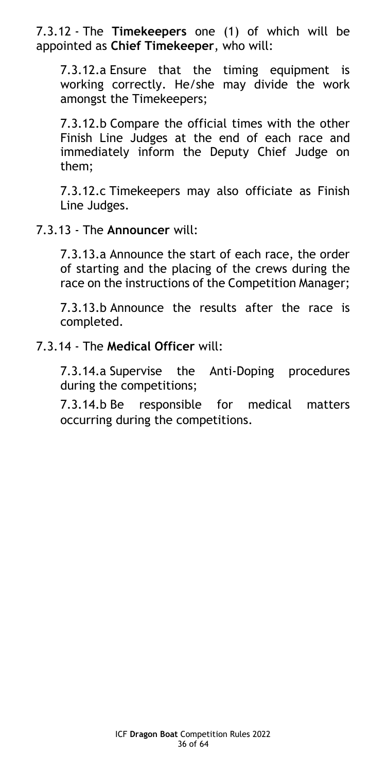7.3.12 - The **Timekeepers** one (1) of which will be appointed as **Chief Timekeeper**, who will:

7.3.12.a Ensure that the timing equipment is working correctly. He/she may divide the work amongst the Timekeepers;

7.3.12.b Compare the official times with the other Finish Line Judges at the end of each race and immediately inform the Deputy Chief Judge on them;

7.3.12.c Timekeepers may also officiate as Finish Line Judges.

7.3.13 - The **Announcer** will:

7.3.13.a Announce the start of each race, the order of starting and the placing of the crews during the race on the instructions of the Competition Manager;

7.3.13.b Announce the results after the race is completed.

7.3.14 - The **Medical Officer** will:

7.3.14.a Supervise the Anti-Doping procedures during the competitions;

7.3.14.b Be responsible for medical matters occurring during the competitions.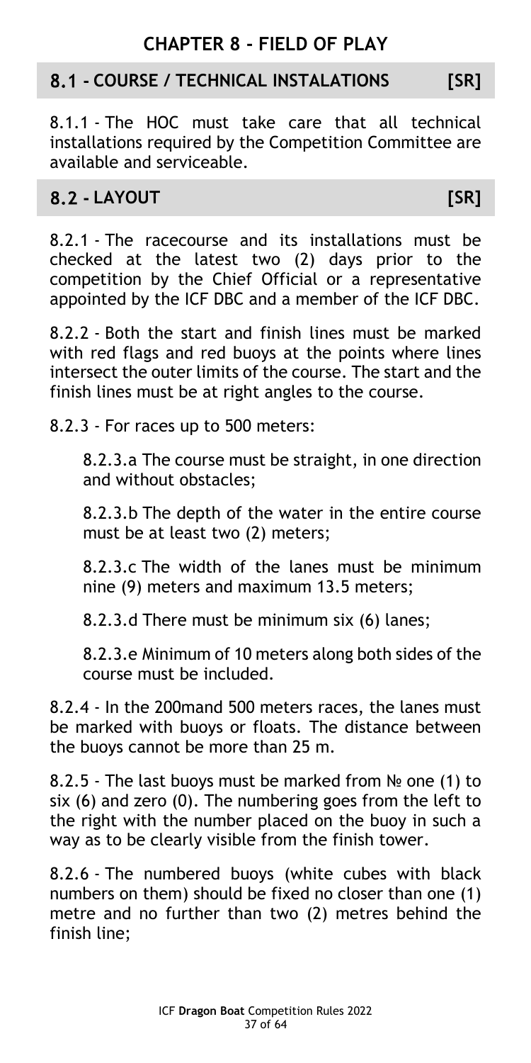# CHAPTER 8 - FIELD OF PLAY

## 8.1 - COURSE / TECHNICAL INSTALATIONS [SR]

8.1.1 - The HOC must take care that all technical installations required by the Competition Committee are available and serviceable.

## 8.2 - LAYOUT [SR]

8.2.1 - The racecourse and its installations must be checked at the latest two (2) days prior to the competition by the Chief Official or a representative appointed by the ICF DBC and a member of the ICF DBC.

8.2.2 - Both the start and finish lines must be marked with red flags and red buoys at the points where lines intersect the outer limits of the course. The start and the finish lines must be at right angles to the course.

8.2.3 - For races up to 500 meters:

8.2.3.a The course must be straight, in one direction and without obstacles;

8.2.3.b The depth of the water in the entire course must be at least two (2) meters;

8.2.3.c The width of the lanes must be minimum nine (9) meters and maximum 13.5 meters;

8.2.3.d There must be minimum six (6) lanes;

8.2.3.e Minimum of 10 meters along both sides of the course must be included.

8.2.4 - In the 200mand 500 meters races, the lanes must be marked with buoys or floats. The distance between the buoys cannot be more than 25 m.

8.2.5 - The last buoys must be marked from № one (1) to six (6) and zero (0). The numbering goes from the left to the right with the number placed on the buoy in such a way as to be clearly visible from the finish tower.

8.2.6 - The numbered buoys (white cubes with black numbers on them) should be fixed no closer than one (1) metre and no further than two (2) metres behind the finish line;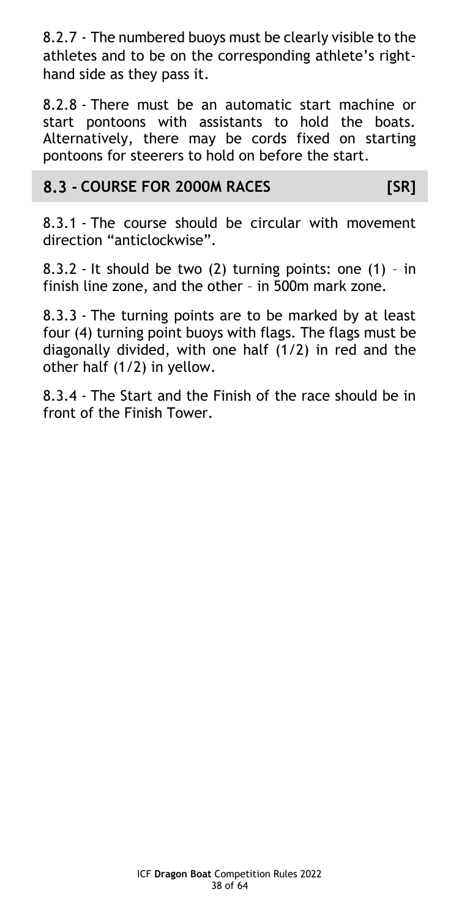8.2.7 - The numbered buoys must be clearly visible to the athletes and to be on the corresponding athlete's right-hand side as they pass it.

8.2.8 - There must be an automatic start machine or start pontoons with assistants to hold the boats. Alternatively, there may be cords fixed on starting pontoons for steerers to hold on before the start.

## 8.3 - COURSE FOR 2000M RACES [SR]

8.3.1 - The course should be circular with movement direction "anticlockwise".

8.3.2 - It should be two (2) turning points: one (1) – in finish line zone, and the other – in 500m mark zone.

8.3.3 - The turning points are to be marked by at least four (4) turning point buoys with flags. The flags must be diagonally divided, with one half (1/2) in red and the other half (1/2) in yellow.

8.3.4 - The Start and the Finish of the race should be in front of the Finish Tower.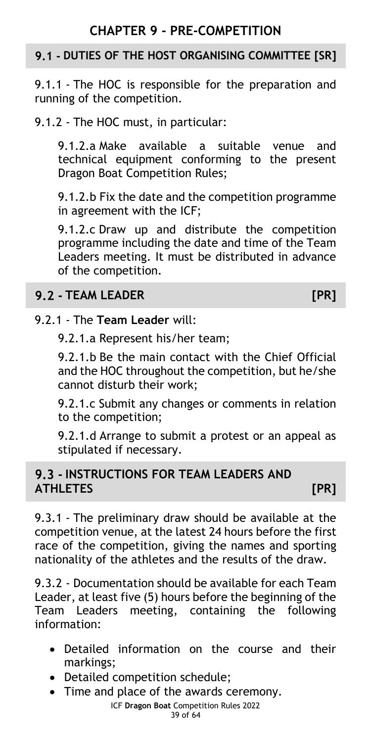# CHAPTER 9 - PRE-COMPETITION

## 9.1 - DUTIES OF THE HOST ORGANISING COMMITTEE [SR]

9.1.1 - The HOC is responsible for the preparation and running of the competition.

9.1.2 - The HOC must, in particular:

9.1.2.a Make available a suitable venue and technical equipment conforming to the present Dragon Boat Competition Rules;

9.1.2.b Fix the date and the competition programme in agreement with the ICF;

9.1.2.c Draw up and distribute the competition programme including the date and time of the Team Leaders meeting. It must be distributed in advance of the competition.

## 9.2 - TEAM LEADER [PR]

9.2.1 - The **Team Leader** will:

9.2.1.a Represent his/her team;

9.2.1.b Be the main contact with the Chief Official and the HOC throughout the competition, but he/she cannot disturb their work;

9.2.1.c Submit any changes or comments in relation to the competition;

9.2.1.d Arrange to submit a protest or an appeal as stipulated if necessary.

## 9.3 - INSTRUCTIONS FOR TEAM LEADERS AND ATHLETES [PR]

9.3.1 - The preliminary draw should be available at the competition venue, at the latest 24 hours before the first race of the competition, giving the names and sporting nationality of the athletes and the results of the draw.

9.3.2 - Documentation should be available for each Team Leader, at least five (5) hours before the beginning of the Team Leaders meeting, containing the following information:

- Detailed information on the course and their markings;
- Detailed competition schedule;
- Time and place of the awards ceremony.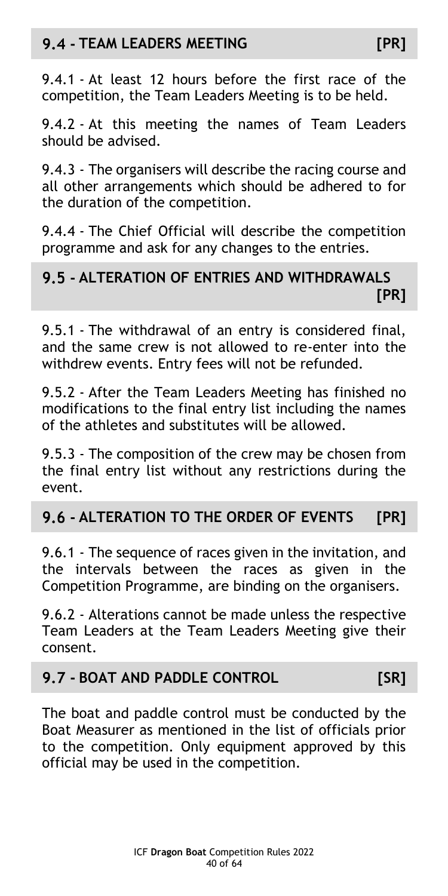## 9.4 - TEAM LEADERS MEETING [PR]

9.4.1 - At least 12 hours before the first race of the competition, the Team Leaders Meeting is to be held.

9.4.2 - At this meeting the names of Team Leaders should be advised.

9.4.3 - The organisers will describe the racing course and all other arrangements which should be adhered to for the duration of the competition.

9.4.4 - The Chief Official will describe the competition programme and ask for any changes to the entries.

## 9.5 - ALTERATION OF ENTRIES AND WITHDRAWALS [PR]

9.5.1 - The withdrawal of an entry is considered final, and the same crew is not allowed to re-enter into the withdrew events. Entry fees will not be refunded.

9.5.2 - After the Team Leaders Meeting has finished no modifications to the final entry list including the names of the athletes and substitutes will be allowed.

9.5.3 - The composition of the crew may be chosen from the final entry list without any restrictions during the event.

## 9.6 - ALTERATION TO THE ORDER OF EVENTS [PR]

9.6.1 - The sequence of races given in the invitation, and the intervals between the races as given in the Competition Programme, are binding on the organisers.

9.6.2 - Alterations cannot be made unless the respective Team Leaders at the Team Leaders Meeting give their consent.

## 9.7 - BOAT AND PADDLE CONTROL [SR]

The boat and paddle control must be conducted by the Boat Measurer as mentioned in the list of officials prior to the competition. Only equipment approved by this official may be used in the competition.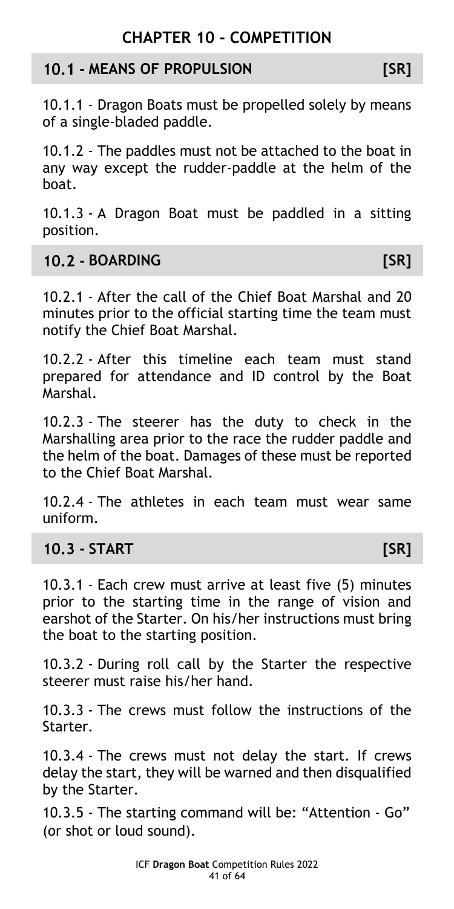# CHAPTER 10 - COMPETITION

## 10.1 - MEANS OF PROPULSION [SR]

10.1.1 - Dragon Boats must be propelled solely by means of a single-bladed paddle.

10.1.2 - The paddles must not be attached to the boat in any way except the rudder-paddle at the helm of the boat.

10.1.3 - A Dragon Boat must be paddled in a sitting position.

## 10.2 - BOARDING [SR]

10.2.1 - After the call of the Chief Boat Marshal and 20 minutes prior to the official starting time the team must notify the Chief Boat Marshal.

10.2.2 - After this timeline each team must stand prepared for attendance and ID control by the Boat Marshal.

10.2.3 - The steerer has the duty to check in the Marshalling area prior to the race the rudder paddle and the helm of the boat. Damages of these must be reported to the Chief Boat Marshal.

10.2.4 - The athletes in each team must wear same uniform.

## 10.3 - START [SR]

10.3.1 - Each crew must arrive at least five (5) minutes prior to the starting time in the range of vision and earshot of the Starter. On his/her instructions must bring the boat to the starting position.

10.3.2 - During roll call by the Starter the respective steerer must raise his/her hand.

10.3.3 - The crews must follow the instructions of the Starter.

10.3.4 - The crews must not delay the start. If crews delay the start, they will be warned and then disqualified by the Starter.

10.3.5 - The starting command will be: "Attention - Go" (or shot or loud sound).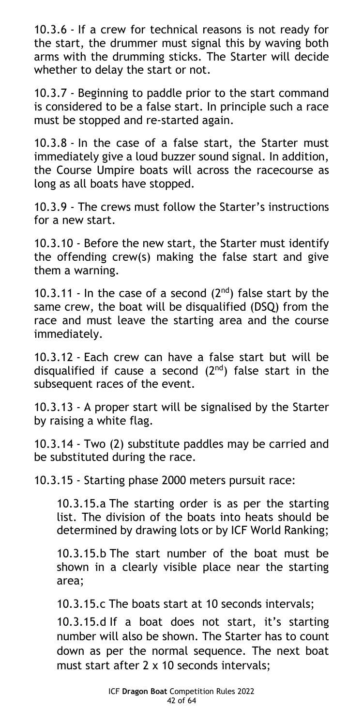10.3.6 - If a crew for technical reasons is not ready for the start, the drummer must signal this by waving both arms with the drumming sticks. The Starter will decide whether to delay the start or not.

10.3.7 - Beginning to paddle prior to the start command is considered to be a false start. In principle such a race must be stopped and re-started again.

10.3.8 - In the case of a false start, the Starter must immediately give a loud buzzer sound signal. In addition, the Course Umpire boats will across the racecourse as long as all boats have stopped.

10.3.9 - The crews must follow the Starter's instructions for a new start.

10.3.10 - Before the new start, the Starter must identify the offending crew(s) making the false start and give them a warning.

10.3.11 - In the case of a second (2nd) false start by the same crew, the boat will be disqualified (DSQ) from the race and must leave the starting area and the course immediately.

10.3.12 - Each crew can have a false start but will be disqualified if cause a second (2nd) false start in the subsequent races of the event.

10.3.13 - A proper start will be signalised by the Starter by raising a white flag.

10.3.14 - Two (2) substitute paddles may be carried and be substituted during the race.

10.3.15 - Starting phase 2000 meters pursuit race:

> 10.3.15.a The starting order is as per the starting list. The division of the boats into heats should be determined by drawing lots or by ICF World Ranking;
>
> 10.3.15.b The start number of the boat must be shown in a clearly visible place near the starting area;
>
> 10.3.15.c The boats start at 10 seconds intervals;
>
> 10.3.15.d If a boat does not start, it's starting number will also be shown. The Starter has to count down as per the normal sequence. The next boat must start after 2 x 10 seconds intervals;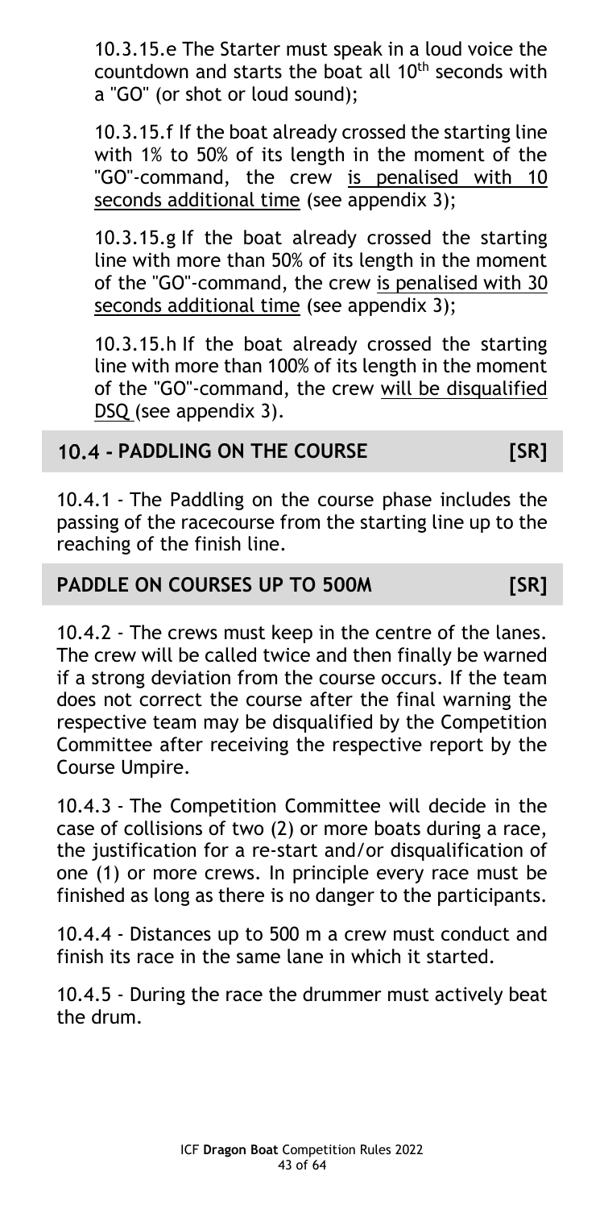10.3.15.e The Starter must speak in a loud voice the countdown and starts the boat all 10th seconds with a "GO" (or shot or loud sound);

10.3.15.f If the boat already crossed the starting line with 1% to 50% of its length in the moment of the "GO"-command, the crew is penalised with 10 seconds additional time (see appendix 3);

10.3.15.g If the boat already crossed the starting line with more than 50% of its length in the moment of the "GO"-command, the crew is penalised with 30 seconds additional time (see appendix 3);

10.3.15.h If the boat already crossed the starting line with more than 100% of its length in the moment of the "GO"-command, the crew will be disqualified DSQ (see appendix 3).

## 10.4 - PADDLING ON THE COURSE [SR]

10.4.1 - The Paddling on the course phase includes the passing of the racecourse from the starting line up to the reaching of the finish line.

## PADDLE ON COURSES UP TO 500M [SR]

10.4.2 - The crews must keep in the centre of the lanes. The crew will be called twice and then finally be warned if a strong deviation from the course occurs. If the team does not correct the course after the final warning the respective team may be disqualified by the Competition Committee after receiving the respective report by the Course Umpire.

10.4.3 - The Competition Committee will decide in the case of collisions of two (2) or more boats during a race, the justification for a re-start and/or disqualification of one (1) or more crews. In principle every race must be finished as long as there is no danger to the participants.

10.4.4 - Distances up to 500 m a crew must conduct and finish its race in the same lane in which it started.

10.4.5 - During the race the drummer must actively beat the drum.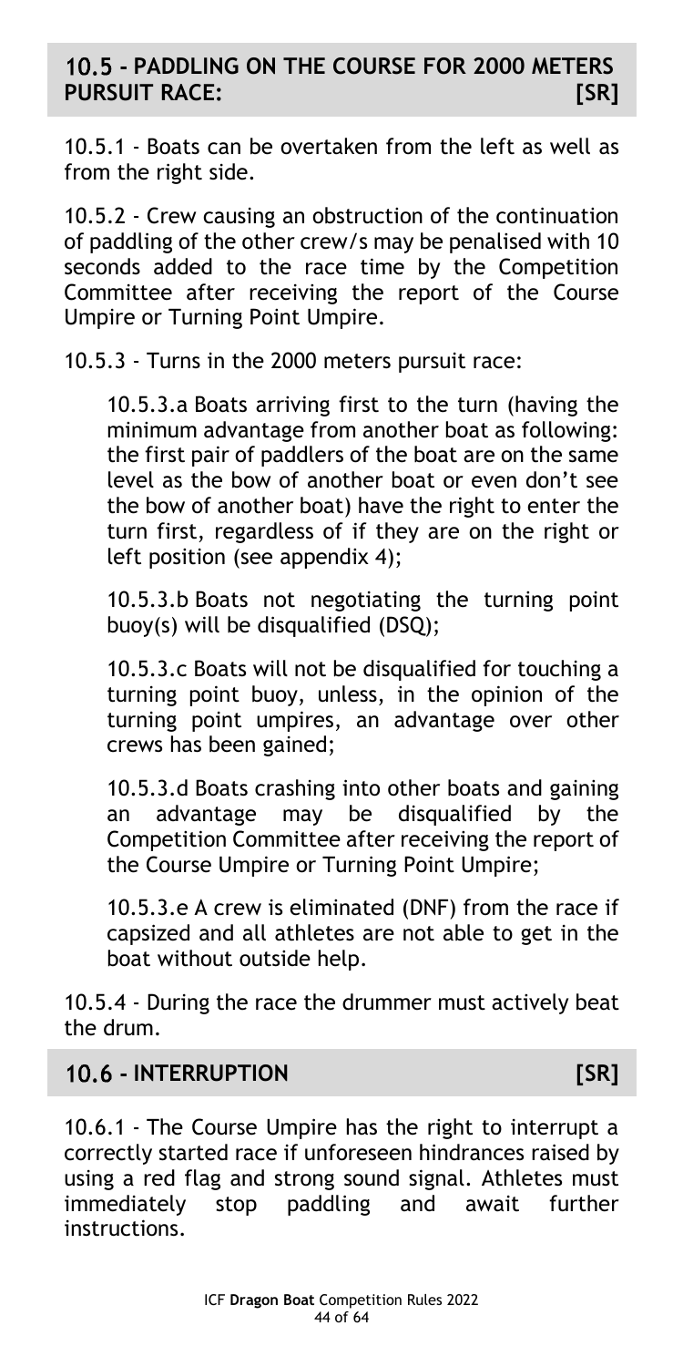## 10.5 - PADDLING ON THE COURSE FOR 2000 METERS PURSUIT RACE: [SR]

10.5.1 - Boats can be overtaken from the left as well as from the right side.

10.5.2 - Crew causing an obstruction of the continuation of paddling of the other crew/s may be penalised with 10 seconds added to the race time by the Competition Committee after receiving the report of the Course Umpire or Turning Point Umpire.

10.5.3 - Turns in the 2000 meters pursuit race:

10.5.3.a Boats arriving first to the turn (having the minimum advantage from another boat as following: the first pair of paddlers of the boat are on the same level as the bow of another boat or even don't see the bow of another boat) have the right to enter the turn first, regardless of if they are on the right or left position (see appendix 4);

10.5.3.b Boats not negotiating the turning point buoy(s) will be disqualified (DSQ);

10.5.3.c Boats will not be disqualified for touching a turning point buoy, unless, in the opinion of the turning point umpires, an advantage over other crews has been gained;

10.5.3.d Boats crashing into other boats and gaining an advantage may be disqualified by the Competition Committee after receiving the report of the Course Umpire or Turning Point Umpire;

10.5.3.e A crew is eliminated (DNF) from the race if capsized and all athletes are not able to get in the boat without outside help.

10.5.4 - During the race the drummer must actively beat the drum.

## 10.6 - INTERRUPTION [SR]

10.6.1 - The Course Umpire has the right to interrupt a correctly started race if unforeseen hindrances raised by using a red flag and strong sound signal. Athletes must immediately stop paddling and await further instructions.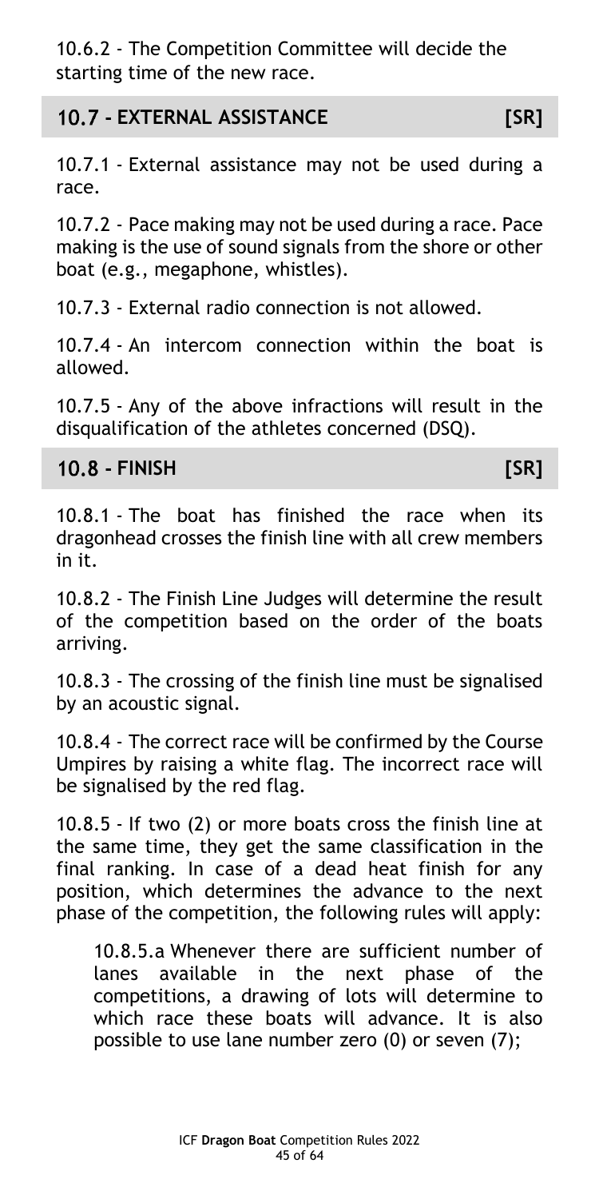10.6.2 - The Competition Committee will decide the starting time of the new race.

## 10.7 - EXTERNAL ASSISTANCE [SR]

10.7.1 - External assistance may not be used during a race.

10.7.2 - Pace making may not be used during a race. Pace making is the use of sound signals from the shore or other boat (e.g., megaphone, whistles).

10.7.3 - External radio connection is not allowed.

10.7.4 - An intercom connection within the boat is allowed.

10.7.5 - Any of the above infractions will result in the disqualification of the athletes concerned (DSQ).

## 10.8 - FINISH [SR]

10.8.1 - The boat has finished the race when its dragonhead crosses the finish line with all crew members in it.

10.8.2 - The Finish Line Judges will determine the result of the competition based on the order of the boats arriving.

10.8.3 - The crossing of the finish line must be signalised by an acoustic signal.

10.8.4 - The correct race will be confirmed by the Course Umpires by raising a white flag. The incorrect race will be signalised by the red flag.

10.8.5 - If two (2) or more boats cross the finish line at the same time, they get the same classification in the final ranking. In case of a dead heat finish for any position, which determines the advance to the next phase of the competition, the following rules will apply:

10.8.5.a Whenever there are sufficient number of lanes available in the next phase of the competitions, a drawing of lots will determine to which race these boats will advance. It is also possible to use lane number zero (0) or seven (7);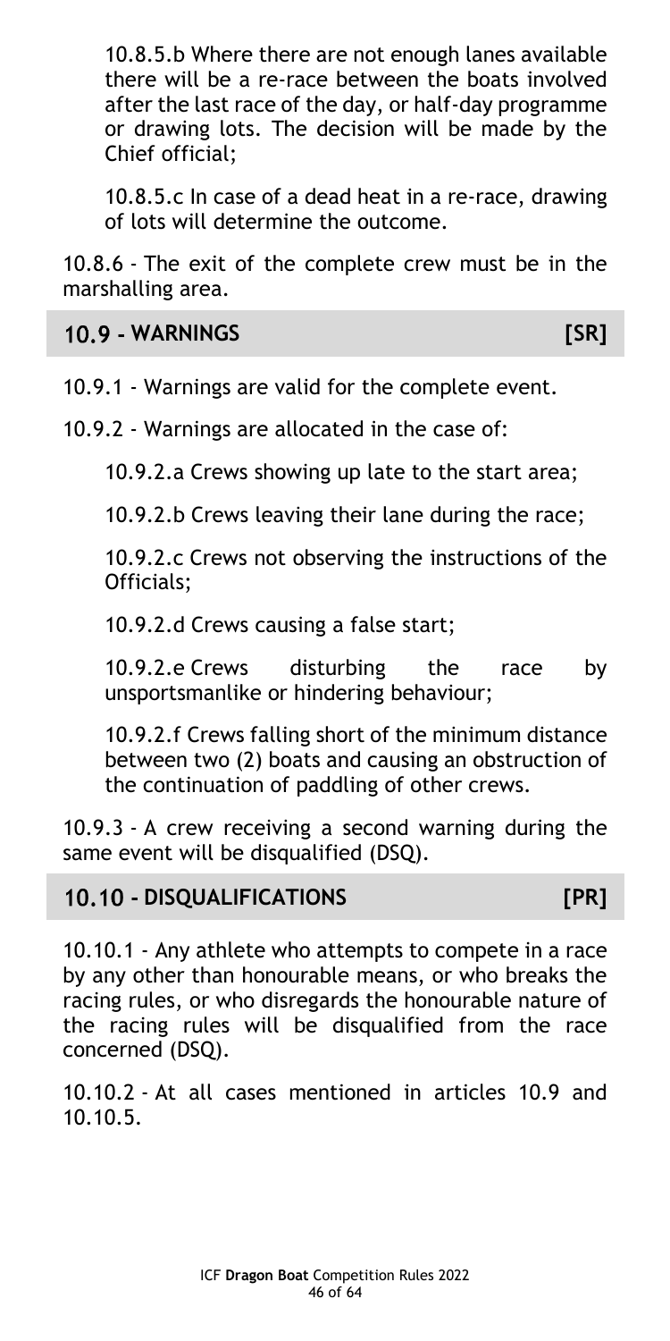10.8.5.b Where there are not enough lanes available there will be a re-race between the boats involved after the last race of the day, or half-day programme or drawing lots. The decision will be made by the Chief official;

10.8.5.c In case of a dead heat in a re-race, drawing of lots will determine the outcome.

10.8.6 - The exit of the complete crew must be in the marshalling area.

## 10.9 - WARNINGS [SR]

10.9.1 - Warnings are valid for the complete event.

10.9.2 - Warnings are allocated in the case of:

10.9.2.a Crews showing up late to the start area;

10.9.2.b Crews leaving their lane during the race;

10.9.2.c Crews not observing the instructions of the Officials;

10.9.2.d Crews causing a false start;

10.9.2.e Crews disturbing the race by unsportsmanlike or hindering behaviour;

10.9.2.f Crews falling short of the minimum distance between two (2) boats and causing an obstruction of the continuation of paddling of other crews.

10.9.3 - A crew receiving a second warning during the same event will be disqualified (DSQ).

## 10.10 - DISQUALIFICATIONS [PR]

10.10.1 - Any athlete who attempts to compete in a race by any other than honourable means, or who breaks the racing rules, or who disregards the honourable nature of the racing rules will be disqualified from the race concerned (DSQ).

10.10.2 - At all cases mentioned in articles 10.9 and 10.10.5.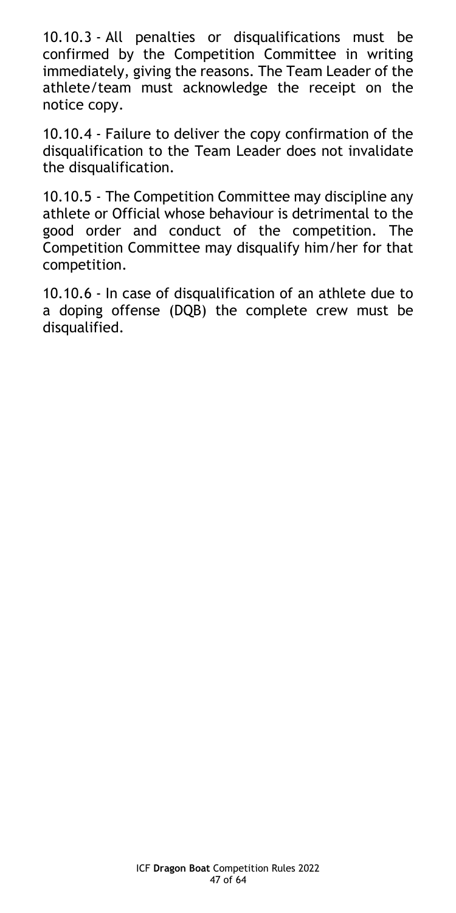10.10.3 - All penalties or disqualifications must be confirmed by the Competition Committee in writing immediately, giving the reasons. The Team Leader of the athlete/team must acknowledge the receipt on the notice copy.

10.10.4 - Failure to deliver the copy confirmation of the disqualification to the Team Leader does not invalidate the disqualification.

10.10.5 - The Competition Committee may discipline any athlete or Official whose behaviour is detrimental to the good order and conduct of the competition. The Competition Committee may disqualify him/her for that competition.

10.10.6 - In case of disqualification of an athlete due to a doping offense (DQB) the complete crew must be disqualified.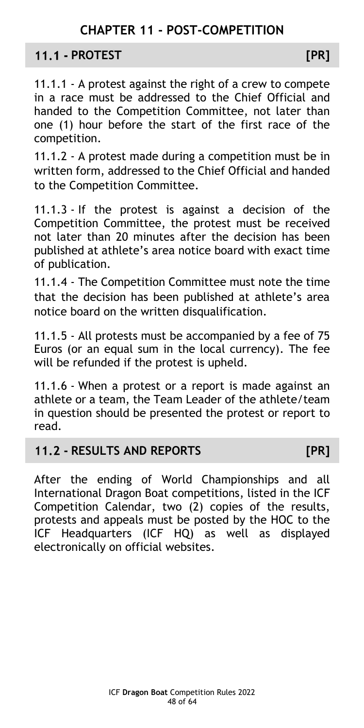# CHAPTER 11 - POST-COMPETITION

## 11.1 - PROTEST [PR]

11.1.1 - A protest against the right of a crew to compete in a race must be addressed to the Chief Official and handed to the Competition Committee, not later than one (1) hour before the start of the first race of the competition.

11.1.2 - A protest made during a competition must be in written form, addressed to the Chief Official and handed to the Competition Committee.

11.1.3 - If the protest is against a decision of the Competition Committee, the protest must be received not later than 20 minutes after the decision has been published at athlete's area notice board with exact time of publication.

11.1.4 - The Competition Committee must note the time that the decision has been published at athlete's area notice board on the written disqualification.

11.1.5 - All protests must be accompanied by a fee of 75 Euros (or an equal sum in the local currency). The fee will be refunded if the protest is upheld.

11.1.6 - When a protest or a report is made against an athlete or a team, the Team Leader of the athlete/team in question should be presented the protest or report to read.

## 11.2 - RESULTS AND REPORTS [PR]

After the ending of World Championships and all International Dragon Boat competitions, listed in the ICF Competition Calendar, two (2) copies of the results, protests and appeals must be posted by the HOC to the ICF Headquarters (ICF HQ) as well as displayed electronically on official websites.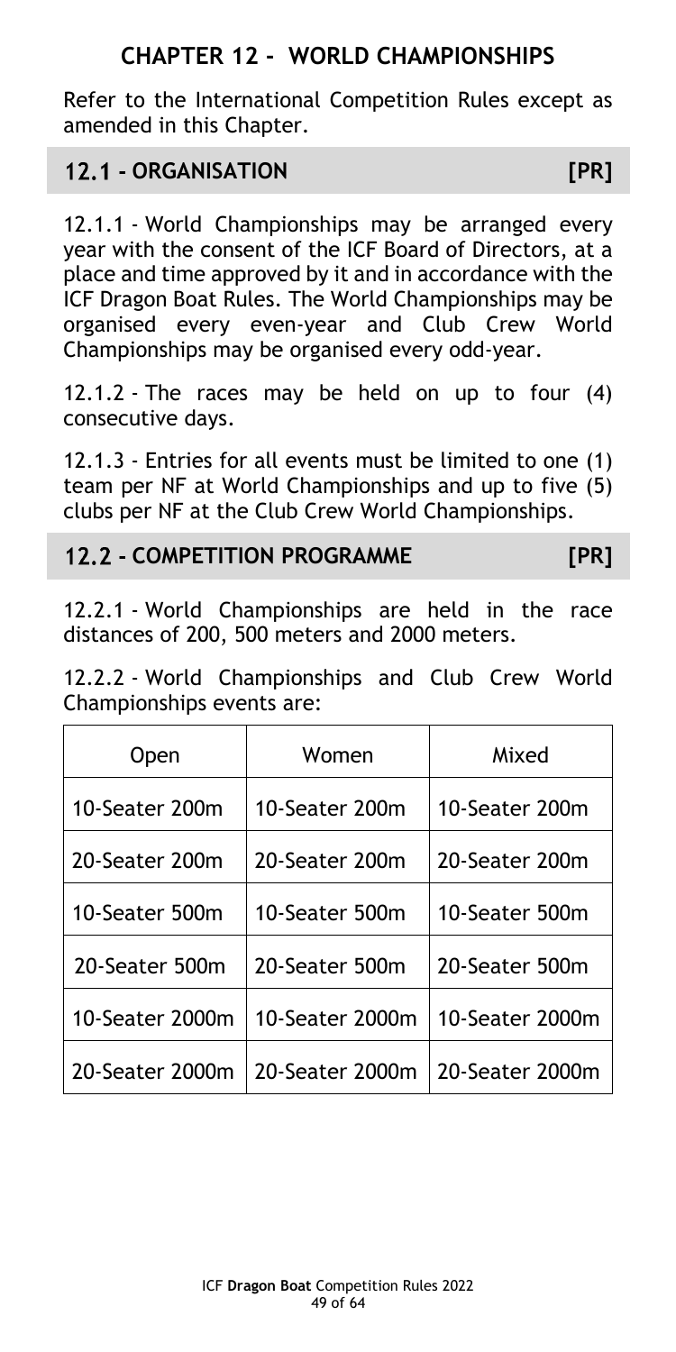# CHAPTER 12 - WORLD CHAMPIONSHIPS

Refer to the International Competition Rules except as amended in this Chapter.

## 12.1 - ORGANISATION [PR]

12.1.1 - World Championships may be arranged every year with the consent of the ICF Board of Directors, at a place and time approved by it and in accordance with the ICF Dragon Boat Rules. The World Championships may be organised every even-year and Club Crew World Championships may be organised every odd-year.

12.1.2 - The races may be held on up to four (4) consecutive days.

12.1.3 - Entries for all events must be limited to one (1) team per NF at World Championships and up to five (5) clubs per NF at the Club Crew World Championships.

## 12.2 - COMPETITION PROGRAMME [PR]

12.2.1 - World Championships are held in the race distances of 200, 500 meters and 2000 meters.

12.2.2 - World Championships and Club Crew World Championships events are:

| Open | Women | Mixed |
|---|---|---|
| 10-Seater 200m | 10-Seater 200m | 10-Seater 200m |
| 20-Seater 200m | 20-Seater 200m | 20-Seater 200m |
| 10-Seater 500m | 10-Seater 500m | 10-Seater 500m |
| 20-Seater 500m | 20-Seater 500m | 20-Seater 500m |
| 10-Seater 2000m | 10-Seater 2000m | 10-Seater 2000m |
| 20-Seater 2000m | 20-Seater 2000m | 20-Seater 2000m |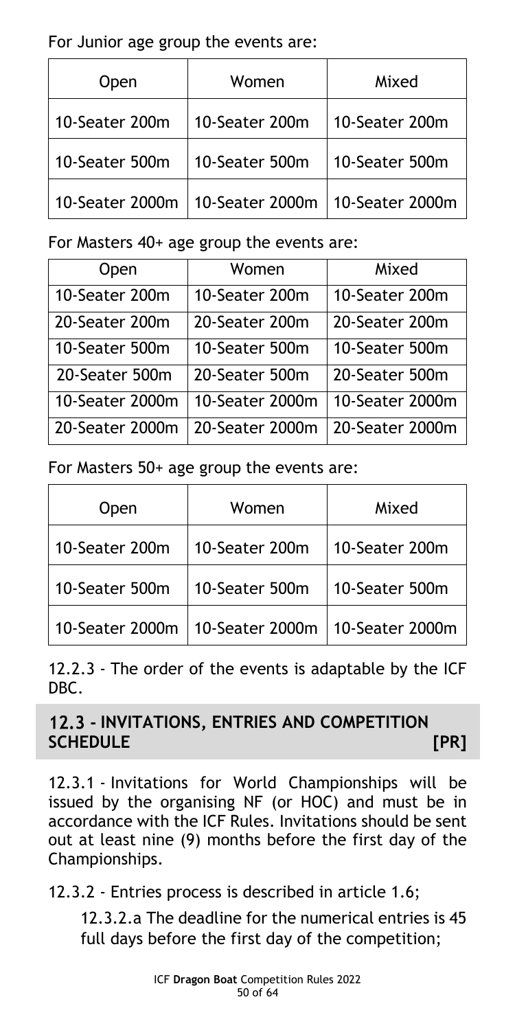For Junior age group the events are:

| Open | Women | Mixed |
|---|---|---|
| 10-Seater 200m | 10-Seater 200m | 10-Seater 200m |
| 10-Seater 500m | 10-Seater 500m | 10-Seater 500m |
| 10-Seater 2000m | 10-Seater 2000m | 10-Seater 2000m |

For Masters 40+ age group the events are:

| Open | Women | Mixed |
|---|---|---|
| 10-Seater 200m | 10-Seater 200m | 10-Seater 200m |
| 20-Seater 200m | 20-Seater 200m | 20-Seater 200m |
| 10-Seater 500m | 10-Seater 500m | 10-Seater 500m |
| 20-Seater 500m | 20-Seater 500m | 20-Seater 500m |
| 10-Seater 2000m | 10-Seater 2000m | 10-Seater 2000m |
| 20-Seater 2000m | 20-Seater 2000m | 20-Seater 2000m |

For Masters 50+ age group the events are:

| Open | Women | Mixed |
|---|---|---|
| 10-Seater 200m | 10-Seater 200m | 10-Seater 200m |
| 10-Seater 500m | 10-Seater 500m | 10-Seater 500m |
| 10-Seater 2000m | 10-Seater 2000m | 10-Seater 2000m |

12.2.3 - The order of the events is adaptable by the ICF DBC.

## 12.3 - INVITATIONS, ENTRIES AND COMPETITION SCHEDULE [PR]

12.3.1 - Invitations for World Championships will be issued by the organising NF (or HOC) and must be in accordance with the ICF Rules. Invitations should be sent out at least nine (9) months before the first day of the Championships.

12.3.2 - Entries process is described in article 1.6;

12.3.2.a The deadline for the numerical entries is 45 full days before the first day of the competition;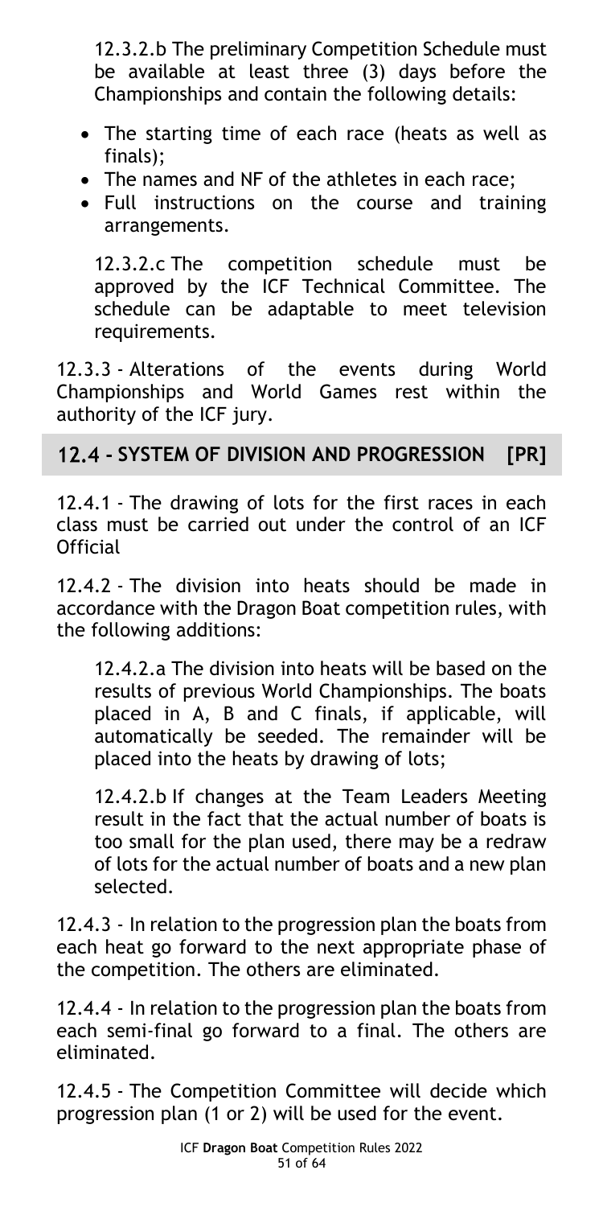12.3.2.b The preliminary Competition Schedule must be available at least three (3) days before the Championships and contain the following details:

- The starting time of each race (heats as well as finals);
- The names and NF of the athletes in each race;
- Full instructions on the course and training arrangements.

12.3.2.c The competition schedule must be approved by the ICF Technical Committee. The schedule can be adaptable to meet television requirements.

12.3.3 - Alterations of the events during World Championships and World Games rest within the authority of the ICF jury.

## 12.4 - SYSTEM OF DIVISION AND PROGRESSION [PR]

12.4.1 - The drawing of lots for the first races in each class must be carried out under the control of an ICF Official

12.4.2 - The division into heats should be made in accordance with the Dragon Boat competition rules, with the following additions:

12.4.2.a The division into heats will be based on the results of previous World Championships. The boats placed in A, B and C finals, if applicable, will automatically be seeded. The remainder will be placed into the heats by drawing of lots;

12.4.2.b If changes at the Team Leaders Meeting result in the fact that the actual number of boats is too small for the plan used, there may be a redraw of lots for the actual number of boats and a new plan selected.

12.4.3 - In relation to the progression plan the boats from each heat go forward to the next appropriate phase of the competition. The others are eliminated.

12.4.4 - In relation to the progression plan the boats from each semi-final go forward to a final. The others are eliminated.

12.4.5 - The Competition Committee will decide which progression plan (1 or 2) will be used for the event.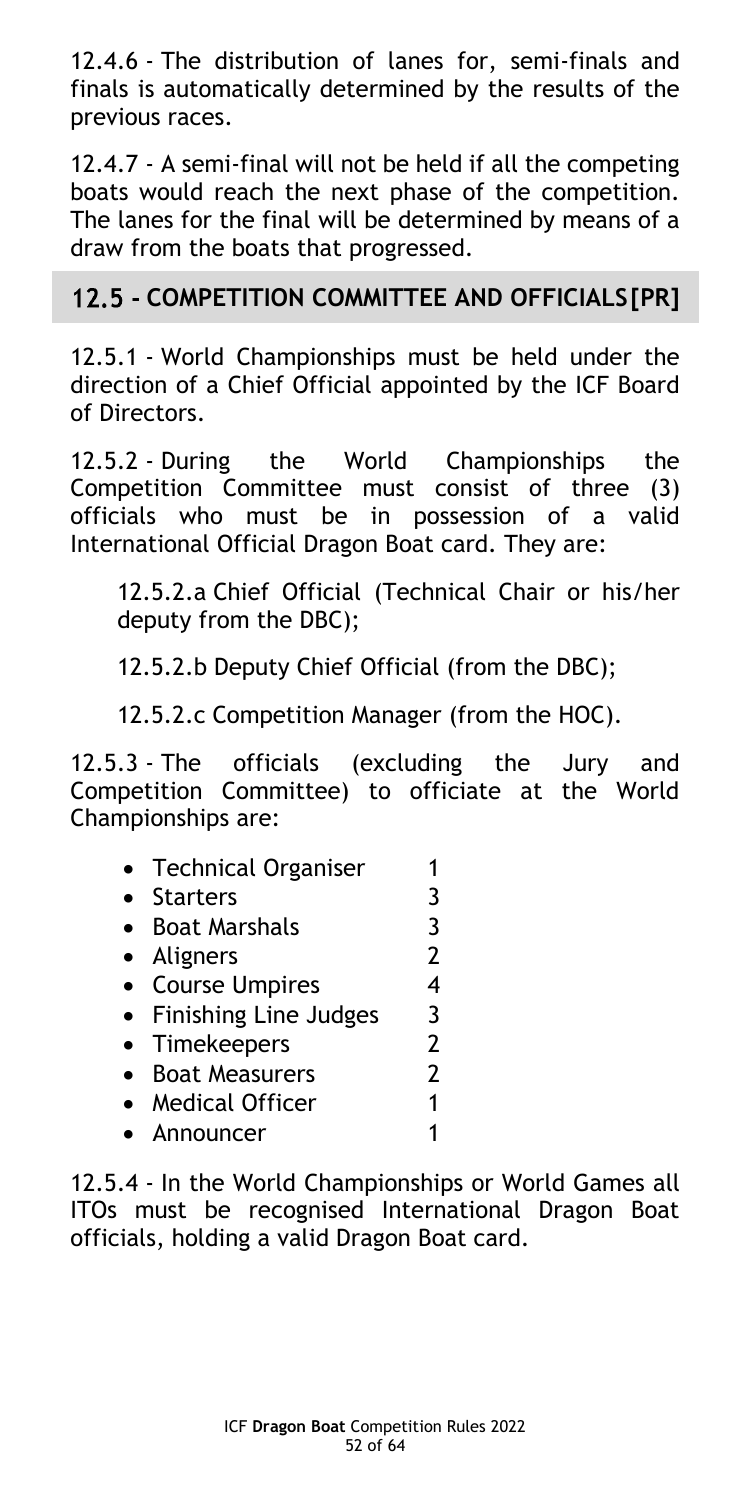12.4.6 - The distribution of lanes for, semi-finals and finals is automatically determined by the results of the previous races.

12.4.7 - A semi-final will not be held if all the competing boats would reach the next phase of the competition. The lanes for the final will be determined by means of a draw from the boats that progressed.

## 12.5 - COMPETITION COMMITTEE AND OFFICIALS[PR]

12.5.1 - World Championships must be held under the direction of a Chief Official appointed by the ICF Board of Directors.

12.5.2 - During the World Championships the Competition Committee must consist of three (3) officials who must be in possession of a valid International Official Dragon Boat card. They are:

12.5.2.a Chief Official (Technical Chair or his/her deputy from the DBC);

12.5.2.b Deputy Chief Official (from the DBC);

12.5.2.c Competition Manager (from the HOC).

12.5.3 - The officials (excluding the Jury and Competition Committee) to officiate at the World Championships are:

- Technical Organiser 1
- Starters 3
- Boat Marshals 3
- Aligners 2
- Course Umpires 4
- Finishing Line Judges 3
- Timekeepers 2
- Boat Measurers 2
- Medical Officer 1
- Announcer 1

12.5.4 - In the World Championships or World Games all ITOs must be recognised International Dragon Boat officials, holding a valid Dragon Boat card.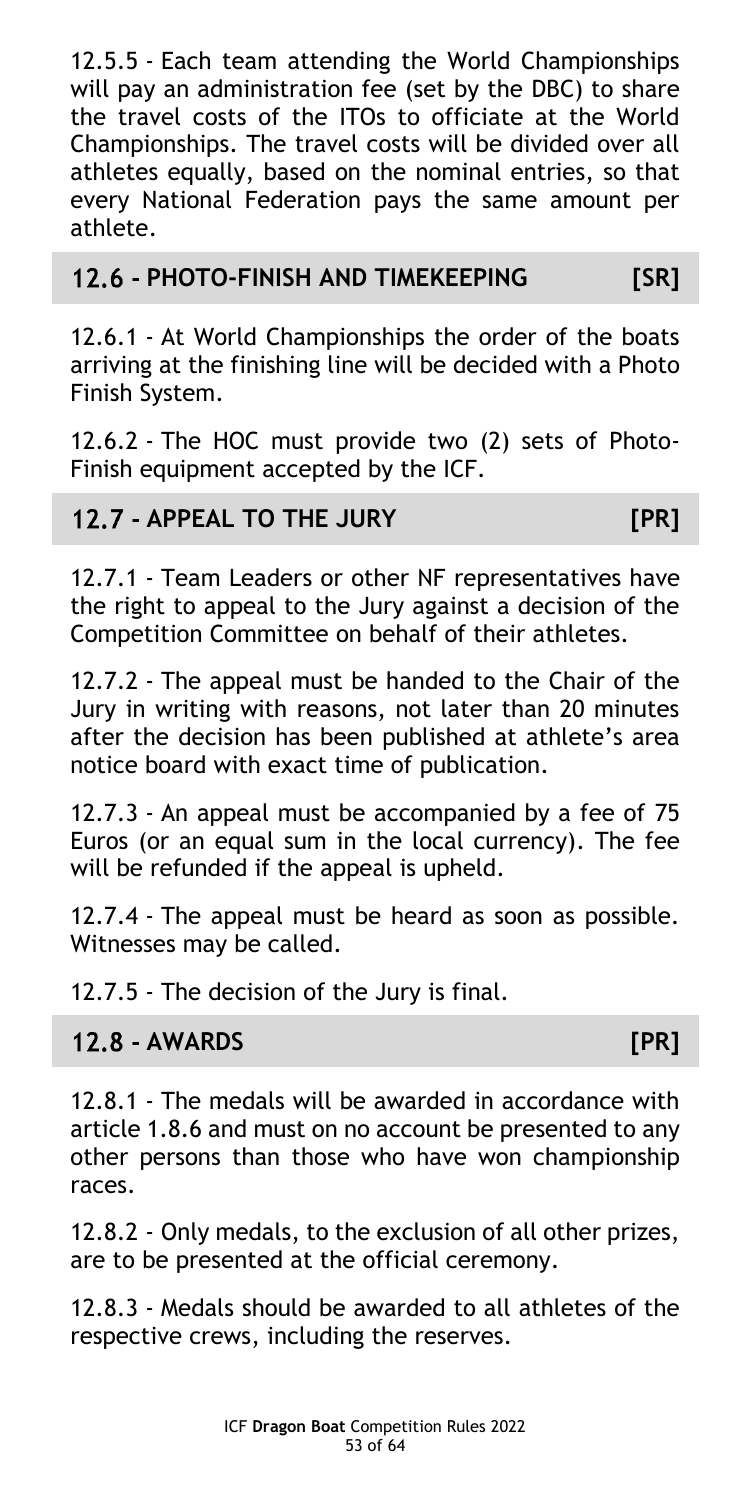12.5.5 - Each team attending the World Championships will pay an administration fee (set by the DBC) to share the travel costs of the ITOs to officiate at the World Championships. The travel costs will be divided over all athletes equally, based on the nominal entries, so that every National Federation pays the same amount per athlete.

## 12.6 - PHOTO-FINISH AND TIMEKEEPING [SR]

12.6.1 - At World Championships the order of the boats arriving at the finishing line will be decided with a Photo Finish System.

12.6.2 - The HOC must provide two (2) sets of Photo-Finish equipment accepted by the ICF.

## 12.7 - APPEAL TO THE JURY [PR]

12.7.1 - Team Leaders or other NF representatives have the right to appeal to the Jury against a decision of the Competition Committee on behalf of their athletes.

12.7.2 - The appeal must be handed to the Chair of the Jury in writing with reasons, not later than 20 minutes after the decision has been published at athlete's area notice board with exact time of publication.

12.7.3 - An appeal must be accompanied by a fee of 75 Euros (or an equal sum in the local currency). The fee will be refunded if the appeal is upheld.

12.7.4 - The appeal must be heard as soon as possible. Witnesses may be called.

12.7.5 - The decision of the Jury is final.

## 12.8 - AWARDS [PR]

12.8.1 - The medals will be awarded in accordance with article 1.8.6 and must on no account be presented to any other persons than those who have won championship races.

12.8.2 - Only medals, to the exclusion of all other prizes, are to be presented at the official ceremony.

12.8.3 - Medals should be awarded to all athletes of the respective crews, including the reserves.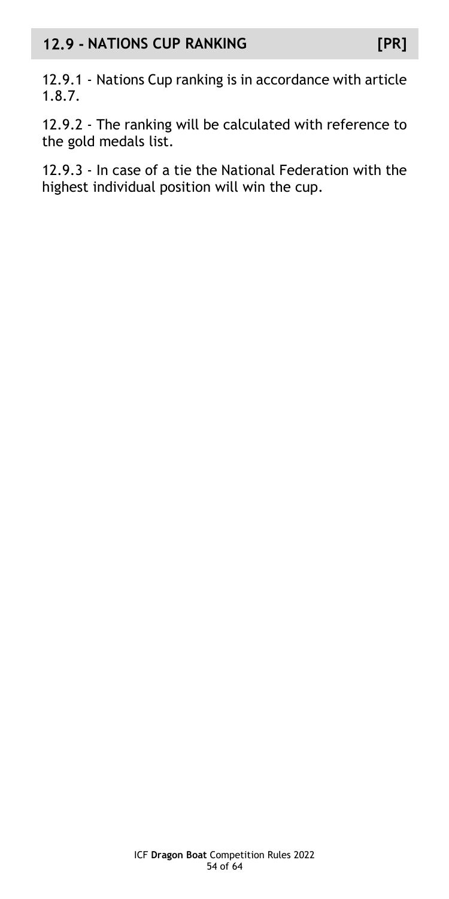## 12.9 - NATIONS CUP RANKING [PR]

12.9.1 - Nations Cup ranking is in accordance with article 1.8.7.

12.9.2 - The ranking will be calculated with reference to the gold medals list.

12.9.3 - In case of a tie the National Federation with the highest individual position will win the cup.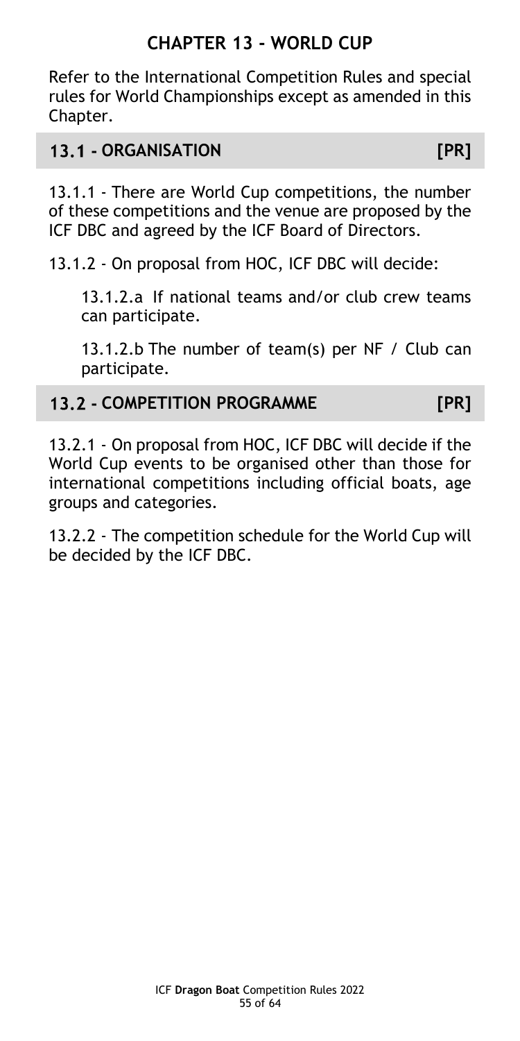# CHAPTER 13 - WORLD CUP

Refer to the International Competition Rules and special rules for World Championships except as amended in this Chapter.

## 13.1 - ORGANISATION [PR]

13.1.1 - There are World Cup competitions, the number of these competitions and the venue are proposed by the ICF DBC and agreed by the ICF Board of Directors.

13.1.2 - On proposal from HOC, ICF DBC will decide:

13.1.2.a If national teams and/or club crew teams can participate.

13.1.2.b The number of team(s) per NF / Club can participate.

## 13.2 - COMPETITION PROGRAMME [PR]

13.2.1 - On proposal from HOC, ICF DBC will decide if the World Cup events to be organised other than those for international competitions including official boats, age groups and categories.

13.2.2 - The competition schedule for the World Cup will be decided by the ICF DBC.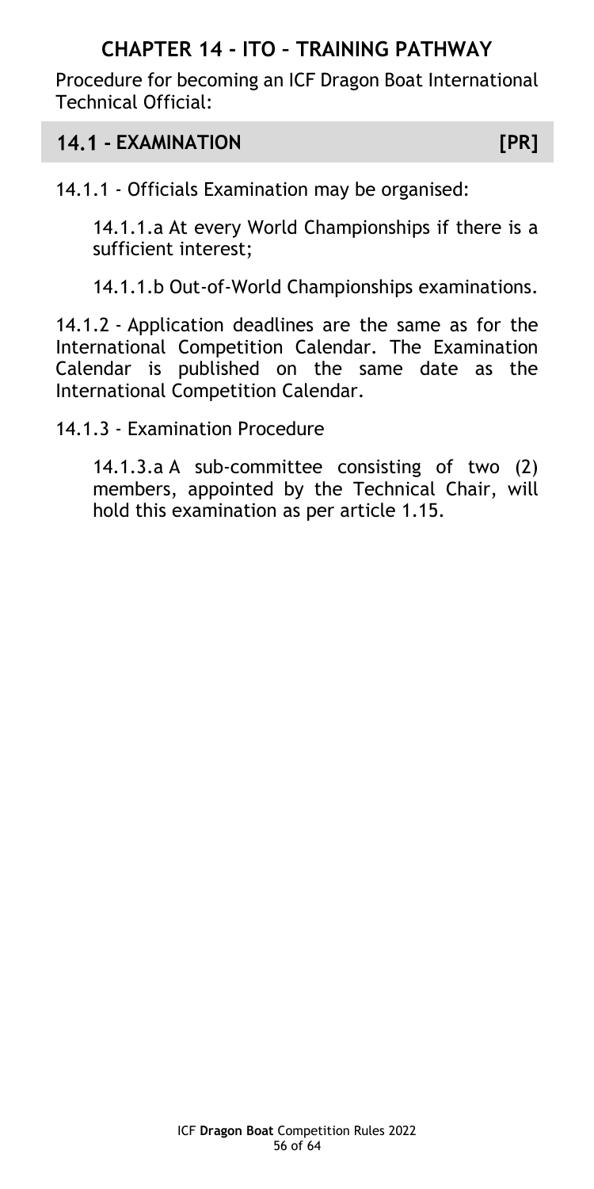# CHAPTER 14 - ITO – TRAINING PATHWAY

Procedure for becoming an ICF Dragon Boat International Technical Official:

## 14.1 - EXAMINATION [PR]

14.1.1 - Officials Examination may be organised:

14.1.1.a At every World Championships if there is a sufficient interest;

14.1.1.b Out-of-World Championships examinations.

14.1.2 - Application deadlines are the same as for the International Competition Calendar. The Examination Calendar is published on the same date as the International Competition Calendar.

14.1.3 - Examination Procedure

14.1.3.a A sub-committee consisting of two (2) members, appointed by the Technical Chair, will hold this examination as per article 1.15.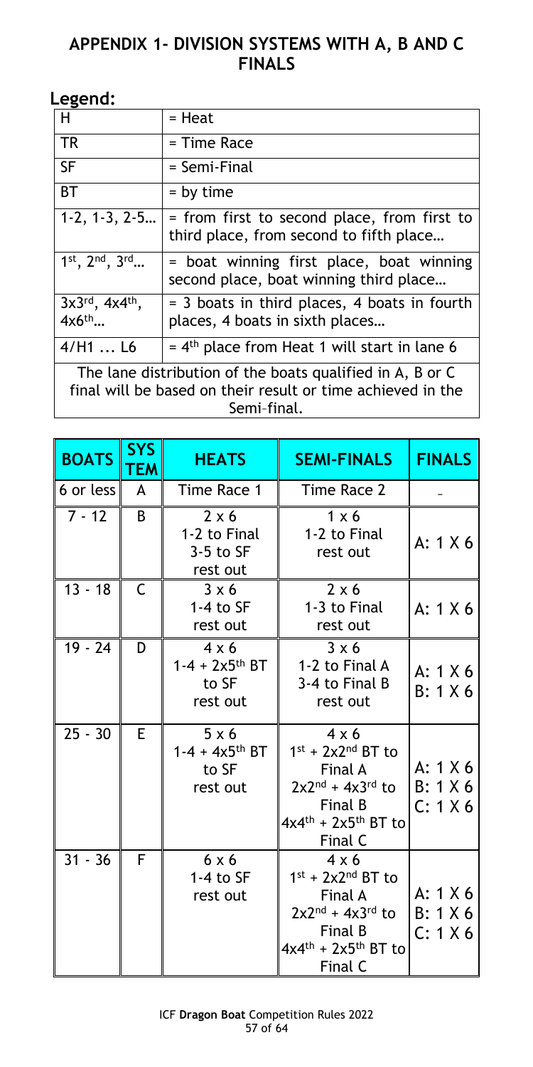## APPENDIX 1- DIVISION SYSTEMS WITH A, B AND C FINALS

### Legend:

| | |
|---|---|
| H | = Heat |
| TR | = Time Race |
| SF | = Semi-Final |
| BT | = by time |
| 1-2, 1-3, 2-5… | = from first to second place, from first to third place, from second to fifth place… |
| 1st, 2nd, 3rd… | = boat winning first place, boat winning second place, boat winning third place… |
| 3x3rd, 4x4th, 4x6th… | = 3 boats in third places, 4 boats in fourth places, 4 boats in sixth places… |
| 4/H1 … L6 | = 4th place from Heat 1 will start in lane 6 |
| The lane distribution of the boats qualified in A, B or C final will be based on their result or time achieved in the Semi-final. | |

| BOATS | SYSTEM | HEATS | SEMI-FINALS | FINALS |
|---|---|---|---|---|
| 6 or less | A | Time Race 1 | Time Race 2 | - |
| 7 - 12 | B | 2 x 6<br>1-2 to Final<br>3-5 to SF<br>rest out | 1 x 6<br>1-2 to Final<br>rest out | A: 1 X 6 |
| 13 - 18 | C | 3 x 6<br>1-4 to SF<br>rest out | 2 x 6<br>1-3 to Final<br>rest out | A: 1 X 6 |
| 19 - 24 | D | 4 x 6<br>1-4 + 2x5th BT to SF<br>rest out | 3 x 6<br>1-2 to Final A<br>3-4 to Final B<br>rest out | A: 1 X 6<br>B: 1 X 6 |
| 25 - 30 | E | 5 x 6<br>1-4 + 4x5th BT to SF<br>rest out | 4 x 6<br>1st + 2x2nd BT to Final A<br>2x2nd + 4x3rd to Final B<br>4x4th + 2x5th BT to Final C | A: 1 X 6<br>B: 1 X 6<br>C: 1 X 6 |
| 31 - 36 | F | 6 x 6<br>1-4 to SF<br>rest out | 4 x 6<br>1st + 2x2nd BT to Final A<br>2x2nd + 4x3rd to Final B<br>4x4th + 2x5th BT to Final C | A: 1 X 6<br>B: 1 X 6<br>C: 1 X 6 |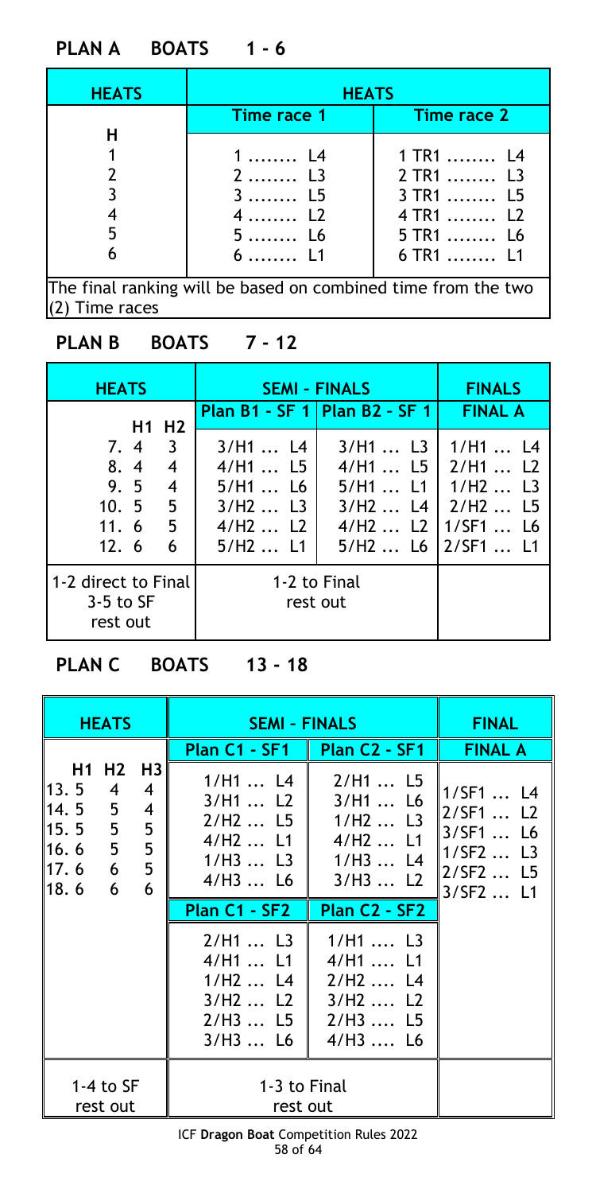## PLAN A BOATS 1 - 6

| HEATS | HEATS | |
|---|---|---|
| | Time race 1 | Time race 2 |
| H | | |
| 1 | 1 ........ L4 | 1 TR1 ........ L4 |
| 2 | 2 ........ L3 | 2 TR1 ........ L3 |
| 3 | 3 ........ L5 | 3 TR1 ........ L5 |
| 4 | 4 ........ L2 | 4 TR1 ........ L2 |
| 5 | 5 ........ L6 | 5 TR1 ........ L6 |
| 6 | 6 ........ L1 | 6 TR1 ........ L1 |

The final ranking will be based on combined time from the two (2) Time races

## PLAN B BOATS 7 - 12

| HEATS | SEMI - FINALS | | FINALS |
|---|---|---|---|
| | Plan B1 - SF 1 | Plan B2 - SF 1 | FINAL A |
| H1 H2 | | | |
| 7. 4 3 | 3/H1 ... L4 | 3/H1 ... L3 | 1/H1 ... L4 |
| 8. 4 4 | 4/H1 ... L5 | 4/H1 ... L5 | 2/H1 ... L2 |
| 9. 5 4 | 5/H1 ... L6 | 5/H1 ... L1 | 1/H2 ... L3 |
| 10. 5 5 | 3/H2 ... L3 | 3/H2 ... L4 | 2/H2 ... L5 |
| 11. 6 5 | 4/H2 ... L2 | 4/H2 ... L2 | 1/SF1 ... L6 |
| 12. 6 6 | 5/H2 ... L1 | 5/H2 ... L6 | 2/SF1 ... L1 |
| 1-2 direct to Final<br>3-5 to SF<br>rest out | 1-2 to Final<br>rest out | | |

## PLAN C BOATS 13 - 18

| HEATS | SEMI - FINALS | | FINAL |
|---|---|---|---|
| | Plan C1 - SF1 | Plan C2 - SF1 | FINAL A |
| H1 H2 H3 | | | |
| 13. 5 4 4 | 1/H1 ... L4 | 2/H1 ... L5 | 1/SF1 ... L4 |
| 14. 5 5 4 | 3/H1 ... L2 | 3/H1 ... L6 | 2/SF1 ... L2 |
| 15. 5 5 5 | 2/H2 ... L5 | 1/H2 ... L3 | 3/SF1 ... L6 |
| 16. 6 5 5 | 4/H2 ... L1 | 4/H2 ... L1 | 1/SF2 ... L3 |
| 17. 6 6 5 | 1/H3 ... L3 | 1/H3 ... L4 | 2/SF2 ... L5 |
| 18. 6 6 6 | 4/H3 ... L6 | 3/H3 ... L2 | 3/SF2 ... L1 |
| | Plan C1 - SF2 | Plan C2 - SF2 | |
| | 2/H1 ... L3 | 1/H1 .... L3 | |
| | 4/H1 ... L1 | 4/H1 .... L1 | |
| | 1/H2 ... L4 | 2/H2 .... L4 | |
| | 3/H2 ... L2 | 3/H2 .... L2 | |
| | 2/H3 ... L5 | 2/H3 .... L5 | |
| | 3/H3 ... L6 | 4/H3 .... L6 | |
| 1-4 to SF<br>rest out | 1-3 to Final<br>rest out | | |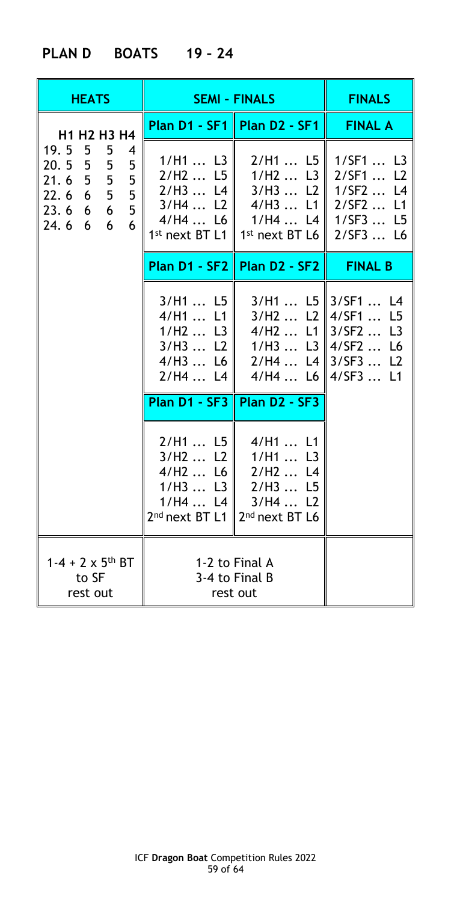# PLAN D BOATS 19 – 24

| HEATS | SEMI - FINALS | | FINALS |
|---|---|---|---|
| H1 H2 H3 H4 | Plan D1 - SF1 | Plan D2 - SF1 | FINAL A |
| 19. 5 5 5 4<br>20. 5 5 5 5<br>21. 6 5 5 5<br>22. 6 6 5 5<br>23. 6 6 6 5<br>24. 6 6 6 6 | 1/H1 … L3<br>2/H2 … L5<br>2/H3 … L4<br>3/H4 … L2<br>4/H4 … L6<br>1st next BT L1 | 2/H1 … L5<br>1/H2 … L3<br>3/H3 … L2<br>4/H3 … L1<br>1/H4 … L4<br>1st next BT L6 | 1/SF1 … L3<br>2/SF1 … L2<br>1/SF2 … L4<br>2/SF2 … L1<br>1/SF3 … L5<br>2/SF3 … L6 |
| | Plan D1 - SF2 | Plan D2 - SF2 | FINAL B |
| | 3/H1 … L5<br>4/H1 … L1<br>1/H2 … L3<br>3/H3 … L2<br>4/H3 … L6<br>2/H4 … L4 | 3/H1 … L5<br>3/H2 … L2<br>4/H2 … L1<br>1/H3 … L3<br>2/H4 … L4<br>4/H4 … L6 | 3/SF1 … L4<br>4/SF1 … L5<br>3/SF2 … L3<br>4/SF2 … L6<br>3/SF3 … L2<br>4/SF3 … L1 |
| | Plan D1 - SF3 | Plan D2 - SF3 | |
| | 2/H1 … L5<br>3/H2 … L2<br>4/H2 … L6<br>1/H3 … L3<br>1/H4 … L4<br>2nd next BT L1 | 4/H1 … L1<br>1/H1 … L3<br>2/H2 … L4<br>2/H3 … L5<br>3/H4 … L2<br>2nd next BT L6 | |
| 1-4 + 2 x 5th BT to SF<br>rest out | 1-2 to Final A<br>3-4 to Final B<br>rest out | | |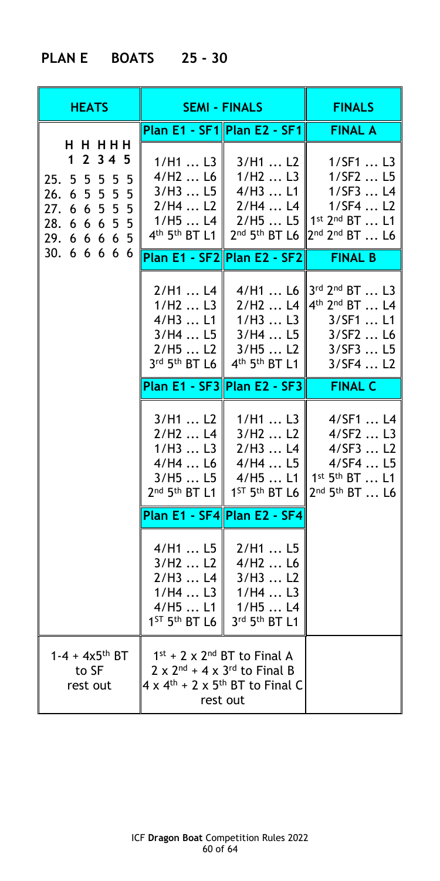## PLAN E BOATS 25 - 30

| HEATS | SEMI - FINALS | | FINALS |
|---|---|---|---|
| | **Plan E1 - SF1** | **Plan E2 - SF1** | **FINAL A** |
| H H H H H<br>1 2 3 4 5<br>25. 5 5 5 5 5<br>26. 6 5 5 5 5<br>27. 6 6 5 5 5<br>28. 6 6 6 5 5<br>29. 6 6 6 6 5<br>30. 6 6 6 6 6 | 1/H1 … L3<br>4/H2 … L6<br>3/H3 … L5<br>2/H4 … L2<br>1/H5 … L4<br>4th 5th BT L1 | 3/H1 … L2<br>1/H2 … L3<br>4/H3 … L1<br>2/H4 … L4<br>2/H5 … L5<br>2nd 5th BT L6 | 1/SF1 … L3<br>1/SF2 … L5<br>1/SF3 … L4<br>1/SF4 … L2<br>1st 2nd BT … L1<br>2nd 2nd BT … L6 |
| | **Plan E1 - SF2** | **Plan E2 - SF2** | **FINAL B** |
| | 2/H1 … L4<br>1/H2 … L3<br>4/H3 … L1<br>3/H4 … L5<br>2/H5 … L2<br>3rd 5th BT L6 | 4/H1 … L6<br>2/H2 … L4<br>1/H3 … L3<br>3/H4 … L5<br>3/H5 … L2<br>4th 5th BT L1 | 3rd 2nd BT … L3<br>4th 2nd BT … L4<br>3/SF1 … L1<br>3/SF2 … L6<br>3/SF3 … L5<br>3/SF4 … L2 |
| | **Plan E1 - SF3** | **Plan E2 - SF3** | **FINAL C** |
| | 3/H1 … L2<br>2/H2 … L4<br>1/H3 … L3<br>4/H4 … L6<br>3/H5 … L5<br>2nd 5th BT L1 | 1/H1 … L3<br>3/H2 … L2<br>2/H3 … L4<br>4/H4 … L5<br>4/H5 … L1<br>1ST 5th BT L6 | 4/SF1 … L4<br>4/SF2 … L3<br>4/SF3 … L2<br>4/SF4 … L5<br>1st 5th BT … L1<br>2nd 5th BT … L6 |
| | **Plan E1 - SF4** | **Plan E2 - SF4** | |
| | 4/H1 … L5<br>3/H2 … L2<br>2/H3 … L4<br>1/H4 … L3<br>4/H5 … L1<br>1ST 5th BT L6 | 2/H1 … L5<br>4/H2 … L6<br>3/H3 … L2<br>1/H4 … L3<br>1/H5 … L4<br>3rd 5th BT L1 | |
| 1-4 + 4x5th BT<br>to SF<br>rest out | 1st + 2 x 2nd BT to Final A<br>2 x 2nd + 4 x 3rd to Final B<br>4 x 4th + 2 x 5th BT to Final C<br>rest out | | |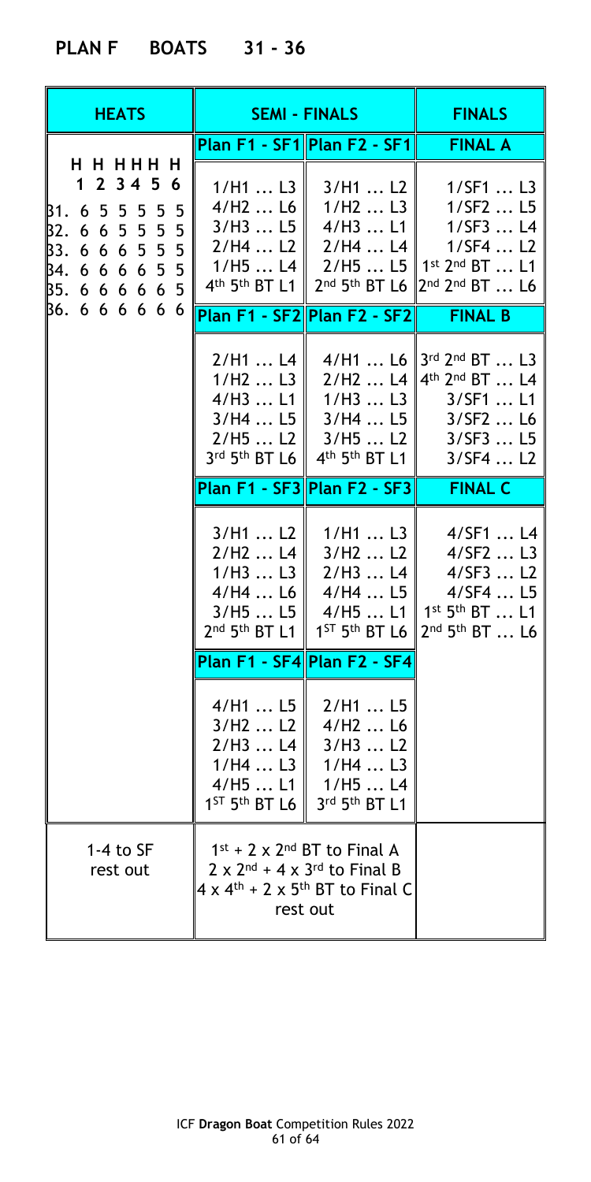## PLAN F BOATS 31 - 36

| HEATS | SEMI - FINALS | | FINALS |
|---|---|---|---|
| | Plan F1 - SF1 | Plan F2 - SF1 | FINAL A |
| H H H H H H<br>1 2 3 4 5 6<br>31. 6 5 5 5 5 5<br>32. 6 6 5 5 5 5<br>33. 6 6 6 5 5 5<br>34. 6 6 6 6 5 5<br>35. 6 6 6 6 6 5<br>36. 6 6 6 6 6 6 | 1/H1 … L3<br>4/H2 … L6<br>3/H3 … L5<br>2/H4 … L2<br>1/H5 … L4<br>4th 5th BT L1 | 3/H1 … L2<br>1/H2 … L3<br>4/H3 … L1<br>2/H4 … L4<br>2/H5 … L5<br>2nd 5th BT L6 | 1/SF1 … L3<br>1/SF2 … L5<br>1/SF3 … L4<br>1/SF4 … L2<br>1st 2nd BT … L1<br>2nd 2nd BT … L6 |
| | Plan F1 - SF2 | Plan F2 - SF2 | FINAL B |
| | 2/H1 … L4<br>1/H2 … L3<br>4/H3 … L1<br>3/H4 … L5<br>2/H5 … L2<br>3rd 5th BT L6 | 4/H1 … L6<br>2/H2 … L4<br>1/H3 … L3<br>3/H4 … L5<br>3/H5 … L2<br>4th 5th BT L1 | 3rd 2nd BT … L3<br>4th 2nd BT … L4<br>3/SF1 … L1<br>3/SF2 … L6<br>3/SF3 … L5<br>3/SF4 … L2 |
| | Plan F1 - SF3 | Plan F2 - SF3 | FINAL C |
| | 3/H1 … L2<br>2/H2 … L4<br>1/H3 … L3<br>4/H4 … L6<br>3/H5 … L5<br>2nd 5th BT L1 | 1/H1 … L3<br>3/H2 … L2<br>2/H3 … L4<br>4/H4 … L5<br>4/H5 … L1<br>1ST 5th BT L6 | 4/SF1 … L4<br>4/SF2 … L3<br>4/SF3 … L2<br>4/SF4 … L5<br>1st 5th BT … L1<br>2nd 5th BT … L6 |
| | Plan F1 - SF4 | Plan F2 - SF4 | |
| | 4/H1 … L5<br>3/H2 … L2<br>2/H3 … L4<br>1/H4 … L3<br>4/H5 … L1<br>1ST 5th BT L6 | 2/H1 … L5<br>4/H2 … L6<br>3/H3 … L2<br>1/H4 … L3<br>1/H5 … L4<br>3rd 5th BT L1 | |
| 1-4 to SF<br>rest out | 1st + 2 x 2nd BT to Final A<br>2 x 2nd + 4 x 3rd to Final B<br>4 x 4th + 2 x 5th BT to Final C<br>rest out | | |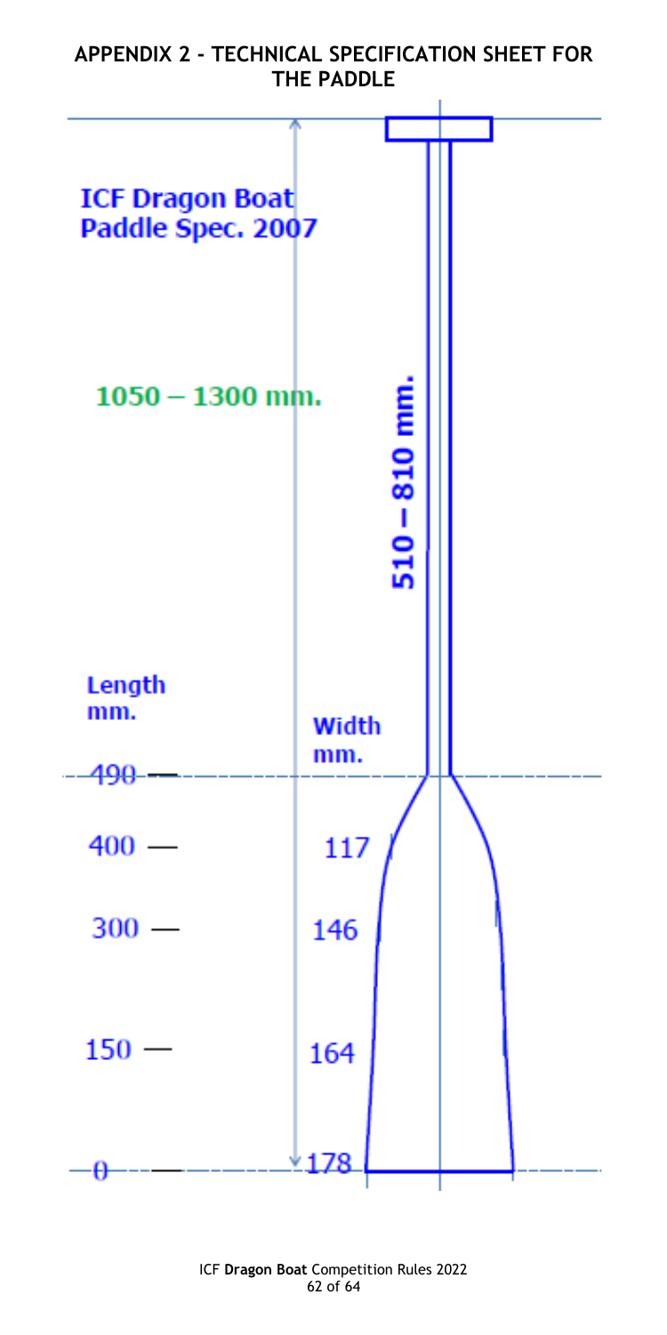## APPENDIX 2 - TECHNICAL SPECIFICATION SHEET FOR THE PADDLE

**ICF Dragon Boat Paddle Spec. 2007**

1050 – 1300 mm.

510 – 810 mm.

| Length mm. | Width mm. |
|---|---|
| 490 | |
| 400 | 117 |
| 300 | 146 |
| 150 | 164 |
| 0 | 178 |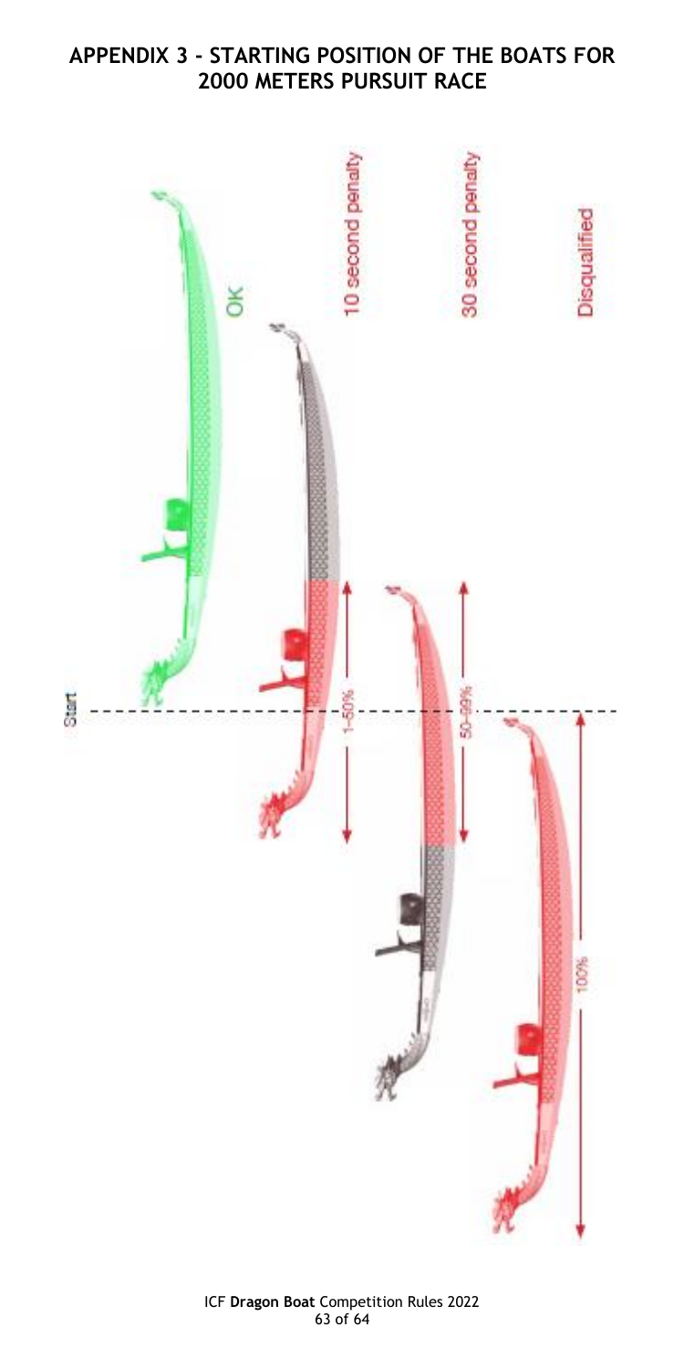## APPENDIX 3 - STARTING POSITION OF THE BOATS FOR 2000 METERS PURSUIT RACE

Start

OK

10 second penalty

30 second penalty

Disqualified

1–50%

50–99%

100%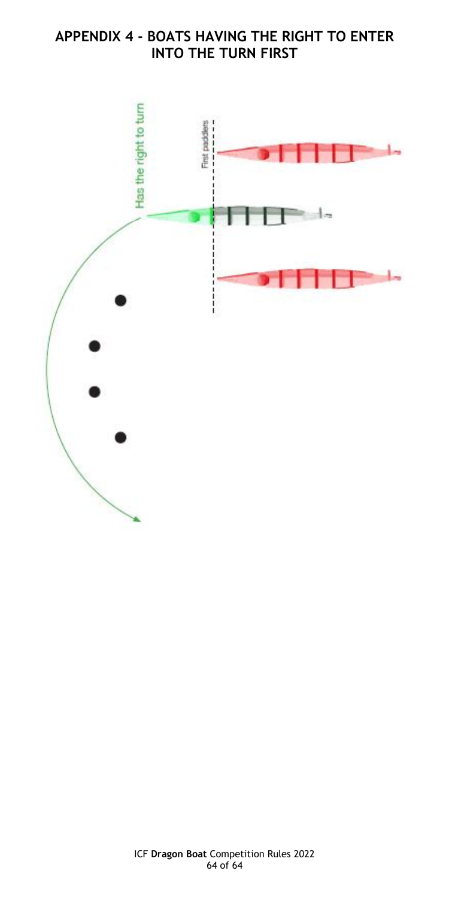## APPENDIX 4 - BOATS HAVING THE RIGHT TO ENTER INTO THE TURN FIRST

Has the right to turn

First paddlers